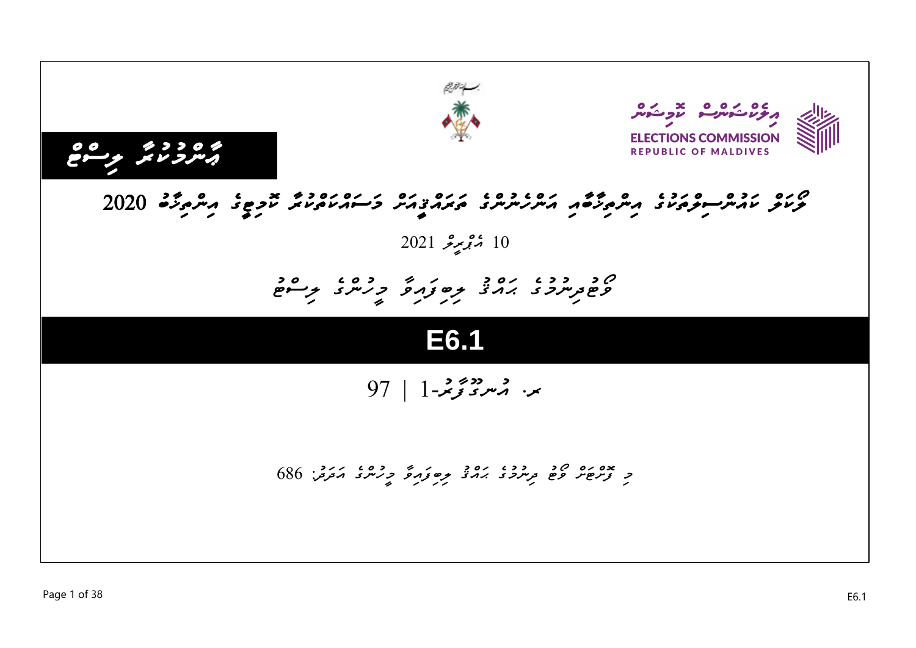ބިސްމިﷲ

އިލެކްޝަންސް ކޮމިޝަން

ELECTIONS COMMISSION
REPUBLIC OF MALDIVES

އަންދާޒާ ލިސްޓް

# ލޯކަލް ކައުންސިލްތަކުގެ އިންތިޚާބާއި އަންހެނުންގެ ތަރައްޤީއަށް މަސައްކަތްކުރާ ކޮމިޓީގެ އިންތިޚާބު 2020

10 އޭޕްރިލް 2021

ވޯޓުދިނުމުގެ ގައުމީ ލިބިފައިވާ މީހުންގެ ލިސްޓު

# E6.1

ރ. އުނގޫފާރު-1 | 97

މި ފޯރމަށް ވޯޓު ދިނުމުގެ ގައުމީ ލިބިފައިވާ މީހުންގެ އަދަދު: 686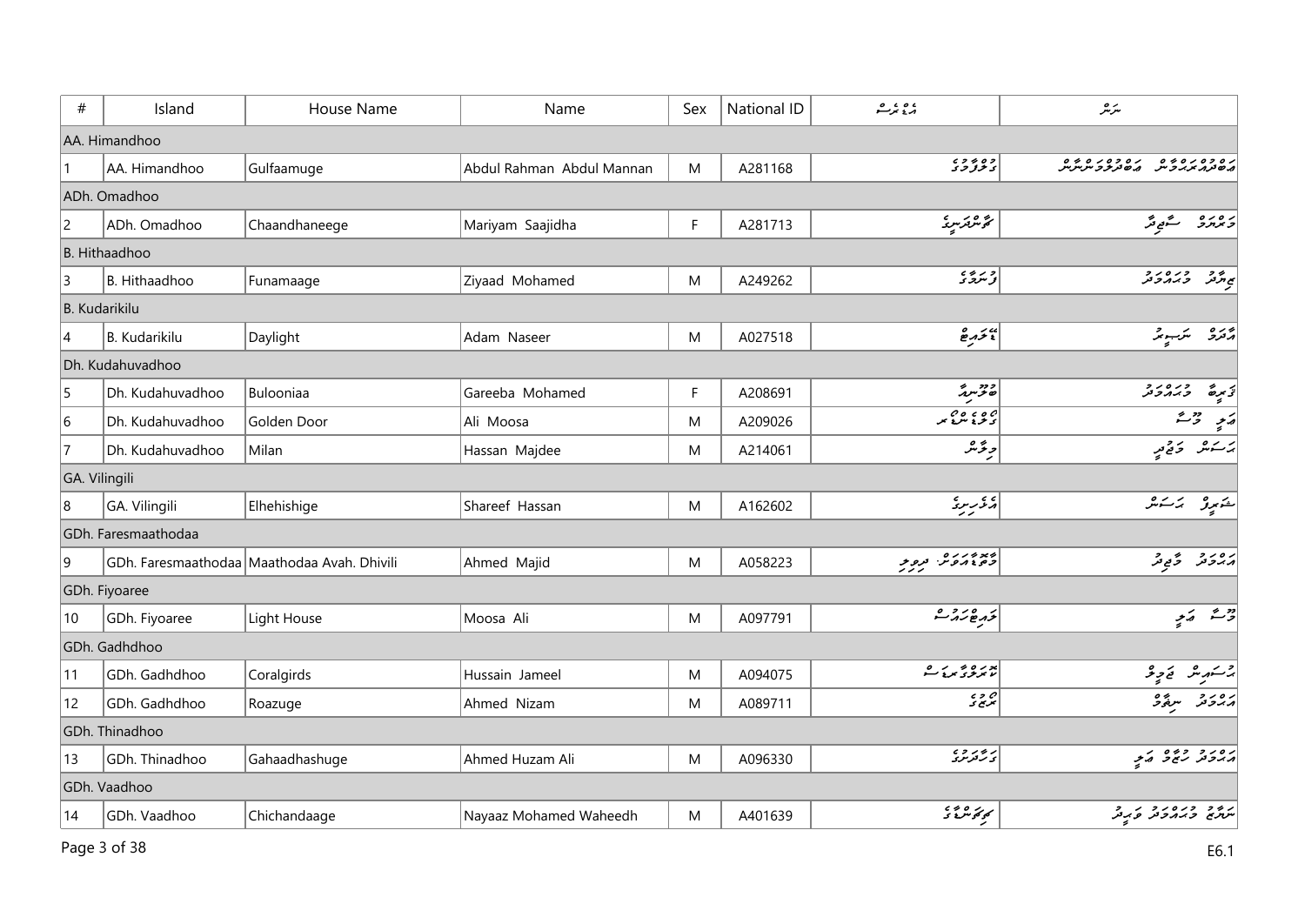| # | Island | House Name | Name | Sex | National ID | ގެއްގެ ނަން | ނަން |
|---|---|---|---|---|---|---|---|
| AA. Himandhoo | | | | | | | |
| 1 | AA. Himandhoo | Gulfaamuge | Abdul Rahman Abdul Mannan | M | A281168 | ގުލްފާމުގެ | އަބްދުއްރަޙްމާން އަބްދުލްމައްނާން |
| ADh. Omadhoo | | | | | | | |
| 2 | ADh. Omadhoo | Chaandhaneege | Mariyam Saajidha | F | A281713 | ޗާނދަނީގެ | މަރިޔަމް ސާޖިދާ |
| B. Hithaadhoo | | | | | | | |
| 3 | B. Hithaadhoo | Funamaage | Ziyaad Mohamed | M | A249262 | ފުނަމާގެ | ޒިޔާދު މުޙައްމަދު |
| B. Kudarikilu | | | | | | | |
| 4 | B. Kudarikilu | Daylight | Adam Naseer | M | A027518 | ޑޭލައިޓް | އާދަމް ނަސީރު |
| Dh. Kudahuvadhoo | | | | | | | |
| 5 | Dh. Kudahuvadhoo | Bulooniaa | Gareeba Mohamed | F | A208691 | ބުލޫނިއާ | ގަރީބާ މުޙައްމަދު |
| 6 | Dh. Kudahuvadhoo | Golden Door | Ali Moosa | M | A209026 | ގޯލްޑަން ޑޯރ | އަލި މޫސާ |
| 7 | Dh. Kudahuvadhoo | Milan | Hassan Majdee | M | A214061 | މިލާން | ހަސަން މަޖްދީ |
| GA. Vilingili | | | | | | | |
| 8 | GA. Vilingili | Elhehishige | Shareef Hassan | M | A162602 | އެޅެހިށިގެ | ޝަރީފް ހަސަން |
| GDh. Faresmaathodaa | | | | | | | |
| 9 | GDh. Faresmaathodaa | Maathodaa Avah. Dhivili | Ahmed Majid | M | A058223 | މާތޮޑާ އަވަށް. ދިވިލި | އަޙްމަދު މާޖިދު |
| GDh. Fiyoaree | | | | | | | |
| 10 | GDh. Fiyoaree | Light House | Moosa Ali | M | A097791 | ލައިޓްހައުސް | މޫސާ އަލި |
| GDh. Gadhdhoo | | | | | | | |
| 11 | GDh. Gadhdhoo | Coralgirds | Hussain Jameel | M | A094075 |ކޯރަލްގާރޑްސް | ޙުސައިން ޖަމީލް |
| 12 | GDh. Gadhdhoo | Roazuge | Ahmed Nizam | M | A089711 | ރޯޒުގެ | އަޙްމަދު ނިޒާމް |
| GDh. Thinadhoo | | | | | | | |
| 13 | GDh. Thinadhoo | Gahaadhashuge | Ahmed Huzam Ali | M | A096330 | ގަހާދަށުގެ | އަޙްމަދު ހުޒާމް އަލި |
| GDh. Vaadhoo | | | | | | | |
| 14 | GDh. Vaadhoo | Chichandaage | Nayaaz Mohamed Waheedh | M | A401639 | ޗިޗަންދާގެ | ނަޔާޒް މުޙައްމަދު ވަޙީދު |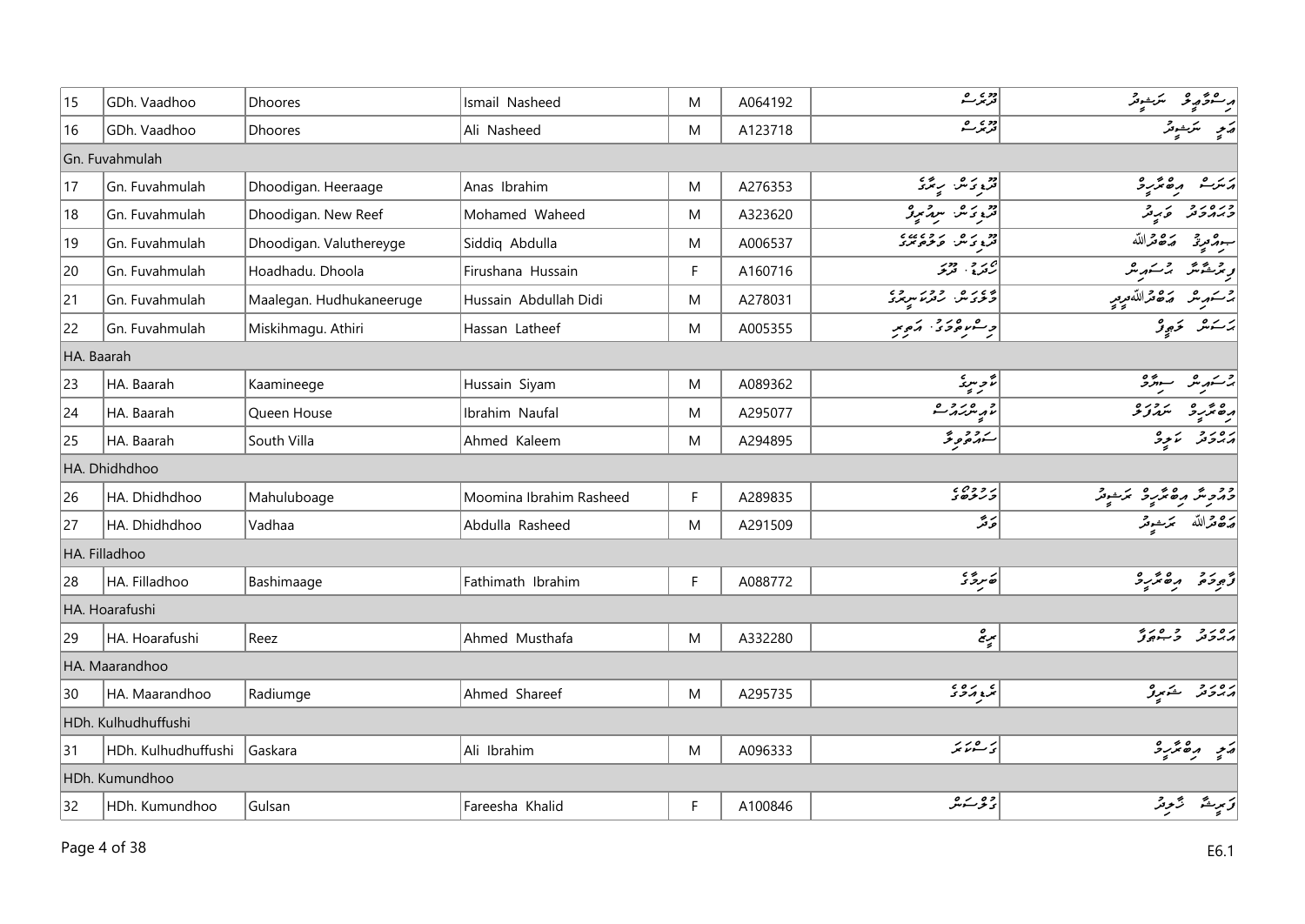| 15 | GDh. Vaadhoo | Dhoores | Ismail Nasheed | M | A064192 | ދޫރެސް | އިސްމާޢީލް ނަޝީދު |
|---|---|---|---|---|---|---|---|
| 16 | GDh. Vaadhoo | Dhoores | Ali Nasheed | M | A123718 | ދޫރެސް | އަލީ ނަޝީދު |
| Gn. Fuvahmulah | | | | | | | |
| 17 | Gn. Fuvahmulah | Dhoodigan. Heeraage | Anas Ibrahim | M | A276353 | ދޫޑިގަން. ހީރާގެ | އަނަސް އިބްރާހީމް |
| 18 | Gn. Fuvahmulah | Dhoodigan. New Reef | Mohamed Waheed | M | A323620 | ދޫޑިގަން. ނިއު ރީފް | މުހައްމަދު ވަހީދު |
| 19 | Gn. Fuvahmulah | Dhoodigan. Valuthereyge | Siddiq Abdulla | M | A006537 | ދޫޑިގަން. ވަލުތެރެގެ | ސިއްދީޤު ޢަބްދުﷲ |
| 20 | Gn. Fuvahmulah | Hoadhadu. Dhoola | Firushana Hussain | F | A160716 | ހޯދަދު. ދޫލަ | ފިރުޝާނާ ހުސައިން |
| 21 | Gn. Fuvahmulah | Maalegan. Hudhukaneeruge | Hussain Abdullah Didi | M | A278031 | މާލެގަން. ހުދުކަނީރުގެ | ހުސައިން ޢަބްދުﷲދީދީ |
| 22 | Gn. Fuvahmulah | Miskihmagu. Athiri | Hassan Latheef | M | A005355 | މިސްކިއްމަގު. އަތިރި | ހަސަން ލަތީފު |
| HA. Baarah | | | | | | | |
| 23 | HA. Baarah | Kaamineege | Hussain Siyam | M | A089362 | ކާމިނީގެ | ހުސައިން ސިޔާމް |
| 24 | HA. Baarah | Queen House | Ibrahim Naufal | M | A295077 | ކުއީން ހައުސް | އިބްރާހީމް ނައުފަލް |
| 25 | HA. Baarah | South Villa | Ahmed Kaleem | M | A294895 | ސައުތްވިލާ | އަހްމަދު ކަލީމް |
| HA. Dhidhdhoo | | | | | | | |
| 26 | HA. Dhidhdhoo | Mahuluboage | Moomina Ibrahim Rasheed | F | A289835 | މަހުލުބޯގެ | މޫމިނާ އިބްރާހީމް ރަޝީދު |
| 27 | HA. Dhidhdhoo | Vadhaa | Abdulla Rasheed | M | A291509 | ވަދާ | ޢަބްދުﷲ ރަޝީދު |
| HA. Filladhoo | | | | | | | |
| 28 | HA. Filladhoo | Bashimaage | Fathimath Ibrahim | F | A088772 | ބަޝިމާގެ | ފާތިމަތު އިބްރާހީމް |
| HA. Hoarafushi | | | | | | | |
| 29 | HA. Hoarafushi | Reez | Ahmed Musthafa | M | A332280 | ރީޒް | އަހްމަދު މުސްތަފާ |
| HA. Maarandhoo | | | | | | | |
| 30 | HA. Maarandhoo | Radiumge | Ahmed Shareef | M | A295735 | ރޭޑިއަމްގެ | އަހްމަދު ޝަރީފު |
| HDh. Kulhudhuffushi | | | | | | | |
| 31 | HDh. Kulhudhuffushi | Gaskara | Ali Ibrahim | M | A096333 | ގަސްކަރަ | އަލީ އިބްރާހީމް |
| HDh. Kumundhoo | | | | | | | |
| 32 | HDh. Kumundhoo | Gulsan | Fareesha Khalid | F | A100846 | ގުލްސަން | ފަރީޝާ ޚާލިދު |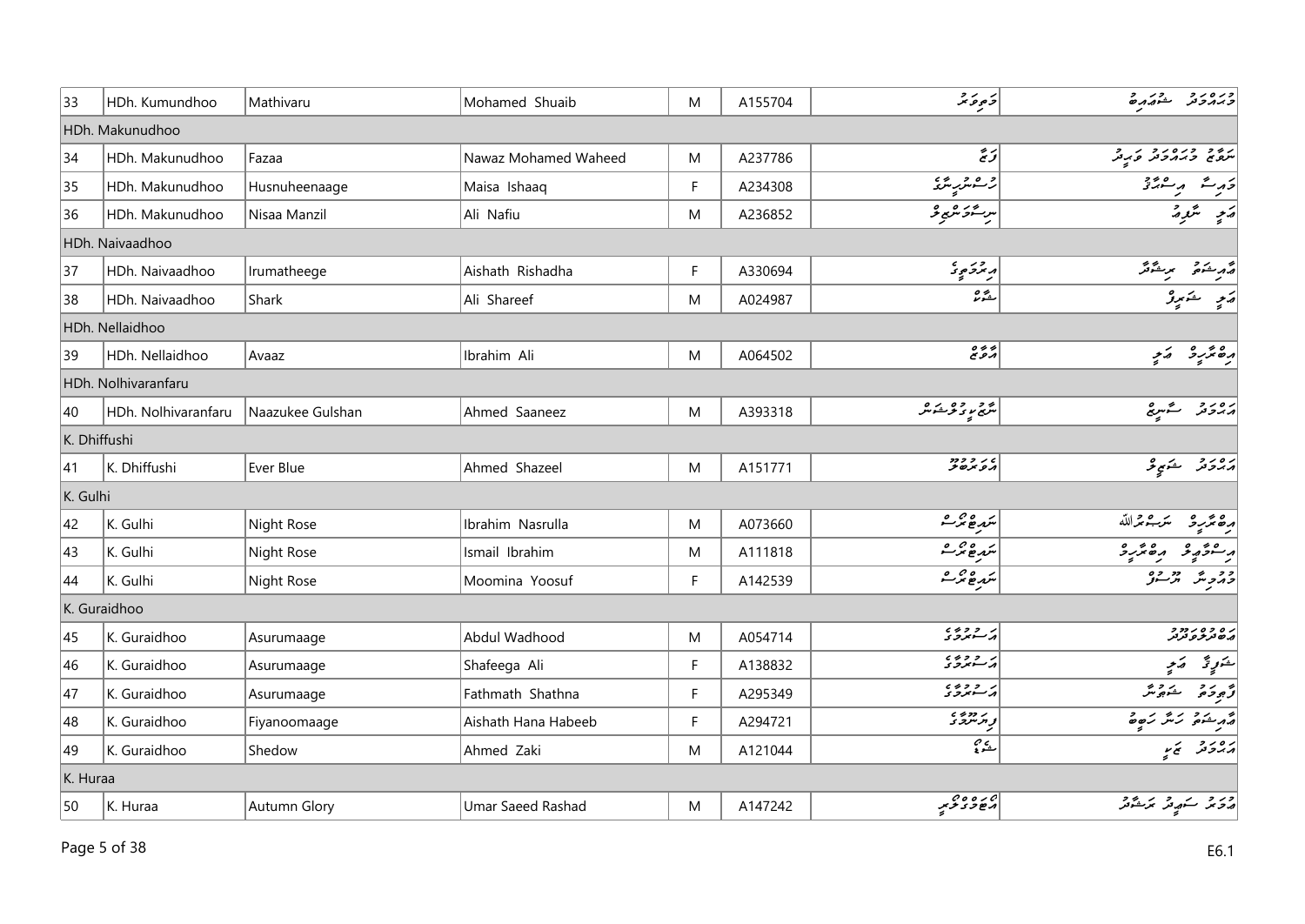| 33 | HDh. Kumundhoo | Mathivaru | Mohamed Shuaib | M | A155704 | މަތިވަރު | މުހައްމަދު ޝުޢައިބު |
|---|---|---|---|---|---|---|---|
| HDh. Makunudhoo | | | | | | | |
| 34 | HDh. Makunudhoo | Fazaa | Nawaz Mohamed Waheed | M | A237786 | ފަޒާ | ނަވާޒު މުހައްމަދު ވަހީދު |
| 35 | HDh. Makunudhoo | Husnuheenaage | Maisa Ishaaq | F | A234308 | ހުސްނުހީނާގެ | މައިސާ އިސްޙާޤު |
| 36 | HDh. Makunudhoo | Nisaa Manzil | Ali Nafiu | M | A236852 | ނިސާމަންޒިލް | އަލީ ނާފިއު |
| HDh. Naivaadhoo | | | | | | | |
| 37 | HDh. Naivaadhoo | Irumatheege | Aishath Rishadha | F | A330694 | އިރުމަތީގެ | އާއިޝަތު ރިޝާދާ |
| 38 | HDh. Naivaadhoo | Shark | Ali Shareef | M | A024987 | ޝާކް | އަލީ ޝަރީފު |
| HDh. Nellaidhoo | | | | | | | |
| 39 | HDh. Nellaidhoo | Avaaz | Ibrahim Ali | M | A064502 | އަވާޒް | އިބްރާހިމް އަލީ |
| HDh. Nolhivaranfaru | | | | | | | |
| 40 | HDh. Nolhivaranfaru | Naazukee Gulshan | Ahmed Saaneez | M | A393318 | ނާޒުކީ ގުލްޝަން | އަހުމަދު ސާނީޒް |
| K. Dhiffushi | | | | | | | |
| 41 | K. Dhiffushi | Ever Blue | Ahmed Shazeel | M | A151771 | އެވަރބުލޫ | އަހުމަދު ޝަޒީލް |
| K. Gulhi | | | | | | | |
| 42 | K. Gulhi | Night Rose | Ibrahim Nasrulla | M | A073660 | ނައިޓްރޯސް | އިބްރާހީމް ނަސްރުﷲ |
| 43 | K. Gulhi | Night Rose | Ismail Ibrahim | M | A111818 | ނައިޓްރޯސް | އިސްމާއިލް އިބްރާހިމް |
| 44 | K. Gulhi | Night Rose | Moomina Yoosuf | F | A142539 | ނައިޓްރޯސް | މޫމިނާ ޔޫސުފް |
| K. Guraidhoo | | | | | | | |
| 45 | K. Guraidhoo | Asurumaage | Abdul Wadhood | M | A054714 | އަސުރުމާގެ | އަބްދުލްވަދޫދު |
| 46 | K. Guraidhoo | Asurumaage | Shafeega Ali | F | A138832 | އަސުރުމާގެ | ޝަފީގާ އަލީ |
| 47 | K. Guraidhoo | Asurumaage | Fathmath Shathna | F | A295349 | އަސުރުމާގެ | ފާތިމަތު ޝަތުނާ |
| 48 | K. Guraidhoo | Fiyanoomaage | Aishath Hana Habeeb | F | A294721 | ފިޔަނޫމާގެ | އާއިޝަތު ހަނާ ހަބީބު |
| 49 | K. Guraidhoo | Shedow | Ahmed Zaki | M | A121044 | ޝެޑޯ | އަހުމަދު ޒަކީ |
| K. Huraa | | | | | | | |
| 50 | K. Huraa | Autumn Glory | Umar Saeed Rashad | M | A147242 | އޯޓަމްގްލޯރީ | އުމަރު ސައީދު ރަޝާދު |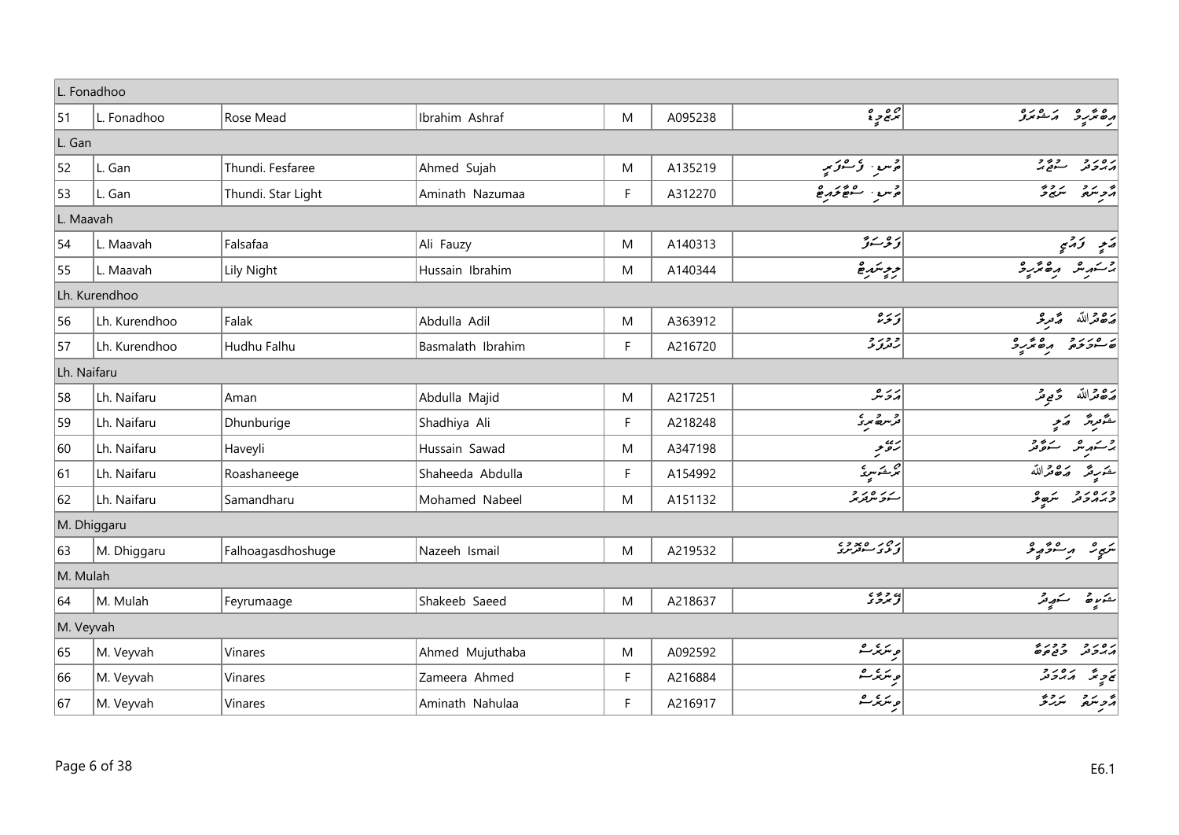| | | | | | | | |
|---|---|---|---|---|---|---|---|
| **L. Fonadhoo** | | | | | | | |
| 51 | L. Fonadhoo | Rose Mead | Ibrahim Ashraf | M | A095238 | ترجوء | ابراهیم اشرف |
| **L. Gan** | | | | | | | |
| 52 | L. Gan | Thundi. Fesfaree | Ahmed Sujah | M | A135219 | ތުނޑި. ފެސްފަރީ | އަހުމަދު ސުޖާހު |
| 53 | L. Gan | Thundi. Star Light | Aminath Nazumaa | F | A312270 | ތުނޑި. ސްޓާރލައިޓް | އާމިނަތު ނަޒުމާ |
| **L. Maavah** | | | | | | | |
| 54 | L. Maavah | Falsafaa | Ali Fauzy | M | A140313 | ފަލްސަފާ | އަލި ފައުޒީ |
| 55 | L. Maavah | Lily Night | Hussain Ibrahim | M | A140344 | ލިލީނައިޓް | ހުސައިން އިބްރާހީމް |
| **Lh. Kurendhoo** | | | | | | | |
| 56 | Lh. Kurendhoo | Falak | Abdulla Adil | M | A363912 | ފަލަކް | އަބްދުﷲ އާދިލް |
| 57 | Lh. Kurendhoo | Hudhu Falhu | Basmalath Ibrahim | F | A216720 | ހުދުފަޅު | ބަސްމަލަތު އިބްރާހީމް |
| **Lh. Naifaru** | | | | | | | |
| 58 | Lh. Naifaru | Aman | Abdulla Majid | M | A217251 | އަމަން | އަބްދުﷲ މާޖިދު |
| 59 | Lh. Naifaru | Dhunburige | Shadhiya Ali | F | A218248 | ދުންބުރިގެ | ޝާދިޔާ އަލި |
| 60 | Lh. Naifaru | Haveyli | Hussain Sawad | M | A347198 | ހަވޭލި | ހުސައިން ސަވާދު |
| 61 | Lh. Naifaru | Roashaneege | Shaheeda Abdulla | F | A154992 | ރޯޝަނީގެ | ޝަހީދާ އަބްދުﷲ |
| 62 | Lh. Naifaru | Samandharu | Mohamed Nabeel | M | A151132 | ސަމަންދަރު | މުހައްމަދު ނަބީލް |
| **M. Dhiggaru** | | | | | | | |
| 63 | M. Dhiggaru | Falhoagasdhoshuge | Nazeeh Ismail | M | A219532 | ފަޅޯގަސްދޮށުގެ | ނަޒީހު އިސްމާއީލް |
| **M. Mulah** | | | | | | | |
| 64 | M. Mulah | Feyrumaage | Shakeeb Saeed | M | A218637 | ފޭރުމާގެ | ޝަކީބު ސަޢީދު |
| **M. Veyvah** | | | | | | | |
| 65 | M. Veyvah | Vinares | Ahmed Mujuthaba | M | A092592 | ވިނަރެސް | އަހުމަދު މުޖުތަބާ |
| 66 | M. Veyvah | Vinares | Zameera Ahmed | F | A216884 | ވިނަރެސް | ޒަމީރާ އަހުމަދު |
| 67 | M. Veyvah | Vinares | Aminath Nahulaa | F | A216917 | ވިނަރެސް | އާމިނަތު ނަހުލާ |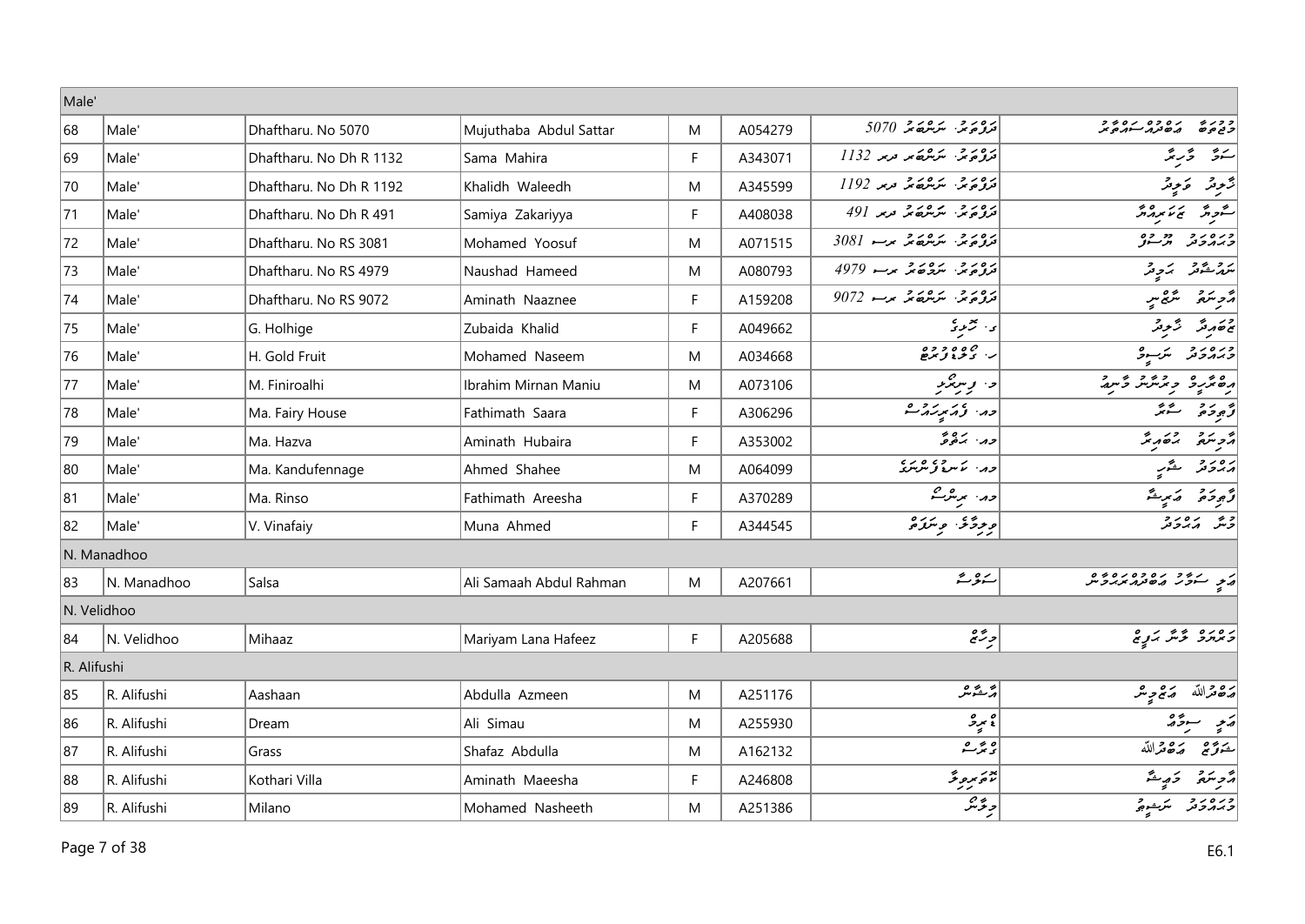| | | | | | | | |
|---|---|---|---|---|---|---|---|
| **Male'** | | | | | | | |
| 68 | Male' | Dhaftharu. No 5070 | Mujuthaba Abdul Sattar | M | A054279 | ދަފްތަރު. ނަންބަރު 5070 | މުޖުތަބާ އަބްދުއްސައްތާރު |
| 69 | Male' | Dhaftharu. No Dh R 1132 | Sama Mahira | F | A343071 | ދަފްތަރު. ނަންބަރު ދރ 1132 | ސަމާ މާހިރާ |
| 70 | Male' | Dhaftharu. No Dh R 1192 | Khalidh Waleedh | M | A345599 | ދަފްތަރު. ނަންބަރު ދރ 1192 | ޚާލިދު ވަލީދު |
| 71 | Male' | Dhaftharu. No Dh R 491 | Samiya Zakariyya | F | A408038 | ދަފްތަރު. ނަންބަރު ދރ 491 | ސާމިޔާ ޒަކަރިއްޔާ |
| 72 | Male' | Dhaftharu. No RS 3081 | Mohamed Yoosuf | M | A071515 | ދަފްތަރު. ނަންބަރު ރސ 3081 | މުޙައްމަދު ޔޫސުފް |
| 73 | Male' | Dhaftharu. No RS 4979 | Naushad Hameed | M | A080793 | ދަފްތަރު. ނަންބަރު ރސ 4979 | ނައުޝާދު ހަމީދު |
| 74 | Male' | Dhaftharu. No RS 9072 | Aminath Naaznee | F | A159208 | ދަފްތަރު. ނަންބަރު ރސ 9072 | އާމިނަތު ނާޒްނީ |
| 75 | Male' | G. Holhige | Zubaida Khalid | F | A049662 | ގ. ހޮޅިގެ | ޒުބައިދާ ޚާލިދު |
| 76 | Male' | H. Gold Fruit | Mohamed Naseem | M | A034668 | ހ. ގޯލްޑްފްރުޓް | މުޙައްމަދު ނަސީމް |
| 77 | Male' | M. Finiroalhi | Ibrahim Mirnan Maniu | M | A073106 | މ. ފިނިރޯޅި | އިބްރާހީމް މިރްނަން މަނިއު |
| 78 | Male' | Ma. Fairy House | Fathimath Saara | F | A306296 | މއ. ފެއަރީހައުސް | ފާތިމަތު ސާރާ |
| 79 | Male' | Ma. Hazva | Aminath Hubaira | F | A353002 | މއ. ހަޒްވާ | އާމިނަތު ހުބައިރާ |
| 80 | Male' | Ma. Kandufennage | Ahmed Shahee | M | A064099 | މއ. ކަނޑުފެންނަގެ | އަޙްމަދު ޝާހީ |
| 81 | Male' | Ma. Rinso | Fathimath Areesha | F | A370289 | މއ. ރިންސޯ | ފާތިމަތު އަރީޝާ |
| 82 | Male' | V. Vinafaiy | Muna Ahmed | F | A344545 | ވިނަފައި. ވިނަފައި | މުނާ އަޙްމަދު |
| **N. Manadhoo** | | | | | | | |
| 83 | N. Manadhoo | Salsa | Ali Samaah Abdul Rahman | M | A207661 | ސަލްސާ | އަލި ސަމާޙް އަބްދުއްރަޙްމާން |
| **N. Velidhoo** | | | | | | | |
| 84 | N. Velidhoo | Mihaaz | Mariyam Lana Hafeez | F | A205688 | މިހާޒް | މަރިޔަމް ލަނާ ހަފީޒް |
| **R. Alifushi** | | | | | | | |
| 85 | R. Alifushi | Aashaan | Abdulla Azmeen | M | A251176 | އާޝާން | އަބްދުﷲ އަޒްމީން |
| 86 | R. Alifushi | Dream | Ali Simau | M | A255930 | ޑްރީމް | އަލި ސިމާއު |
| 87 | R. Alifushi | Grass | Shafaz Abdulla | M | A162132 | ގްރާސް | ޝަފާޒް އަބްދުﷲ |
| 88 | R. Alifushi | Kothari Villa | Aminath Maeesha | F | A246808 | ކޮތަރިވިލާ | އާމިނަތު މައީޝާ |
| 89 | R. Alifushi | Milano | Mohamed Nasheeth | M | A251386 | މިލާނޯ | މުޙައްމަދު ނަޝީތު |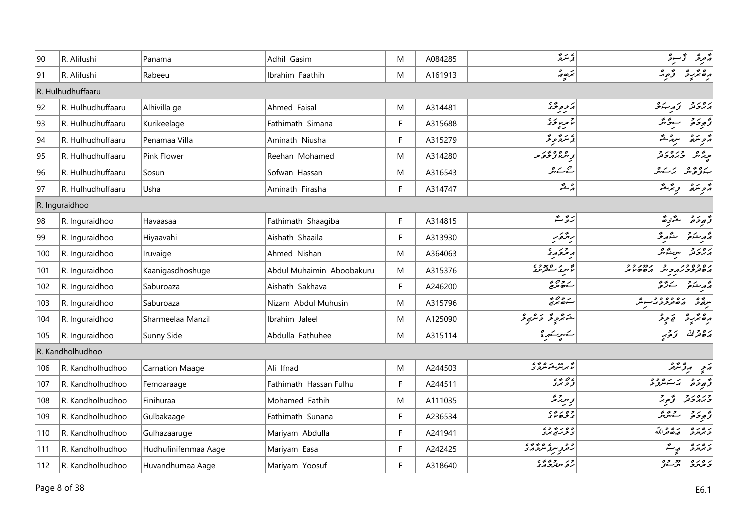| 90 | R. Alifushi | Panama | Adhil Gasim | M | A084285 | ޕެނަމާ | އާދިލް ޤާސިމް |
|---|---|---|---|---|---|---|---|
| 91 | R. Alifushi | Rabeeu | Ibrahim Faathih | M | A161913 | ރަބީޢު | އިބްރާހީމް ފާތިހް |
| R. Hulhudhuffaaru | | | | | | | |
| 92 | R. Hulhudhuffaaru | Alhivilla ge | Ahmed Faisal | M | A314481 | އަލިވިލާގެ | އަޙްމަދު ފައިސަލް |
| 93 | R. Hulhudhuffaaru | Kurikeelage | Fathimath Simana | F | A315688 | ކުރިކީލަގެ | ފާތިމަތު ސިމާނާ |
| 94 | R. Hulhudhuffaaru | Penamaa Villa | Aminath Niusha | F | A315279 | ޕެނަމާވިލާ | އާމިނަތު ނިޢުޝާ |
| 95 | R. Hulhudhuffaaru | Pink Flower | Reehan Mohamed | M | A314280 | ޕިންކް ފްލަވަރ | ރީހާން މުޙައްމަދު |
| 96 | R. Hulhudhuffaaru | Sosun | Sofwan Hassan | M | A316543 | ސޮސަން | ޞަފްވާން ޙަސަން |
| 97 | R. Hulhudhuffaaru | Usha | Aminath Firasha | F | A314747 | އުޝާ | އާމިނަތު ފިރާޝާ |
| R. Inguraidhoo | | | | | | | |
| 98 | R. Inguraidhoo | Havaasaa | Fathimath Shaagiba | F | A314815 | ހަވާސާ | ފާތިމަތު ޝާގިބާ |
| 99 | R. Inguraidhoo | Hiyaavahi | Aishath Shaaila | F | A313930 | ހިޔާވަހި | އާއިޝަތު ޝާއިލާ |
| 100 | R. Inguraidhoo | Iruvaige | Ahmed Nishan | M | A364063 | އިރުވައިގެ | އަޙްމަދު ނިޝާން |
| 101 | R. Inguraidhoo | Kaanigasdhoshuge | Abdul Muhaimin Aboobakuru | M | A315376 | ކާނިގަސްދޮށުގެ | އަބްދުލްމުހައިމިން އަބޫބަކުރު |
| 102 | R. Inguraidhoo | Saburoaza | Aishath Sakhava | F | A246200 | ސަބުރޯޒާ | އާއިޝަތު ސަޚާވާ |
| 103 | R. Inguraidhoo | Saburoaza | Nizam Abdul Muhusin | M | A315796 | ސަބުރޯޒާ | ނިޒާމް އަބްދުލްމުހުސިން |
| 104 | R. Inguraidhoo | Sharmeelaa Manzil | Ibrahim Jaleel | M | A125090 | ޝަރްމީލާ މަންޒިލް | އިބްރާހީމް ޖަލީލް |
| 105 | R. Inguraidhoo | Sunny Side | Abdulla Fathuhee | M | A315114 | ސަނީސައިޑް | އަބްދުﷲ ފަތުހީ |
| R. Kandholhudhoo | | | | | | | |
| 106 | R. Kandholhudhoo | Carnation Maage | Ali Ifnad | M | A244503 | ކާނޭޝަންމާގެ | އަލީ އިފްނާދު |
| 107 | R. Kandholhudhoo | Femoaraage | Fathimath Hassan Fulhu | F | A244511 | ފެމޯރާގެ | ފާތިމަތު ޙަސަންފުޅު |
| 108 | R. Kandholhudhoo | Finihuraa | Mohamed Fathih | M | A111035 | ފިނިހުރާ | މުޙައްމަދު ފާތިހް |
| 109 | R. Kandholhudhoo | Gulbakaage | Fathimath Sunana | F | A236534 | ގުލްބަކާގެ | ފާތިމަތު ސުނާނާ |
| 110 | R. Kandholhudhoo | Gulhazaaruge | Mariyam Abdulla | F | A241941 | ގުލްހަޒާރުގެ | މަރިޔަމް އަބްދުﷲ |
| 111 | R. Kandholhudhoo | Hudhufinifenmaa Aage | Mariyam Easa | F | A242425 | ހުދުފިނިފެންމާއާގެ | މަރިޔަމް ޢީސާ |
| 112 | R. Kandholhudhoo | Huvandhumaa Aage | Mariyam Yoosuf | F | A318640 | ހުވަނދުމާއާގެ | މަރިޔަމް ޔޫސުފް |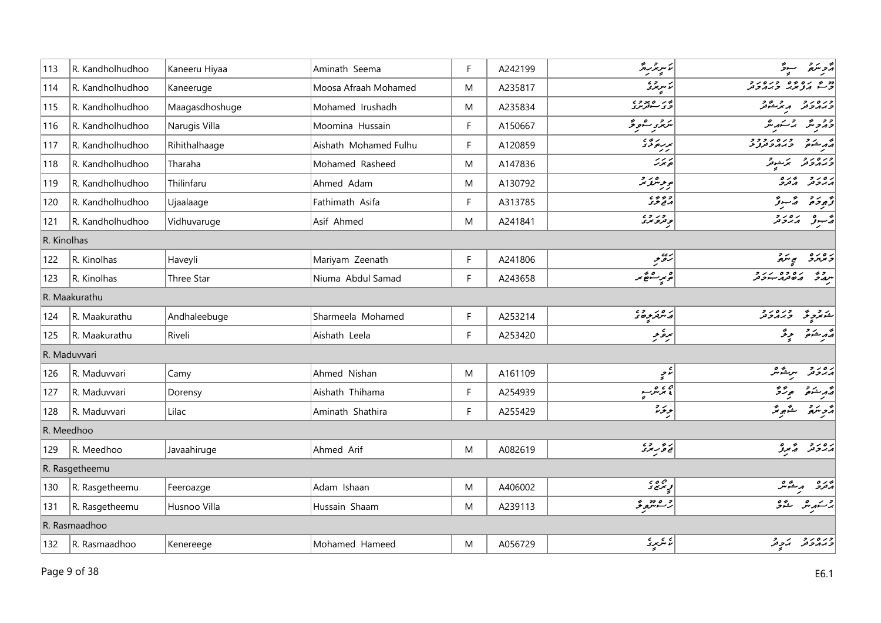| 113 | R. Kandholhudhoo | Kaneeru Hiyaa | Aminath Seema | F | A242199 | ކަނީރުހިޔާ | އާމިނަތު ސީމާ |
|---|---|---|---|---|---|---|---|
| 114 | R. Kandholhudhoo | Kaneeruge | Moosa Afraah Mohamed | M | A235817 | ކަނީރުގެ | މޫސާ އަފްރާހް މުޙައްމަދު |
| 115 | R. Kandholhudhoo | Maagasdhoshuge | Mohamed Irushadh | M | A235834 | މާގަސްދޮށުގެ | މުޙައްމަދު އިރުޝާދު |
| 116 | R. Kandholhudhoo | Narugis Villa | Moomina Hussain | F | A150667 | ނަރުގިސްވިލާ | މޫމިނާ ހުސައިން |
| 117 | R. Kandholhudhoo | Rihithalhaage | Aishath Mohamed Fulhu | F | A120859 | ރިހިތަޅާގެ | އާއިޝަތު މުޙައްމަދުފުޅު |
| 118 | R. Kandholhudhoo | Tharaha | Mohamed Rasheed | M | A147836 | ތަރަހަ | މުޙައްމަދު ރަޝީދު |
| 119 | R. Kandholhudhoo | Thilinfaru | Ahmed Adam | M | A130792 | ތިލިންފަރު | އަޙްމަދު އާދަމް |
| 120 | R. Kandholhudhoo | Ujaalaage | Fathimath Asifa | F | A313785 | އުޖާލާގެ | ފާތިމަތު އާސިފާ |
| 121 | R. Kandholhudhoo | Vidhuvaruge | Asif Ahmed | M | A241841 | ވިދުވަރުގެ | އާސިފު އަޙްމަދު |
| R. Kinolhas | | | | | | | |
| 122 | R. Kinolhas | Haveyli | Mariyam Zeenath | F | A241806 | ހަވޭލި | މަރިޔަމް ޒީނަތު |
| 123 | R. Kinolhas | Three Star | Niuma Abdul Samad | F | A243658 | ތްރީސްޓާރ | ނިއުމާ އަބްދުލްސަމަދު |
| R. Maakurathu | | | | | | | |
| 124 | R. Maakurathu | Andhaleebuge | Sharmeela Mohamed | F | A253214 | އަންދަލީބުގެ | ޝަރްމީލާ މުޙައްމަދު |
| 125 | R. Maakurathu | Riveli | Aishath Leela | F | A253420 | ރިވެލި | އާއިޝަތު ލީލާ |
| R. Maduvvari | | | | | | | |
| 126 | R. Maduvvari | Camy | Ahmed Nishan | M | A161109 | ކެމީ | އަޙްމަދު ނިޝާން |
| 127 | R. Maduvvari | Dorensy | Aishath Thihama | F | A254939 | ޑޮރެންސީ | އާއިޝަތު ތިހާމާ |
| 128 | R. Maduvvari | Lilac | Aminath Shathira | F | A255429 | ލިލަކް | އާމިނަތު ޝާތިރާ |
| R. Meedhoo | | | | | | | |
| 129 | R. Meedhoo | Javaahiruge | Ahmed Arif | M | A082619 | ޖަވާހިރުގެ | އަޙްމަދު އާރިފު |
| R. Rasgetheemu | | | | | | | |
| 130 | R. Rasgetheemu | Feeroazge | Adam Ishaan | M | A406002 | ފީރޯޒްގެ | އާދަމް އިޝާން |
| 131 | R. Rasgetheemu | Husnoo Villa | Hussain Shaam | M | A239113 | ހުސްނޫވިލާ | ހުސައިން ޝާމް |
| R. Rasmaadhoo | | | | | | | |
| 132 | R. Rasmaadhoo | Kenereege | Mohamed Hameed | M | A056729 | ކެނެރީގެ | މުޙައްމަދު ހަމީދު |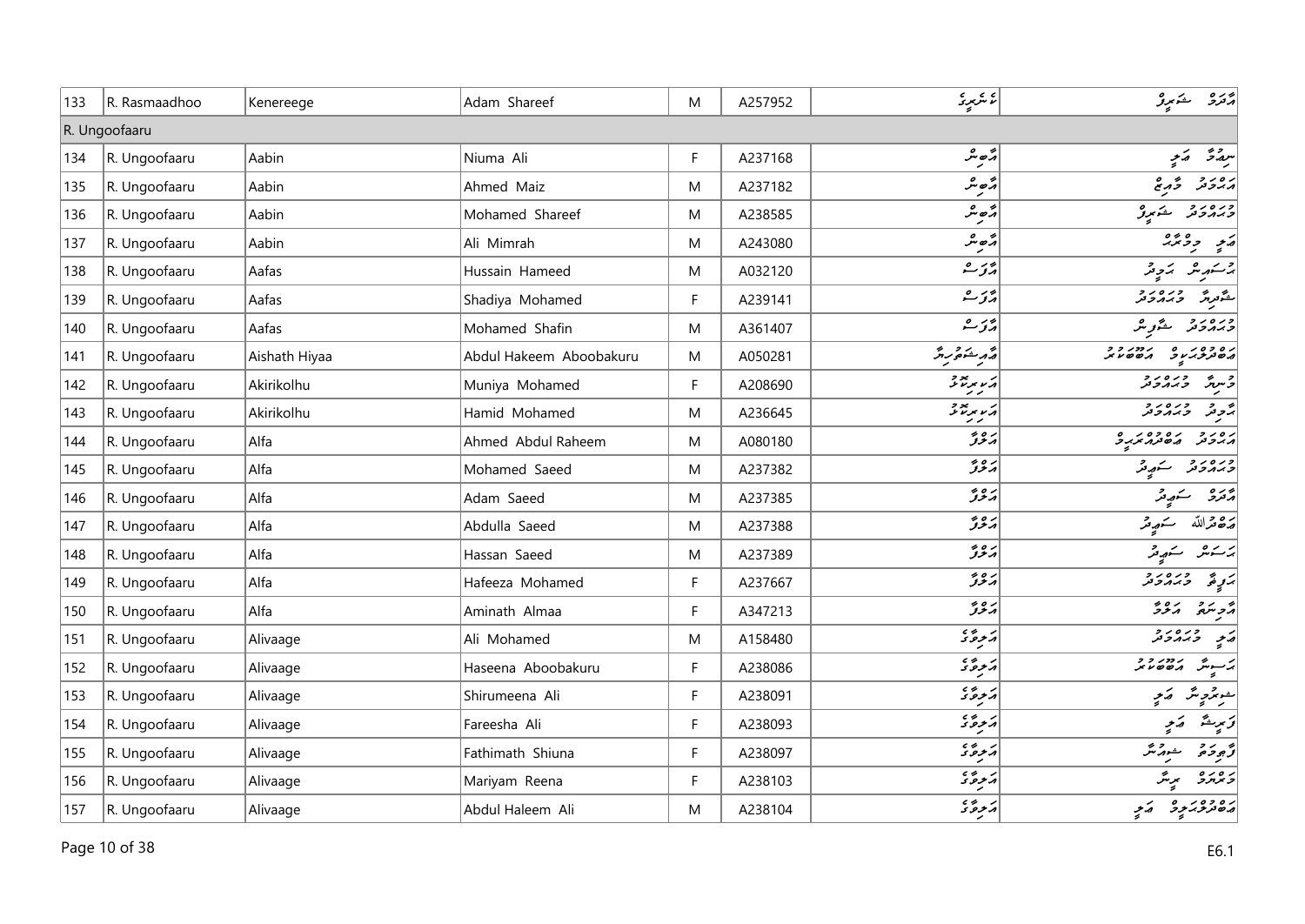| 133 | R. Rasmaadhoo | Kenereege | Adam Shareef | M | A257952 | ކެނެރީގެ | އާދަމް ޝަރީފް |
|---|---|---|---|---|---|---|---|
| R. Ungoofaaru | | | | | | | |
| 134 | R. Ungoofaaru | Aabin | Niuma Ali | F | A237168 | އާބިން | ނިއުމާ އަލި |
| 135 | R. Ungoofaaru | Aabin | Ahmed Maiz | M | A237182 | އާބިން | އަޙްމަދު މާއިޒް |
| 136 | R. Ungoofaaru | Aabin | Mohamed Shareef | M | A238585 | އާބިން | މުޙައްމަދު ޝަރީފް |
| 137 | R. Ungoofaaru | Aabin | Ali Mimrah | M | A243080 | އާބިން | އަލި މިމްރާހް |
| 138 | R. Ungoofaaru | Aafas | Hussain Hameed | M | A032120 | އާފަސް | ޙުސައިން ޙަމީދު |
| 139 | R. Ungoofaaru | Aafas | Shadiya Mohamed | F | A239141 | އާފަސް | ޝާދިޔާ މުޙައްމަދު |
| 140 | R. Ungoofaaru | Aafas | Mohamed Shafin | M | A361407 | އާފަސް | މުޙައްމަދު ޝާފިން |
| 141 | R. Ungoofaaru | Aishath Hiyaa | Abdul Hakeem Aboobakuru | M | A050281 | އައިޝަތުހިޔާ | ޢަބްދުލްޙަކީމް އަބޫބަކުރު |
| 142 | R. Ungoofaaru | Akirikolhu | Muniya Mohamed | F | A208690 | އަކިރިކޮޅު | މުނިޔާ މުޙައްމަދު |
| 143 | R. Ungoofaaru | Akirikolhu | Hamid Mohamed | M | A236645 | އަކިރިކޮޅު | ޙާމިދު މުޙައްމަދު |
| 144 | R. Ungoofaaru | Alfa | Ahmed Abdul Raheem | M | A080180 | އަލްފާ | އަޙްމަދު ޢަބްދުއްރަޙީމް |
| 145 | R. Ungoofaaru | Alfa | Mohamed Saeed | M | A237382 | އަލްފާ | މުޙައްމަދު ސައީދު |
| 146 | R. Ungoofaaru | Alfa | Adam Saeed | M | A237385 | އަލްފާ | އާދަމް ސައީދު |
| 147 | R. Ungoofaaru | Alfa | Abdulla Saeed | M | A237388 | އަލްފާ | ޢަބްދުﷲ ސައީދު |
| 148 | R. Ungoofaaru | Alfa | Hassan Saeed | M | A237389 | އަލްފާ | ޙަސަން ސައީދު |
| 149 | R. Ungoofaaru | Alfa | Hafeeza Mohamed | F | A237667 | އަލްފާ | ޙަފީޒާ މުޙައްމަދު |
| 150 | R. Ungoofaaru | Alfa | Aminath Almaa | F | A347213 | އަލްފާ | އާމިނަތު އަލްމާ |
| 151 | R. Ungoofaaru | Alivaage | Ali Mohamed | M | A158480 | އަލިވާގެ | އަލި މުޙައްމަދު |
| 152 | R. Ungoofaaru | Alivaage | Haseena Aboobakuru | F | A238086 | އަލިވާގެ | ހަސީނާ އަބޫބަކުރު |
| 153 | R. Ungoofaaru | Alivaage | Shirumeena Ali | F | A238091 | އަލިވާގެ | ޝިރުމީނާ އަލި |
| 154 | R. Ungoofaaru | Alivaage | Fareesha Ali | F | A238093 | އަލިވާގެ | ފަރީޝާ އަލި |
| 155 | R. Ungoofaaru | Alivaage | Fathimath Shiuna | F | A238097 | އަލިވާގެ | ފާތިމަތު ޝިއުނާ |
| 156 | R. Ungoofaaru | Alivaage | Mariyam Reena | F | A238103 | އަލިވާގެ | މަރިޔަމް ރީނާ |
| 157 | R. Ungoofaaru | Alivaage | Abdul Haleem Ali | M | A238104 | އަލިވާގެ | ޢަބްދުލްޙަލީމް އަލި |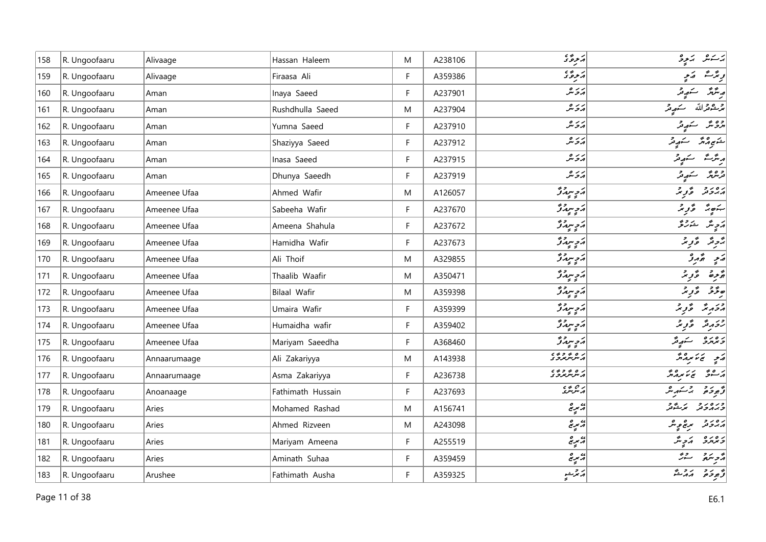| 158 | R. Ungoofaaru | Alivaage | Hassan Haleem | M | A238106 | އަލިވާގެ | ހަސަން ހަލީމް |
|---|---|---|---|---|---|---|---|
| 159 | R. Ungoofaaru | Alivaage | Firaasa Ali | F | A359386 | އަލިވާގެ | ފިރާސާ ޢަލީ |
| 160 | R. Ungoofaaru | Aman | Inaya Saeed | F | A237901 | އަމަން | ޢިނާޔާ ސައީދު |
| 161 | R. Ungoofaaru | Aman | Rushdhulla Saeed | M | A237904 | އަމަން | ރުޝްދުﷲ ސައީދު |
| 162 | R. Ungoofaaru | Aman | Yumna Saeed | F | A237910 | އަމަން | ޔުމްނާ ސައީދު |
| 163 | R. Ungoofaaru | Aman | Shaziyya Saeed | F | A237912 | އަމަން | ޝަޒިއްޔާ ސައީދު |
| 164 | R. Ungoofaaru | Aman | Inasa Saeed | F | A237915 | އަމަން | އިނާސާ ސައީދު |
| 165 | R. Ungoofaaru | Aman | Dhunya Saeedh | F | A237919 | އަމަން | ދުންޔާ ސައީދު |
| 166 | R. Ungoofaaru | Ameenee Ufaa | Ahmed Wafir | M | A126057 | އަމީނީއުފާ | އަހުމަދު ވާފިރު |
| 167 | R. Ungoofaaru | Ameenee Ufaa | Sabeeha Wafir | F | A237670 | އަމީނީއުފާ | ސަބީހާ ވާފިރު |
| 168 | R. Ungoofaaru | Ameenee Ufaa | Ameena Shahula | F | A237672 | އަމީނީއުފާ | އަމީނާ ޝަހުލާ |
| 169 | R. Ungoofaaru | Ameenee Ufaa | Hamidha Wafir | F | A237673 | އަމީނީއުފާ | ހާމިދާ ވާފިރު |
| 170 | R. Ungoofaaru | Ameenee Ufaa | Ali Thoif | M | A329855 | އަމީނީއުފާ | ޢަލީ ޠާއިފް |
| 171 | R. Ungoofaaru | Ameenee Ufaa | Thaalib Waafir | M | A350471 | އަމީނީއުފާ | ޠާލިބް ވާފިރު |
| 172 | R. Ungoofaaru | Ameenee Ufaa | Bilaal Wafir | M | A359398 | އަމީނީއުފާ | ބިލާލް ވާފިރު |
| 173 | R. Ungoofaaru | Ameenee Ufaa | Umaira Wafir | F | A359399 | އަމީނީއުފާ | އުމައިރާ ވާފިރު |
| 174 | R. Ungoofaaru | Ameenee Ufaa | Humaidha wafir | F | A359402 | އަމީނީއުފާ | ހުމައިދާ ވާފިރު |
| 175 | R. Ungoofaaru | Ameenee Ufaa | Mariyam Saeedha | F | A368460 | އަމީނީއުފާ | މަރިޔަމް ސައީދާ |
| 176 | R. Ungoofaaru | Annaarumaage | Ali Zakariyya | M | A143938 | އަންނާރުމާގެ | ޢަލީ ޒަކަރިއްޔާ |
| 177 | R. Ungoofaaru | Annaarumaage | Asma Zakariyya | F | A236738 | އަންނާރުމާގެ | އަސްމާ ޒަކަރިއްޔާ |
| 178 | R. Ungoofaaru | Anoanaage | Fathimath Hussain | F | A237693 | އަނޯނާގެ | ފާތިމަތު ހުސައިން |
| 179 | R. Ungoofaaru | Aries | Mohamed Rashad | M | A156741 | އޭރީޒް | މުހައްމަދު ރަޝާދު |
| 180 | R. Ungoofaaru | Aries | Ahmed Rizveen | M | A243098 | އޭރީޒް | އަހުމަދު ރިޒްވީން |
| 181 | R. Ungoofaaru | Aries | Mariyam Ameena | F | A255519 | އޭރީޒް | މަރިޔަމް އަމީނާ |
| 182 | R. Ungoofaaru | Aries | Aminath Suhaa | F | A359459 | އޭރީޒް | އާމިނަތު ސުހާ |
| 183 | R. Ungoofaaru | Arushee | Fathimath Ausha | F | A359325 | އަރުޝީ | ފާތިމަތު އައުޝާ |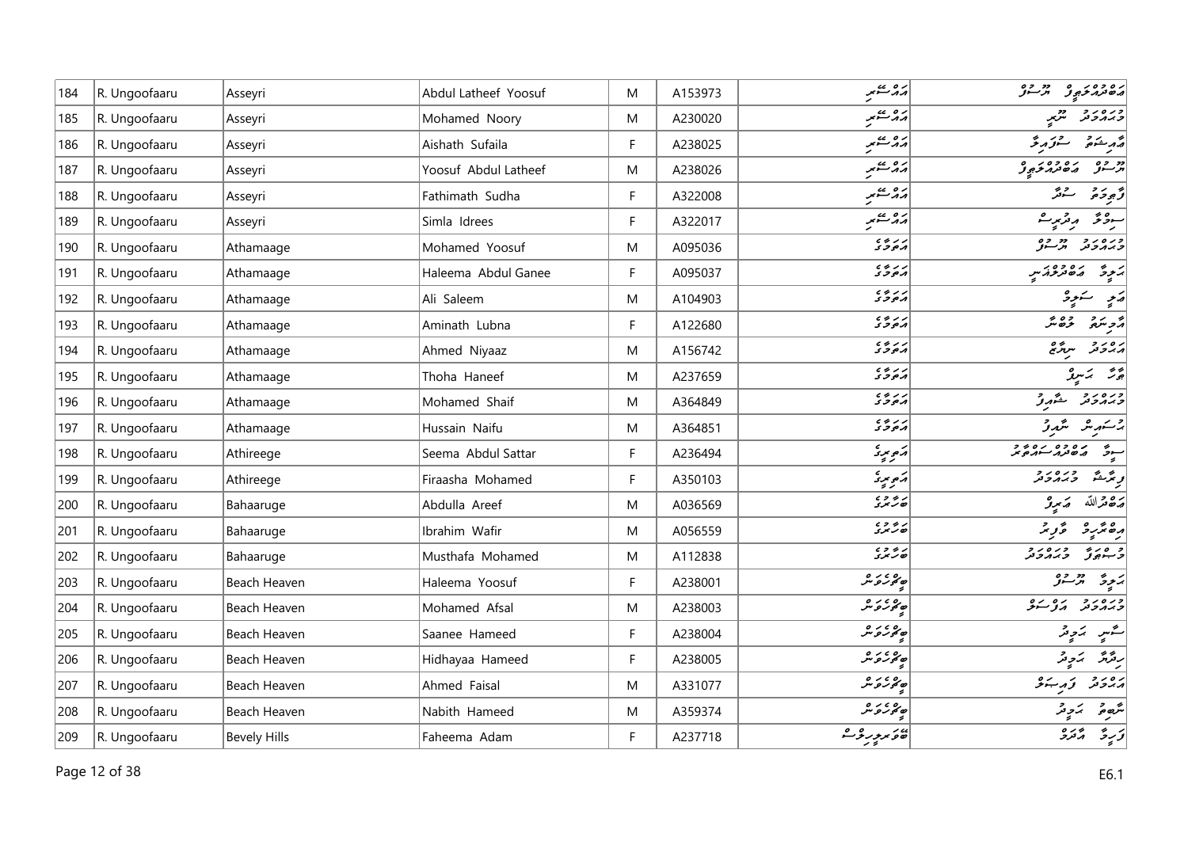| 184 | R. Ungoofaaru | Asseyri | Abdul Latheef Yoosuf | M | A153973 | އައްސޭރި | އަބްދުލްލަޠީފް ޔޫސުފް |
|---|---|---|---|---|---|---|---|
| 185 | R. Ungoofaaru | Asseyri | Mohamed Noory | M | A230020 | އައްސޭރި | މުހައްމަދު ނޫރީ |
| 186 | R. Ungoofaaru | Asseyri | Aishath Sufaila | F | A238025 | އައްސޭރި | އާއިޝަތު ސުފައިލާ |
| 187 | R. Ungoofaaru | Asseyri | Yoosuf Abdul Latheef | M | A238026 | އައްސޭރި | ޔޫސުފް އަބްދުލްލަޠީފް |
| 188 | R. Ungoofaaru | Asseyri | Fathimath Sudha | F | A322008 | އައްސޭރި | ފާތިމަތު ސުދާ |
| 189 | R. Ungoofaaru | Asseyri | Simla Idrees | F | A322017 | އައްސޭރި | ސިމްލާ އިދްރީސް |
| 190 | R. Ungoofaaru | Athamaage | Mohamed Yoosuf | M | A095036 | އަތަމާގެ | މުހައްމަދު ޔޫސުފް |
| 191 | R. Ungoofaaru | Athamaage | Haleema Abdul Ganee | F | A095037 | އަތަމާގެ | ހަލީމާ އަބްދުލްޣަނީ |
| 192 | R. Ungoofaaru | Athamaage | Ali Saleem | M | A104903 | އަތަމާގެ | އަލި ސަލީމް |
| 193 | R. Ungoofaaru | Athamaage | Aminath Lubna | F | A122680 | އަތަމާގެ | އާމިނަތު ލުބްނާ |
| 194 | R. Ungoofaaru | Athamaage | Ahmed Niyaaz | M | A156742 | އަތަމާގެ | އަޙްމަދު ނިޔާޒް |
| 195 | R. Ungoofaaru | Athamaage | Thoha Haneef | M | A237659 | އަތަމާގެ | ޠޯހާ ޙަނީފް |
| 196 | R. Ungoofaaru | Athamaage | Mohamed Shaif | M | A364849 | އަތަމާގެ | މުހައްމަދު ޝާއިފް |
| 197 | R. Ungoofaaru | Athamaage | Hussain Naifu | M | A364851 | އަތަމާގެ | ޙުސައިން ނާއިފު |
| 198 | R. Ungoofaaru | Athireege | Seema Abdul Sattar | F | A236494 | އަތިރީގެ | ސީމާ އަބްދުލްސައްތާރު |
| 199 | R. Ungoofaaru | Athireege | Firaasha Mohamed | F | A350103 | އަތިރީގެ | ފިރާޝާ މުހައްމަދު |
| 200 | R. Ungoofaaru | Bahaaruge | Abdulla Areef | M | A036569 | ބަހާރުގެ | އަބްދުﷲ އަރީފް |
| 201 | R. Ungoofaaru | Bahaaruge | Ibrahim Wafir | M | A056559 | ބަހާރުގެ | އިބްރާހީމް ވާފިރު |
| 202 | R. Ungoofaaru | Bahaaruge | Musthafa Mohamed | M | A112838 | ބަހާރުގެ | މުސްތަފާ މުހައްމަދު |
| 203 | R. Ungoofaaru | Beach Heaven | Haleema Yoosuf | F | A238001 | ބީޗްހެވަން | ހަލީމާ ޔޫސުފް |
| 204 | R. Ungoofaaru | Beach Heaven | Mohamed Afsal | M | A238003 | ބީޗްހެވަން | މުހައްމަދު އަފްސަލް |
| 205 | R. Ungoofaaru | Beach Heaven | Saanee Hameed | F | A238004 | ބީޗްހެވަން | ސާނީ ހަމީދު |
| 206 | R. Ungoofaaru | Beach Heaven | Hidhayaa Hameed | F | A238005 | ބީޗްހެވަން | ހިދާޔާ ހަމީދު |
| 207 | R. Ungoofaaru | Beach Heaven | Ahmed Faisal | M | A331077 | ބީޗްހެވަން | އަޙްމަދު ފައިސަލް |
| 208 | R. Ungoofaaru | Beach Heaven | Nabith Hameed | M | A359374 | ބީޗްހެވަން | ނާބިތު ހަމީދު |
| 209 | R. Ungoofaaru | Bevely Hills | Faheema Adam | F | A237718 | ބެވަލީހިލްސް | ފަހީމާ އާދަމް |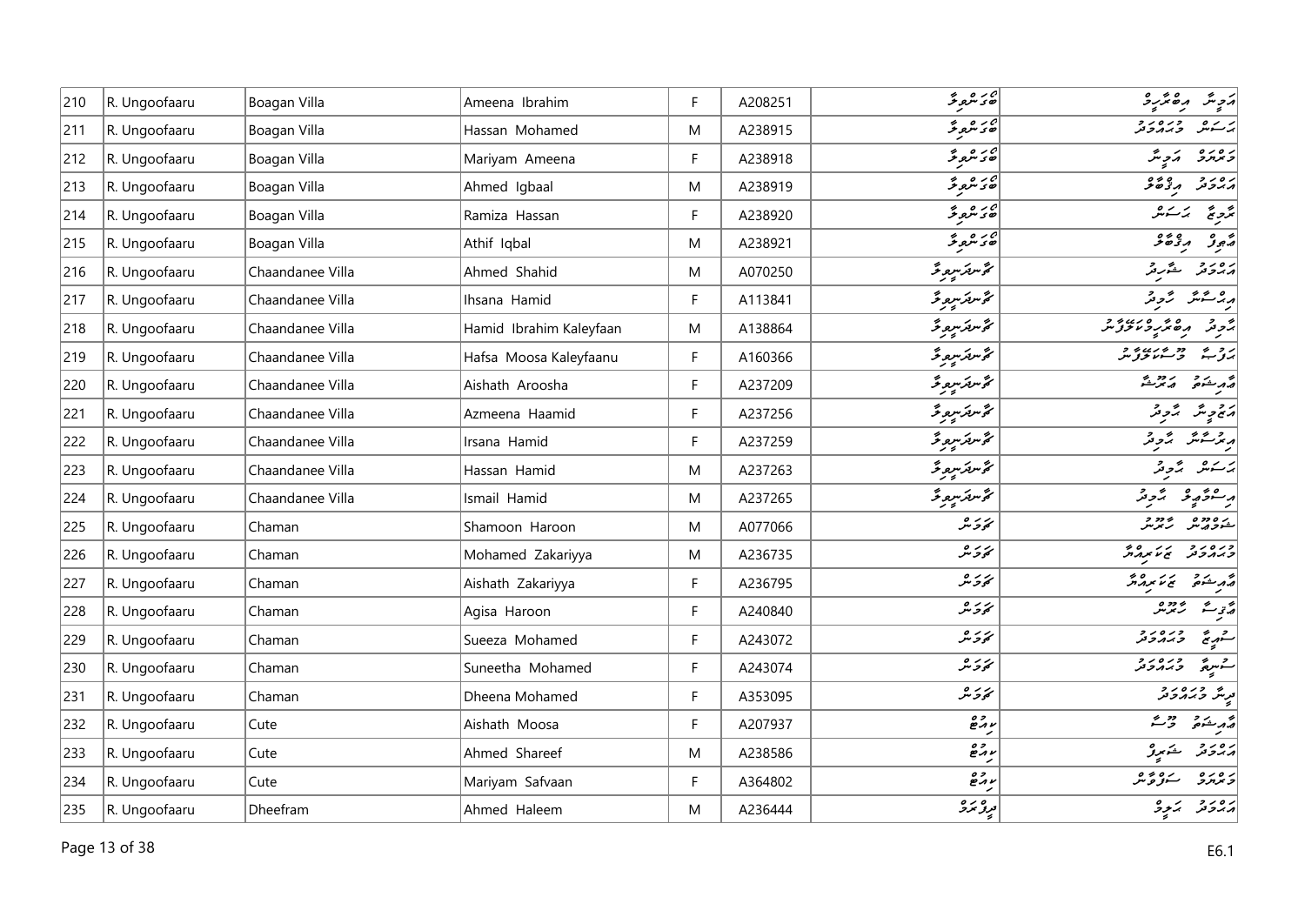| 210 | R. Ungoofaaru | Boagan Villa | Ameena Ibrahim | F | A208251 | ބޯގަންވިލާ | އަމީނާ އިބްރާހީމް |
|---|---|---|---|---|---|---|---|
| 211 | R. Ungoofaaru | Boagan Villa | Hassan Mohamed | M | A238915 | ބޯގަންވިލާ | ހަސަން މުހައްމަދު |
| 212 | R. Ungoofaaru | Boagan Villa | Mariyam Ameena | F | A238918 | ބޯގަންވިލާ | މަރިޔަމް އަމީނާ |
| 213 | R. Ungoofaaru | Boagan Villa | Ahmed Igbaal | M | A238919 | ބޯގަންވިލާ | އަހްމަދު އިގްބާލް |
| 214 | R. Ungoofaaru | Boagan Villa | Ramiza Hassan | F | A238920 | ބޯގަންވިލާ | ރާމިޒާ ހަސަން |
| 215 | R. Ungoofaaru | Boagan Villa | Athif Iqbal | M | A238921 | ބޯގަންވިލާ | އާތިފް އިქބާލް |
| 216 | R. Ungoofaaru | Chaandanee Villa | Ahmed Shahid | M | A070250 | ޗާނދަނީވިލާ | އަހްމަދު ޝާހިދު |
| 217 | R. Ungoofaaru | Chaandanee Villa | Ihsana Hamid | F | A113841 | ޗާނދަނީވިލާ | އިހްސާނާ ހާމިދު |
| 218 | R. Ungoofaaru | Chaandanee Villa | Hamid Ibrahim Kaleyfaan | M | A138864 | ޗާނދަނީވިލާ | ހާމިދު އިބްރާހީމް ކަލޭފާން |
| 219 | R. Ungoofaaru | Chaandanee Villa | Hafsa Moosa Kaleyfaanu | F | A160366 | ޗާނދަނީވިލާ | ހަފްސާ މޫސާކަލޭފާނު |
| 220 | R. Ungoofaaru | Chaandanee Villa | Aishath Aroosha | F | A237209 | ޗާނދަނީވިލާ | އައިޝަތު އަރޫޝާ |
| 221 | R. Ungoofaaru | Chaandanee Villa | Azmeena Haamid | F | A237256 | ޗާނދަނީވިލާ | އަޒްމީނާ ހާމިދު |
| 222 | R. Ungoofaaru | Chaandanee Villa | Irsana Hamid | F | A237259 | ޗާނދަނީވިލާ | އިރްސާނާ ހާމިދު |
| 223 | R. Ungoofaaru | Chaandanee Villa | Hassan Hamid | M | A237263 | ޗާނދަނީވިލާ | ހަސަން ހާމިދު |
| 224 | R. Ungoofaaru | Chaandanee Villa | Ismail Hamid | M | A237265 | ޗާނދަނީވިލާ | އިސްމާއިލް ހާމިދު |
| 225 | R. Ungoofaaru | Chaman | Shamoon Haroon | M | A077066 | ޗަމަން | ޝަމްޢޫން ހާރޫން |
| 226 | R. Ungoofaaru | Chaman | Mohamed Zakariyya | M | A236735 | ޗަމަން | މުހައްމަދު ޒަކަރިއްޔާ |
| 227 | R. Ungoofaaru | Chaman | Aishath Zakariyya | F | A236795 | ޗަމަން | އައިޝަތު ޒަކަރިއްޔާ |
| 228 | R. Ungoofaaru | Chaman | Agisa Haroon | F | A240840 | ޗަމަން | އާޤިސާ ހާރޫން |
| 229 | R. Ungoofaaru | Chaman | Sueeza Mohamed | F | A243072 | ޗަމަން | ސުއީޒާ މުހައްމަދު |
| 230 | R. Ungoofaaru | Chaman | Suneetha Mohamed | F | A243074 | ޗަމަން | ސުނީތާ މުހައްމަދު |
| 231 | R. Ungoofaaru | Chaman | Dheena Mohamed | F | A353095 | ޗަމަން | ދީނާ މުހައްމަދު |
| 232 | R. Ungoofaaru | Cute | Aishath Moosa | F | A207937 | ކިއުޓް | އައިޝަތު މޫސާ |
| 233 | R. Ungoofaaru | Cute | Ahmed Shareef | M | A238586 | ކިއުޓް | އަހްމަދު ޝަރީފު |
| 234 | R. Ungoofaaru | Cute | Mariyam Safvaan | F | A364802 | ކިއުޓް | މަރިޔަމް ސަފްވާން |
| 235 | R. Ungoofaaru | Dheefram | Ahmed Haleem | M | A236444 | ދީފްރަމް | އަހްމަދު ހަލީމް |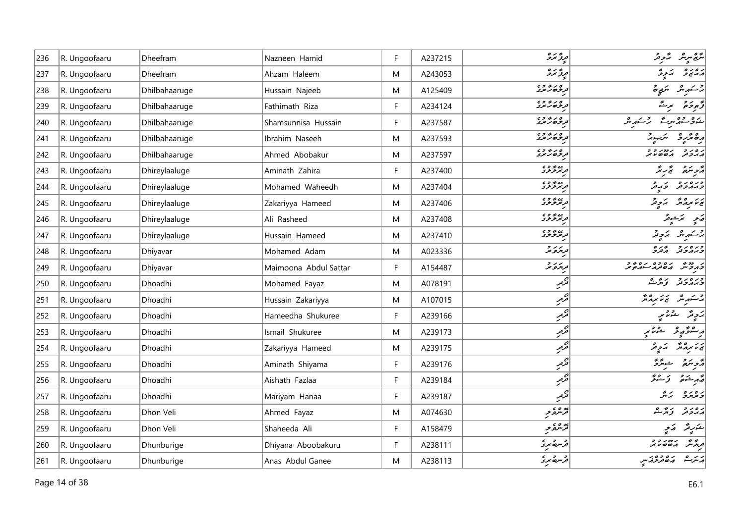| 236 | R. Ungoofaaru | Dheefram | Nazneen Hamid | F | A237215 | ދީފްރަމް | ނާޒްނީން ހާމިދު |
|---|---|---|---|---|---|---|---|
| 237 | R. Ungoofaaru | Dheefram | Ahzam Haleem | M | A243053 | ދީފްރަމް | އަޙްޒަމް ހަލީމް |
| 238 | R. Ungoofaaru | Dhilbahaaruge | Hussain Najeeb | M | A125409 | ދިލްބަހާރުގެ | ހުސައިން ނަޖީބު |
| 239 | R. Ungoofaaru | Dhilbahaaruge | Fathimath Riza | F | A234124 | ދިލްބަހާރުގެ | ފާތިމަތު ރިޒާ |
| 240 | R. Ungoofaaru | Dhilbahaaruge | Shamsunnisa Hussain | F | A237587 | ދިލްބަހާރުގެ | ޝަމްސުންނިސާ ހުސައިން |
| 241 | R. Ungoofaaru | Dhilbahaaruge | Ibrahim Naseeh | M | A237593 | ދިލްބަހާރުގެ | އިބްރާހީމް ނަސީހު |
| 242 | R. Ungoofaaru | Dhilbahaaruge | Ahmed Abobakur | M | A237597 | ދިލްބަހާރުގެ | އަހްމަދު އަބޫބަކުރު |
| 243 | R. Ungoofaaru | Dhireylaaluge | Aminath Zahira | F | A237400 | ދިރޭލާލުގެ | އާމިނަތު ޒާހިރާ |
| 244 | R. Ungoofaaru | Dhireylaaluge | Mohamed Waheedh | M | A237404 | ދިރޭލާލުގެ | މުހައްމަދު ވަހީދު |
| 245 | R. Ungoofaaru | Dhireylaaluge | Zakariyya Hameed | M | A237406 | ދިރޭލާލުގެ | ޒަކަރިއްޔާ ހަމީދު |
| 246 | R. Ungoofaaru | Dhireylaaluge | Ali Rasheed | M | A237408 | ދިރޭލާލުގެ | އަލި ރަޝީދު |
| 247 | R. Ungoofaaru | Dhireylaaluge | Hussain Hameed | M | A237410 | ދިރޭލާލުގެ | ހުސައިން ހަމީދު |
| 248 | R. Ungoofaaru | Dhiyavar | Mohamed Adam | M | A023336 | ދިޔަވަރު | މުހައްމަދު އާދަމް |
| 249 | R. Ungoofaaru | Dhiyavar | Maimoona Abdul Sattar | F | A154487 | ދިޔަވަރު | މައިމޫނާ އަބްދުލްސައްތާރު |
| 250 | R. Ungoofaaru | Dhoadhi | Mohamed Fayaz | M | A078191 | ދޯދި | މުހައްމަދު ފައްޔާޒު |
| 251 | R. Ungoofaaru | Dhoadhi | Hussain Zakariyya | M | A107015 | ދޯދި | ހުސައިން ޒަކަރިއްޔާ |
| 252 | R. Ungoofaaru | Dhoadhi | Hameedha Shukuree | F | A239166 | ދޯދި | ހަމީދާ ޝުކޫރީ |
| 253 | R. Ungoofaaru | Dhoadhi | Ismail Shukuree | M | A239173 | ދޯދި | އިސްމާއިލް ޝުކޫރީ |
| 254 | R. Ungoofaaru | Dhoadhi | Zakariyya Hameed | M | A239175 | ދޯދި | ޒަކަރިއްޔާ ހަމީދު |
| 255 | R. Ungoofaaru | Dhoadhi | Aminath Shiyama | F | A239176 | ދޯދި | އާމިނަތު ޝިޔާމާ |
| 256 | R. Ungoofaaru | Dhoadhi | Aishath Fazlaa | F | A239184 | ދޯދި | އައިޝަތު ފަޟްލާ |
| 257 | R. Ungoofaaru | Dhoadhi | Mariyam Hanaa | F | A239187 | ދޯދި | މަރިޔަމް ހަނާ |
| 258 | R. Ungoofaaru | Dhon Veli | Ahmed Fayaz | M | A074630 | ދޮންވެލި | އަހްމަދު ފައްޔާޒު |
| 259 | R. Ungoofaaru | Dhon Veli | Shaheeda Ali | F | A158479 | ދޮންވެލި | ޝަހީދާ އަލި |
| 260 | R. Ungoofaaru | Dhunburige | Dhiyana Aboobakuru | F | A238111 | ދުންބުރިގެ | ދިޔާނާ އަބޫބަކުރު |
| 261 | R. Ungoofaaru | Dhunburige | Anas Abdul Ganee | M | A238113 | ދުންބުރިގެ | އަނަސް އަބްދުލްޣަނީ |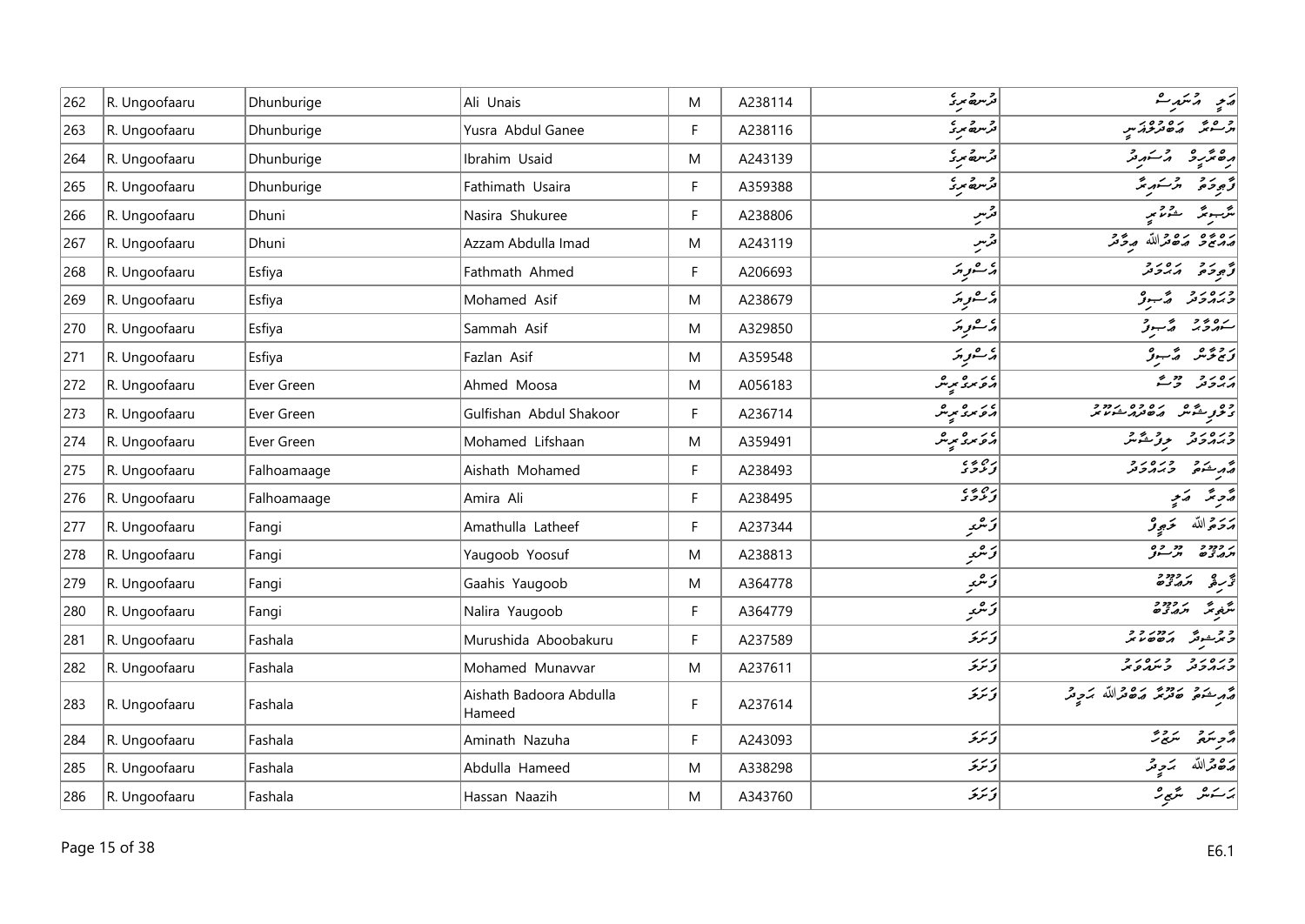| 262 | R. Ungoofaaru | Dhunburige | Ali Unais | M | A238114 | ދުނބުރިގެ | ޢަލީ އުނައިސް |
|---|---|---|---|---|---|---|---|
| 263 | R. Ungoofaaru | Dhunburige | Yusra Abdul Ganee | F | A238116 | ދުނބުރިގެ | ޔުސްރާ އަބްދުލްޣަނީ |
| 264 | R. Ungoofaaru | Dhunburige | Ibrahim Usaid | M | A243139 | ދުނބުރިގެ | އިބްރާހީމް އުސައިދު |
| 265 | R. Ungoofaaru | Dhunburige | Fathimath Usaira | F | A359388 | ދުނބުރިގެ | ފާތިމަތު އުސައިރާ |
| 266 | R. Ungoofaaru | Dhuni | Nasira Shukuree | F | A238806 | ދުނި | ނާސިރާ ޝުކޫރީ |
| 267 | R. Ungoofaaru | Dhuni | Azzam Abdulla Imad | M | A243119 | ދުނި | އައްޒާމް އަބްދުﷲ އިމާދު |
| 268 | R. Ungoofaaru | Esfiya | Fathmath Ahmed | F | A206693 | އެސްފިޔާ | ފާތިމަތު އަޙްމަދު |
| 269 | R. Ungoofaaru | Esfiya | Mohamed Asif | M | A238679 | އެސްފިޔާ | މުޙައްމަދު އާސިފް |
| 270 | R. Ungoofaaru | Esfiya | Sammah Asif | M | A329850 | އެސްފިޔާ | ސައްމާޙް އާސިފް |
| 271 | R. Ungoofaaru | Esfiya | Fazlan Asif | M | A359548 | އެސްފިޔާ | ފަޟްލާން އާސިފް |
| 272 | R. Ungoofaaru | Ever Green | Ahmed Moosa | M | A056183 | އެވަރގްރީން | އަޙްމަދު މޫސާ |
| 273 | R. Ungoofaaru | Ever Green | Gulfishan Abdul Shakoor | F | A236714 | އެވަރގްރީން | ގުލްފިޝާން އަބްދުލްޝަކޫރު |
| 274 | R. Ungoofaaru | Ever Green | Mohamed Lifshaan | M | A359491 | އެވަރގްރީން | މުޙައްމަދު ލިފްޝާން |
| 275 | R. Ungoofaaru | Falhoamaage | Aishath Mohamed | F | A238493 | ފަޅޯމާގެ | އާއިޝަތު މުޙައްމަދު |
| 276 | R. Ungoofaaru | Falhoamaage | Amira Ali | F | A238495 | ފަޅޯމާގެ | އާމިރާ ޢަލީ |
| 277 | R. Ungoofaaru | Fangi | Amathulla Latheef | F | A237344 | ފަނގި | އަމަތުﷲ ލަޠީފް |
| 278 | R. Ungoofaaru | Fangi | Yaugoob Yoosuf | M | A238813 | ފަނގި | ޔައުގޫބު ޔޫސުފް |
| 279 | R. Ungoofaaru | Fangi | Gaahis Yaugoob | M | A364778 | ފަނގި | ގާހިސް ޔައުގޫބު |
| 280 | R. Ungoofaaru | Fangi | Nalira Yaugoob | F | A364779 | ފަނގި | ނަލިރާ ޔައުގޫބު |
| 281 | R. Ungoofaaru | Fashala | Murushida Aboobakuru | F | A237589 | ފަޝަލާ | މުރުޝިދާ އަބޫބަކުރު |
| 282 | R. Ungoofaaru | Fashala | Mohamed Munavvar | M | A237611 | ފަޝަލާ | މުޙައްމަދު މުނައްވަރު |
| 283 | R. Ungoofaaru | Fashala | Aishath Badoora Abdulla Hameed | F | A237614 | ފަޝަލާ | އާއިޝަތު ބަދޫރާ އަބްދުﷲ ހަމީދު |
| 284 | R. Ungoofaaru | Fashala | Aminath Nazuha | F | A243093 | ފަޝަލާ | އާމިނަތު ނަޒުހާ |
| 285 | R. Ungoofaaru | Fashala | Abdulla Hameed | M | A338298 | ފަޝަލާ | އަބްދުﷲ ހަމީދު |
| 286 | R. Ungoofaaru | Fashala | Hassan Naazih | M | A343760 | ފަޝަލާ | ހަސަން ނާޒިހް |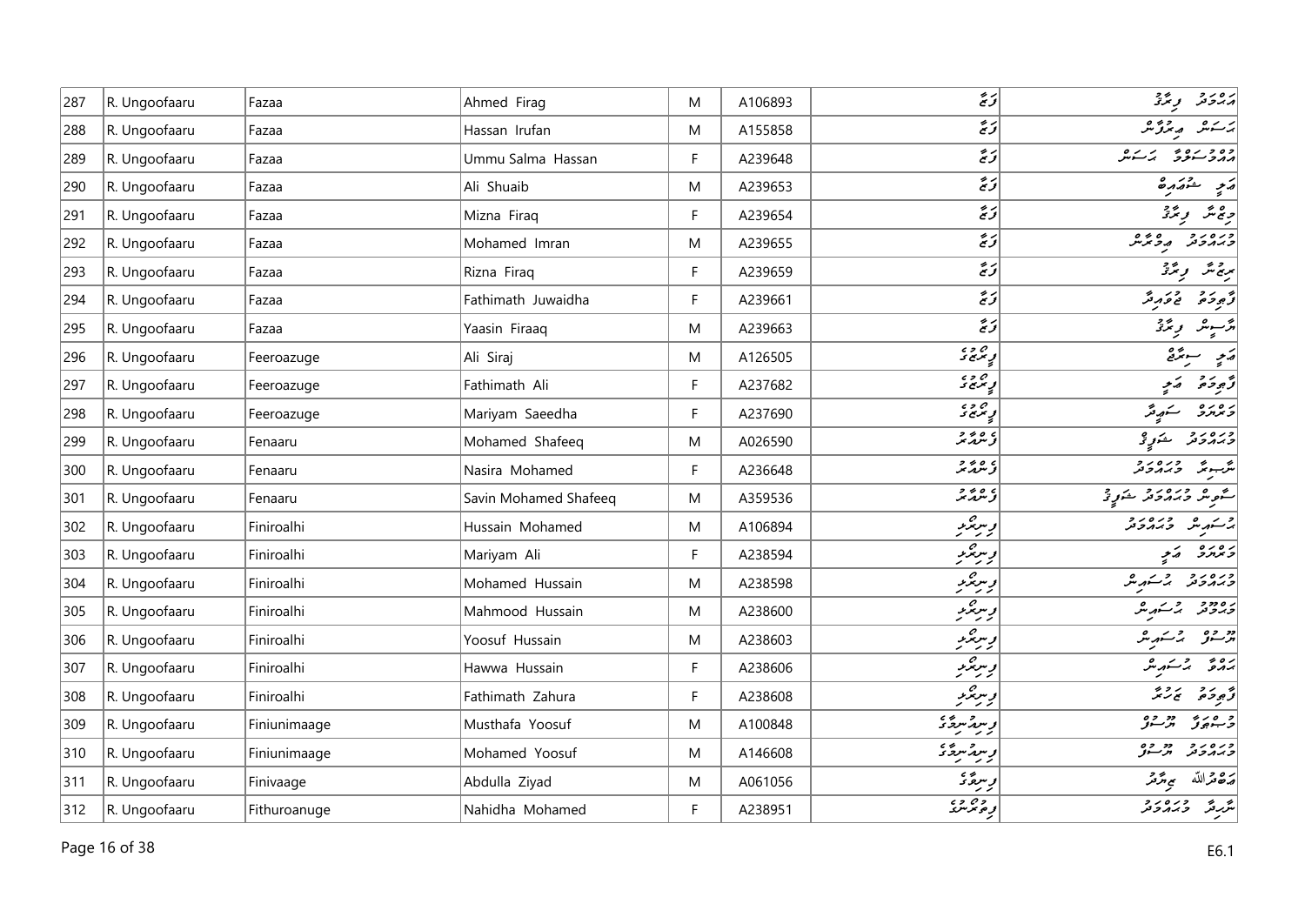| 287 | R. Ungoofaaru | Fazaa | Ahmed Firag | M | A106893 | ﺯَﺗَّ | ﺃﺭﻭﺩﺗﺮ ﻭِﺗﺮﺗ |
|---|---|---|---|---|---|---|---|
| 288 | R. Ungoofaaru | Fazaa | Hassan Irufan | M | A155858 | ﺯَﺗَّ | ﺑَﺴَﻨﺶ ﻣِﺒﺮﻭُﺗﺮ |
| 289 | R. Ungoofaaru | Fazaa | Ummu Salma Hassan | F | A239648 | ﺯَﺗَّ | ﻣﺮﻭﺩﺳﻮﻭﻭ ﺑَﺴَﻨﺶ |
| 290 | R. Ungoofaaru | Fazaa | Ali Shuaib | M | A239653 | ﺯَﺗَّ | ﻣَﻤِ ﺷﺎﻣﺮﻩ |
| 291 | R. Ungoofaaru | Fazaa | Mizna Firaq | F | A239654 | ﺯَﺗَّ | ﻭِﺟِﺗﺮ ﻭِﺗﺮﺗ |
| 292 | R. Ungoofaaru | Fazaa | Mohamed Imran | M | A239655 | ﺯَﺗَّ | ﻭﺑﺮﻭﺩﺗﺮ ﻣِﻮﺗﺮﺗﺮ |
| 293 | R. Ungoofaaru | Fazaa | Rizna Firaq | F | A239659 | ﺯَﺗَّ | ﺑﺮِﺟِﺗﺮ ﻭِﺗﺮﺗ |
| 294 | R. Ungoofaaru | Fazaa | Fathimath Juwaidha | F | A239661 | ﺯَﺗَّ | ﺯُﻣِﺮﻭﻩ ﺟﻮﻣِﺮﺗ |
| 295 | R. Ungoofaaru | Fazaa | Yaasin Firaaq | M | A239663 | ﺯَﺗَّ | ﻣﺮﺳِﻨﺶ ﻭِﺗﺮﺗ |
| 296 | R. Ungoofaaru | Feeroazuge | Ali Siraj | M | A126505 | ﻭِﺗﺮﺟﻮﺩ | ﻣَﻤِ ﺳِﺗﺮﺟ |
| 297 | R. Ungoofaaru | Feeroazuge | Fathimath Ali | F | A237682 | ﻭِﺗﺮﺟﻮﺩ | ﺯُﻣِﺮﻭﻩ ﻣَﻤِ |
| 298 | R. Ungoofaaru | Feeroazuge | Mariyam Saeedha | F | A237690 | ﻭِﺗﺮﺟﻮﺩ | ﺩﻭﺗﺮﻭ ﺳَﻤِﺮﺗ |
| 299 | R. Ungoofaaru | Fenaaru | Mohamed Shafeeq | M | A026590 | ﺯِﺗﺮﺗﺮ | ﻭﺑﺮﻭﺩﺗﺮ ﺷَﺰِﺗ |
| 300 | R. Ungoofaaru | Fenaaru | Nasira Mohamed | F | A236648 | ﺯِﺗﺮﺗﺮ | ﺗﺮﺳِﺗﺮ ﻭﺑﺮﻭﺩﺗﺮ |
| 301 | R. Ungoofaaru | Fenaaru | Savin Mohamed Shafeeq | M | A359536 | ﺯِﺗﺮﺗﺮ | ﺳﻮِﺗﺮ ﻭﺑﺮﻭﺩﺗﺮ ﺷَﺰِﺗ |
| 302 | R. Ungoofaaru | Finiroalhi | Hussain Mohamed | M | A106894 | ﻭِﺳِﺗﺮِﺗ | ﺑُﺴَﻤِﺮﺗﺮ ﻭﺑﺮﻭﺩﺗﺮ |
| 303 | R. Ungoofaaru | Finiroalhi | Mariyam Ali | F | A238594 | ﻭِﺳِﺗﺮِﺗ | ﺩﻭﺗﺮﻭ ﻣَﻤِ |
| 304 | R. Ungoofaaru | Finiroalhi | Mohamed Hussain | M | A238598 | ﻭِﺳِﺗﺮِﺗ | ﻭﺑﺮﻭﺩﺗﺮ ﺑُﺴَﻤِﺮﺗﺮ |
| 305 | R. Ungoofaaru | Finiroalhi | Mahmood Hussain | M | A238600 | ﻭِﺳِﺗﺮِﺗ | ﺩﺑﺮﻭﺩﺗﺮ ﺑُﺴَﻤِﺮﺗﺮ |
| 306 | R. Ungoofaaru | Finiroalhi | Yoosuf Hussain | M | A238603 | ﻭِﺳِﺗﺮِﺗ | ﻣﺮﺳﻮﻭ ﺑُﺴَﻤِﺮﺗﺮ |
| 307 | R. Ungoofaaru | Finiroalhi | Hawwa Hussain | F | A238606 | ﻭِﺳِﺗﺮِﺗ | ﺑَﻤﺮﻭ ﺑُﺴَﻤِﺮﺗﺮ |
| 308 | R. Ungoofaaru | Finiroalhi | Fathimath Zahura | F | A238608 | ﻭِﺳِﺗﺮِﺗ | ﺯُﻣِﺮﻭﻩ ﻳَﺰﺗﺮ |
| 309 | R. Ungoofaaru | Finiunimaage | Musthafa Yoosuf | M | A100848 | ﻭِﺳِﻤﺮﺳِﺗﺮﺩ | ﻭﺳﻮﻣﻮﺯ ﻣﺮﺳﻮﻭ |
| 310 | R. Ungoofaaru | Finiunimaage | Mohamed Yoosuf | M | A146608 | ﻭِﺳِﻤﺮﺳِﺗﺮﺩ | ﻭﺑﺮﻭﺩﺗﺮ ﻣﺮﺳﻮﻭ |
| 311 | R. Ungoofaaru | Finivaage | Abdulla Ziyad | M | A061056 | ﻭِﺳِﻮﺩ | ﻣَﻩﻭﺗﺮ الله ﻳِﻣﺮﺗﺮ |
| 312 | R. Ungoofaaru | Fithuroanuge | Nahidha Mohamed | F | A238951 | ﻭِﻣﻮﺗﺮﺳﺮﺩ | ﺗﺮﺑﺮِﺗ ﻭﺑﺮﻭﺩﺗﺮ |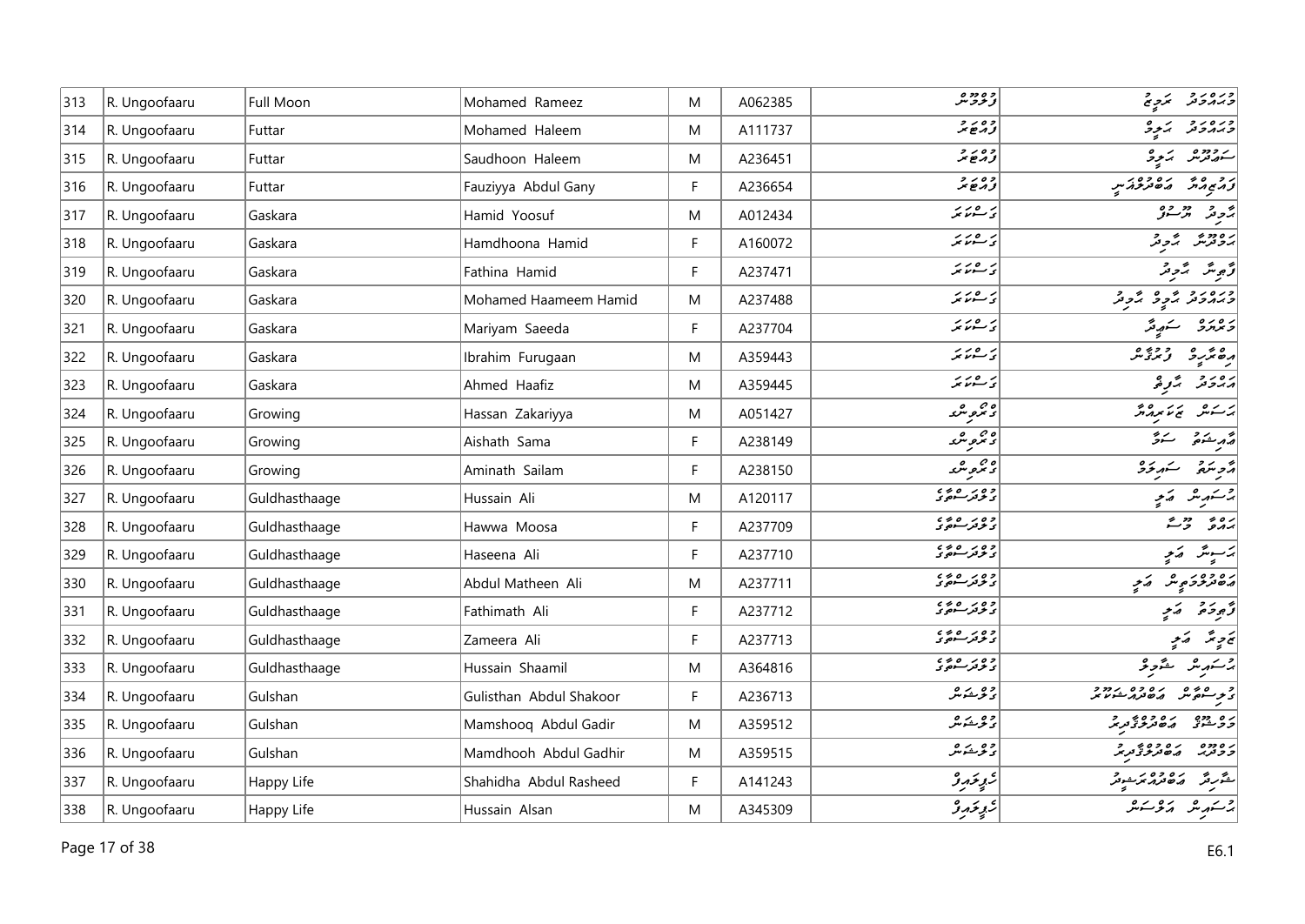| 313 | R. Ungoofaaru | Full Moon | Mohamed Rameez | M | A062385 | ފުލްމޫން | މުހައްމަދު ރަމީޒު |
|---|---|---|---|---|---|---|---|
| 314 | R. Ungoofaaru | Futtar | Mohamed Haleem | M | A111737 |ފުއްޓަރ | މުހައްމަދު ހަލީމް |
| 315 | R. Ungoofaaru | Futtar | Saudhoon Haleem | M | A236451 | ފުއްޓަރ | ސައުދޫން ހަލީމް |
| 316 | R. Ungoofaaru | Futtar | Fauziyya Abdul Gany | F | A236654 | ފުއްޓަރ | ފައުޒިއްޔާ އަބްދުލްޣަނީ |
| 317 | R. Ungoofaaru | Gaskara | Hamid Yoosuf | M | A012434 | ގަސްކަރަ | ހާމިދު ޔޫސުފް |
| 318 | R. Ungoofaaru | Gaskara | Hamdhoona Hamid | F | A160072 | ގަސްކަރަ | ހަމްދޫނާ ހާމިދު |
| 319 | R. Ungoofaaru | Gaskara | Fathina Hamid | F | A237471 | ގަސްކަރަ | ފާތިނާ ހާމިދު |
| 320 | R. Ungoofaaru | Gaskara | Mohamed Haameem Hamid | M | A237488 | ގަސްކަރަ | މުހައްމަދު ހާމީމް ހާމިދު |
| 321 | R. Ungoofaaru | Gaskara | Mariyam Saeeda | F | A237704 | ގަސްކަރަ | މަރިޔަމް ސައީދާ |
| 322 | R. Ungoofaaru | Gaskara | Ibrahim Furugaan | M | A359443 | ގަސްކަރަ | އިބްރާހިމް ފުރުގާން |
| 323 | R. Ungoofaaru | Gaskara | Ahmed Haafiz | M | A359445 | ގަސްކަރަ | އަހްމަދު ހާފިޒް |
| 324 | R. Ungoofaaru | Growing | Hassan Zakariyya | M | A051427 | ގްރޯވިންގ | ހަސަން ޒަކަރިއްޔާ |
| 325 | R. Ungoofaaru | Growing | Aishath Sama | F | A238149 | ގްރޯވިންގ | އާއިޝަތު ސަމާ |
| 326 | R. Ungoofaaru | Growing | Aminath Sailam | F | A238150 | ގްރޯވިންގ | އާމިނަތު ސައިލަމް |
| 327 | R. Ungoofaaru | Guldhasthaage | Hussain Ali | M | A120117 | ގުލްދަސްތާގެ | ހުސައިން އަލީ |
| 328 | R. Ungoofaaru | Guldhasthaage | Hawwa Moosa | F | A237709 | ގުލްދަސްތާގެ | ހައްވާ މޫސާ |
| 329 | R. Ungoofaaru | Guldhasthaage | Haseena Ali | F | A237710 | ގުލްދަސްތާގެ | ހަސީނާ އަލީ |
| 330 | R. Ungoofaaru | Guldhasthaage | Abdul Matheen Ali | M | A237711 | ގުލްދަސްތާގެ | އަބްދުލްމަތީން އަލީ |
| 331 | R. Ungoofaaru | Guldhasthaage | Fathimath Ali | F | A237712 | ގުލްދަސްތާގެ | ފާތިމަތު އަލީ |
| 332 | R. Ungoofaaru | Guldhasthaage | Zameera Ali | F | A237713 | ގުލްދަސްތާގެ | ޒަމީރާ އަލީ |
| 333 | R. Ungoofaaru | Guldhasthaage | Hussain Shaamil | M | A364816 | ގުލްދަސްތާގެ | ހުސައިން ޝާމިލް |
| 334 | R. Ungoofaaru | Gulshan | Gulisthan Abdul Shakoor | F | A236713 | ގުލްޝަން | ގުލިސްތާން އަބްދުލްޝަކޫރު |
| 335 | R. Ungoofaaru | Gulshan | Mamshooq Abdul Gadir | M | A359512 | ގުލްޝަން | މަމްޝޫގު އަބްދުލްގާދިރު |
| 336 | R. Ungoofaaru | Gulshan | Mamdhooh Abdul Gadhir | M | A359515 | ގުލްޝަން | މަމްދޫހު އަބްދުލްގާދިރު |
| 337 | R. Ungoofaaru | Happy Life | Shahidha Abdul Rasheed | F | A141243 | ހެޕީލައިފް | ޝާހިދާ އަބްދުއްރަޝީދު |
| 338 | R. Ungoofaaru | Happy Life | Hussain Alsan | M | A345309 | ހެޕީލައިފް | ހުސައިން އަލްސަން |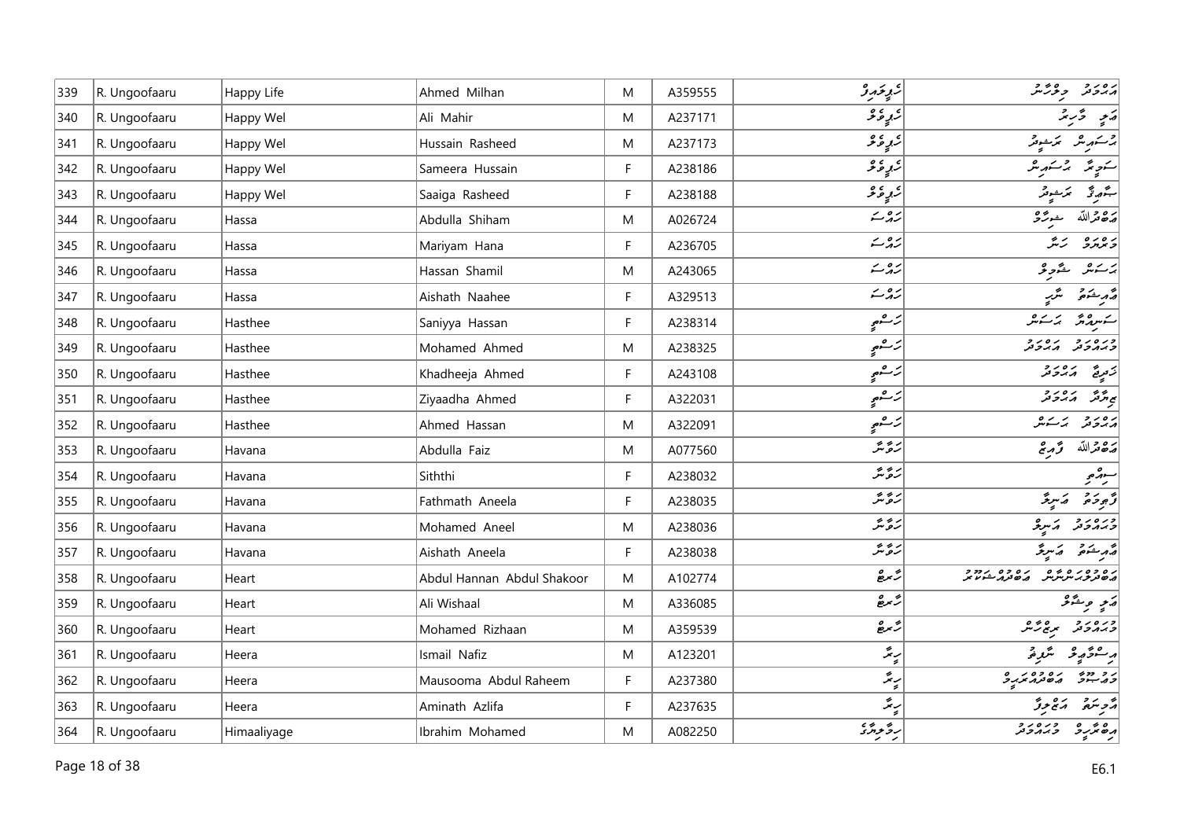| 339 | R. Ungoofaaru | Happy Life | Ahmed Milhan | M | A359555 | ހެޕީލައިފް | އަހުމަދު މިލްހާން |
|---|---|---|---|---|---|---|---|
| 340 | R. Ungoofaaru | Happy Wel | Ali Mahir | M | A237171 | ހެޕީވެލް | އަލި މާހިރު |
| 341 | R. Ungoofaaru | Happy Wel | Hussain Rasheed | M | A237173 | ހެޕީވެލް | ހުސައިން ރަޝީދު |
| 342 | R. Ungoofaaru | Happy Wel | Sameera Hussain | F | A238186 | ހެޕީވެލް | ސަމީރާ ހުސައިން |
| 343 | R. Ungoofaaru | Happy Wel | Saaiga Rasheed | F | A238188 | ހެޕީވެލް | ސާއިގާ ރަޝީދު |
| 344 | R. Ungoofaaru | Hassa | Abdulla Shiham | M | A026724 | ހައްސަ | އަބްދުﷲ ޝިހާމް |
| 345 | R. Ungoofaaru | Hassa | Mariyam Hana | F | A236705 | ހައްސަ | މަރިޔަމް ހަނާ |
| 346 | R. Ungoofaaru | Hassa | Hassan Shamil | M | A243065 | ހައްސަ | ހަސަން ޝާމިލް |
| 347 | R. Ungoofaaru | Hassa | Aishath Naahee | F | A329513 | ހައްސަ | އައިޝަތު ނާހީ |
| 348 | R. Ungoofaaru | Hasthee | Saniyya Hassan | F | A238314 | ހަސްތީ | ސަނިއްޔާ ހަސަން |
| 349 | R. Ungoofaaru | Hasthee | Mohamed Ahmed | M | A238325 | ހަސްތީ | މުހައްމަދު އަހުމަދު |
| 350 | R. Ungoofaaru | Hasthee | Khadheeja Ahmed | F | A243108 | ހަސްތީ | ޚަދީޖާ އަހުމަދު |
| 351 | R. Ungoofaaru | Hasthee | Ziyaadha Ahmed | F | A322031 | ހަސްތީ | ޒިޔާދާ އަހުމަދު |
| 352 | R. Ungoofaaru | Hasthee | Ahmed Hassan | M | A322091 | ހަސްތީ | އަހުމަދު ހަސަން |
| 353 | R. Ungoofaaru | Havana | Abdulla Faiz | M | A077560 | ހަވާނާ | އަބްދުﷲ ފާއިޒު |
| 354 | R. Ungoofaaru | Havana | Siththi | F | A238032 | ހަވާނާ | ސިއްތި |
| 355 | R. Ungoofaaru | Havana | Fathmath Aneela | F | A238035 | ހަވާނާ | ފާތިމަތު އަނީލާ |
| 356 | R. Ungoofaaru | Havana | Mohamed Aneel | M | A238036 | ހަވާނާ | މުހައްމަދު އަނީލް |
| 357 | R. Ungoofaaru | Havana | Aishath Aneela | F | A238038 | ހަވާނާ | އައިޝަތު އަނީލާ |
| 358 | R. Ungoofaaru | Heart | Abdul Hannan Abdul Shakoor | M | A102774 | ހާޓް | އަބްދުލްހަންނާން އަބްދުއްޝަކޫރު |
| 359 | R. Ungoofaaru | Heart | Ali Wishaal | M | A336085 | ހާޓް | އަލި ވިޝާލް |
| 360 | R. Ungoofaaru | Heart | Mohamed Rizhaan | M | A359539 | ހާޓް | މުހައްމަދު ރިޒްހާން |
| 361 | R. Ungoofaaru | Heera | Ismail Nafiz | M | A123201 | ހީރާ | އިސްމާޢީލް ނާފިޒު |
| 362 | R. Ungoofaaru | Heera | Mausooma Abdul Raheem | F | A237380 | ހީރާ | މައުސޫމާ އަބްދުއްރަޙީމް |
| 363 | R. Ungoofaaru | Heera | Aminath Azlifa | F | A237635 | ހީރާ | އާމިނަތު އަޒްލީފާ |
| 364 | R. Ungoofaaru | Himaaliyage | Ibrahim Mohamed | M | A082250 | ހިމާލިޔާގެ | އިބްރާހީމް މުހައްމަދު |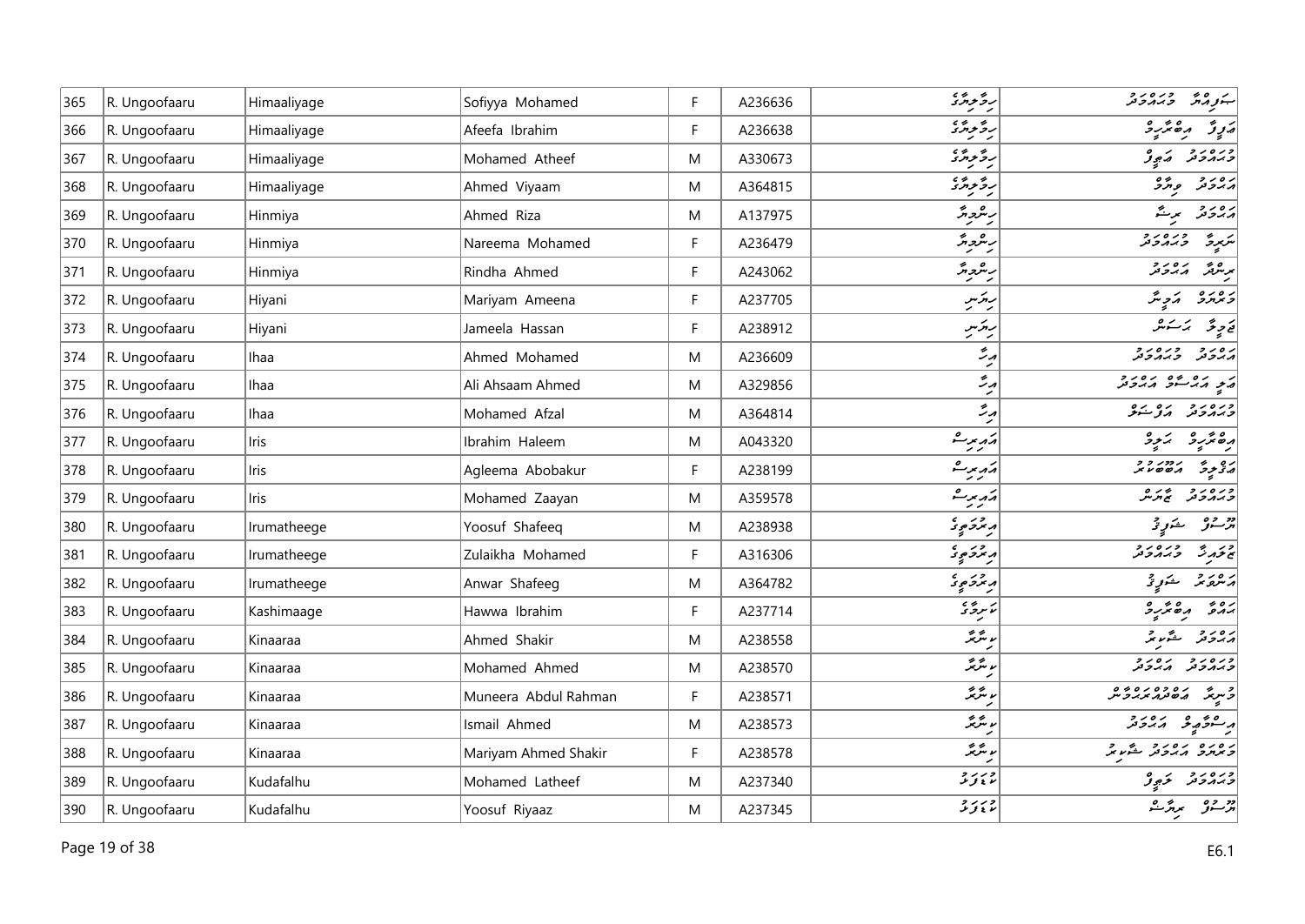| 365 | R. Ungoofaaru | Himaaliyage | Sofiyya Mohamed | F | A236636 | ހިމާލިޔާގެ | ސޯފިއްޔާ މުހައްމަދު |
|---|---|---|---|---|---|---|---|
| 366 | R. Ungoofaaru | Himaaliyage | Afeefa Ibrahim | F | A236638 | ހިމާލިޔާގެ | އަފީފާ އިބްރާހީމް |
| 367 | R. Ungoofaaru | Himaaliyage | Mohamed Atheef | M | A330673 | ހިމާލިޔާގެ | މުހައްމަދު އަތީފް |
| 368 | R. Ungoofaaru | Himaaliyage | Ahmed Viyaam | M | A364815 | ހިމާލިޔާގެ | އަހްމަދު ވިޔާމް |
| 369 | R. Ungoofaaru | Hinmiya | Ahmed Riza | M | A137975 | ހިންމިޔާ | އަހްމަދު ރިޟާ |
| 370 | R. Ungoofaaru | Hinmiya | Nareema Mohamed | F | A236479 | ހިންމިޔާ | ނަރީމާ މުހައްމަދު |
| 371 | R. Ungoofaaru | Hinmiya | Rindha Ahmed | F | A243062 | ހިންމިޔާ | ރިންދާ އަހްމަދު |
| 372 | R. Ungoofaaru | Hiyani | Mariyam Ameena | F | A237705 | ހިޔަނި | މަރިޔަމް އަމީނާ |
| 373 | R. Ungoofaaru | Hiyani | Jameela Hassan | F | A238912 | ހިޔަނި | ޖަމީލާ ހަސަން |
| 374 | R. Ungoofaaru | Ihaa | Ahmed Mohamed | M | A236609 | އިހާ | އަހްމަދު މުހައްމަދު |
| 375 | R. Ungoofaaru | Ihaa | Ali Ahsaam Ahmed | M | A329856 | އިހާ | އަލި އަހްސާމް އަހްމަދު |
| 376 | R. Ungoofaaru | Ihaa | Mohamed Afzal | M | A364814 | އިހާ | މުހައްމަދު އަފްޟަލް |
| 377 | R. Ungoofaaru | Iris | Ibrahim Haleem | M | A043320 | އައިރިސް | އިބްރާހީމް ހަލީމް |
| 378 | R. Ungoofaaru | Iris | Agleema Abobakur | F | A238199 | އައިރިސް | އަގްލީމާ އަބޫބަކުރު |
| 379 | R. Ungoofaaru | Iris | Mohamed Zaayan | M | A359578 | އައިރިސް | މުހައްމަދު ޒާޔަން |
| 380 | R. Ungoofaaru | Irumatheege | Yoosuf Shafeeq | M | A238938 | އިރުމަތީގެ | ޔޫސުފް ޝަފީޤު |
| 381 | R. Ungoofaaru | Irumatheege | Zulaikha Mohamed | F | A316306 | އިރުމަތީގެ | ޒުލައިޚާ މުހައްމަދު |
| 382 | R. Ungoofaaru | Irumatheege | Anwar Shafeeg | M | A364782 | އިރުމަތީގެ | އަންވަރު ޝަފީޤު |
| 383 | R. Ungoofaaru | Kashimaage | Hawwa Ibrahim | F | A237714 | ކަށިމާގެ | ހައްވާ އިބްރާހީމް |
| 384 | R. Ungoofaaru | Kinaaraa | Ahmed Shakir | M | A238558 | ކިނާރާ | އަހްމަދު ޝާކިރު |
| 385 | R. Ungoofaaru | Kinaaraa | Mohamed Ahmed | M | A238570 | ކިނާރާ | މުހައްމަދު އަހްމަދު |
| 386 | R. Ungoofaaru | Kinaaraa | Muneera Abdul Rahman | F | A238571 | ކިނާރާ | މުނީރާ އަބްދުއްރަޙްމާން |
| 387 | R. Ungoofaaru | Kinaaraa | Ismail Ahmed | M | A238573 | ކިނާރާ | އިސްމާޢީލް އަހްމަދު |
| 388 | R. Ungoofaaru | Kinaaraa | Mariyam Ahmed Shakir | F | A238578 | ކިނާރާ | މަރިޔަމް އަހްމަދު ޝާކިރު |
| 389 | R. Ungoofaaru | Kudafalhu | Mohamed Latheef | M | A237340 | ކުދަފަޅު | މުހައްމަދު ލަތީފް |
| 390 | R. Ungoofaaru | Kudafalhu | Yoosuf Riyaaz | M | A237345 | ކުދަފަޅު | ޔޫސުފް ރިޔާޒް |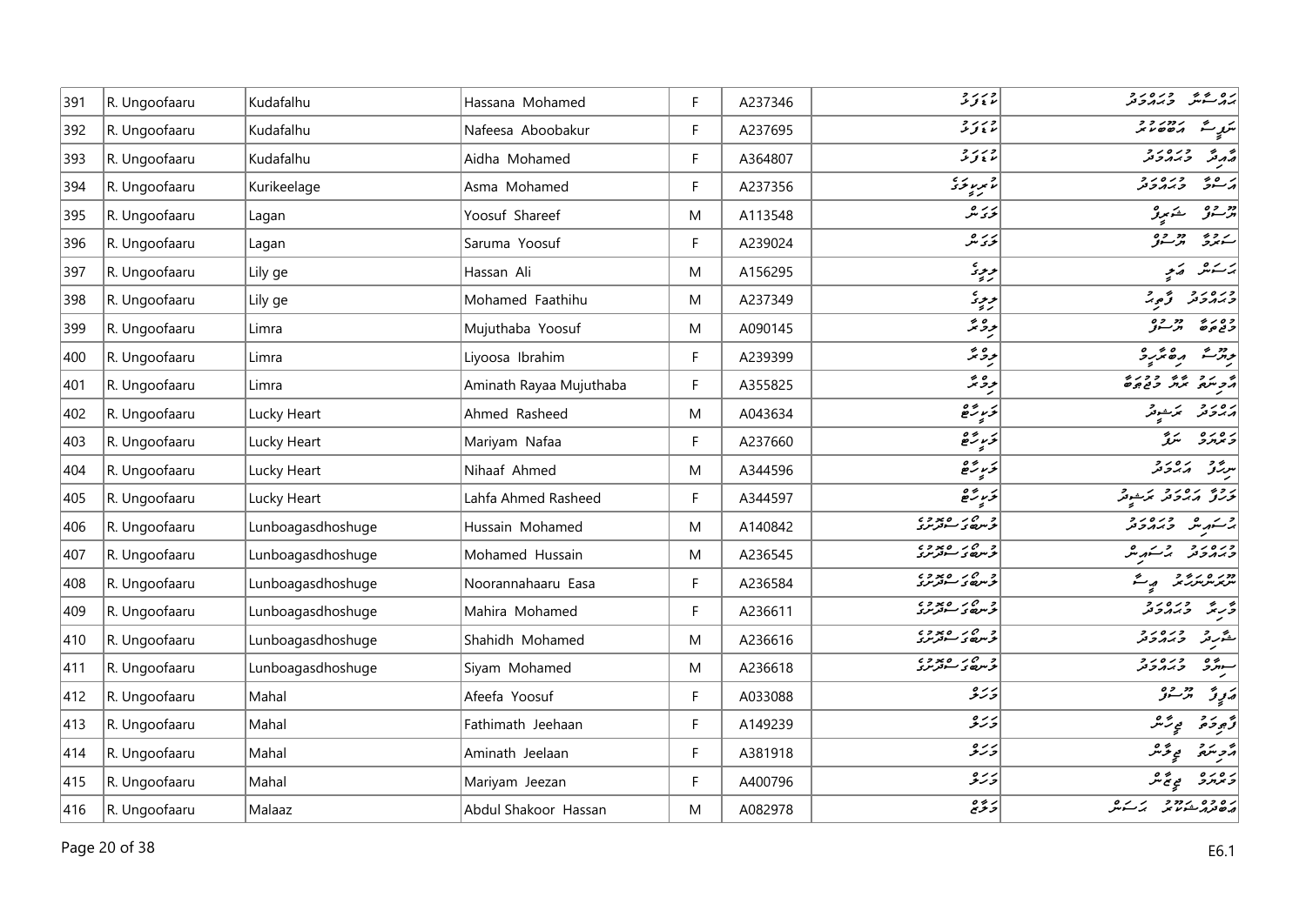| 391 | R. Ungoofaaru | Kudafalhu | Hassana Mohamed | F | A237346 | ކުދަފަޅު | ހައްސާނާ މުހައްމަދު |
|---|---|---|---|---|---|---|---|
| 392 | R. Ungoofaaru | Kudafalhu | Nafeesa Aboobakur | F | A237695 | ކުދަފަޅު | ނަފީސާ އަބޫބަކުރު |
| 393 | R. Ungoofaaru | Kudafalhu | Aidha Mohamed | F | A364807 | ކުދަފަޅު | އައިދާ މުހައްމަދު |
| 394 | R. Ungoofaaru | Kurikeelage | Asma Mohamed | F | A237356 | ކުރިކީލަގެ | އަސްމާ މުހައްމަދު |
| 395 | R. Ungoofaaru | Lagan | Yoosuf Shareef | M | A113548 | ލަގަން | ޔޫސުފް ޝަރީފް |
| 396 | R. Ungoofaaru | Lagan | Saruma Yoosuf | F | A239024 | ލަގަން | ސަރުމާ ޔޫސުފް |
| 397 | R. Ungoofaaru | Lily ge | Hassan Ali | M | A156295 | ލިލީގެ | ހަސަން އަލި |
| 398 | R. Ungoofaaru | Lily ge | Mohamed Faathihu | M | A237349 | ލިލީގެ | މުހައްމަދު ފާތިހު |
| 399 | R. Ungoofaaru | Limra | Mujuthaba Yoosuf | M | A090145 | ލިމްރާ | މުޖުތަބާ ޔޫސުފް |
| 400 | R. Ungoofaaru | Limra | Liyoosa Ibrahim | F | A239399 | ލިމްރާ | ލިޔޫސާ އިބްރާހީމް |
| 401 | R. Ungoofaaru | Limra | Aminath Rayaa Mujuthaba | F | A355825 | ލިމްރާ | އާމިނަތު ރަޔާ މުޖުތަބާ |
| 402 | R. Ungoofaaru | Lucky Heart | Ahmed Rasheed | M | A043634 | ލަކީހާޓް | އަހްމަދު ރަޝީދު |
| 403 | R. Ungoofaaru | Lucky Heart | Mariyam Nafaa | F | A237660 | ލަކީހާޓް | މަރިޔަމް ނަފާ |
| 404 | R. Ungoofaaru | Lucky Heart | Nihaaf Ahmed | M | A344596 | ލަކީހާޓް | ނިހާފް އަހްމަދު |
| 405 | R. Ungoofaaru | Lucky Heart | Lahfa Ahmed Rasheed | F | A344597 | ލަކީހާޓް | ލަހްފާ އަހްމަދު ރަޝީދު |
| 406 | R. Ungoofaaru | Lunboagasdhoshuge | Hussain Mohamed | M | A140842 | ލުނބޯގަސްދޮށުގެ | ހުސައިން މުހައްމަދު |
| 407 | R. Ungoofaaru | Lunboagasdhoshuge | Mohamed Hussain | M | A236545 | ލުނބޯގަސްދޮށުގެ | މުހައްމަދު ހުސައިން |
| 408 | R. Ungoofaaru | Lunboagasdhoshuge | Noorannahaaru Easa | F | A236584 | ލުނބޯގަސްދޮށުގެ | ނޫރުންނަހާރު ޢީސާ |
| 409 | R. Ungoofaaru | Lunboagasdhoshuge | Mahira Mohamed | F | A236611 | ލުނބޯގަސްދޮށުގެ | މާހިރާ މުހައްމަދު |
| 410 | R. Ungoofaaru | Lunboagasdhoshuge | Shahidh Mohamed | M | A236616 | ލުނބޯގަސްދޮށުގެ | ޝާހިދު މުހައްމަދު |
| 411 | R. Ungoofaaru | Lunboagasdhoshuge | Siyam Mohamed | M | A236618 | ލުނބޯގަސްދޮށުގެ | ސިޔާމް މުހައްމަދު |
| 412 | R. Ungoofaaru | Mahal | Afeefa Yoosuf | F | A033088 | މަހަލް | އަފީފާ ޔޫސުފް |
| 413 | R. Ungoofaaru | Mahal | Fathimath Jeehaan | F | A149239 | މަހަލް | ފާތިމަތު ޖީހާން |
| 414 | R. Ungoofaaru | Mahal | Aminath Jeelaan | F | A381918 | މަހަލް | އާމިނަތު ޖީލާން |
| 415 | R. Ungoofaaru | Mahal | Mariyam Jeezan | F | A400796 | މަހަލް | މަރިޔަމް ޖީޒާން |
| 416 | R. Ungoofaaru | Malaaz | Abdul Shakoor Hassan | M | A082978 | މަލާޒް | އަބްދުލްޝަކޫރު ހަސަން |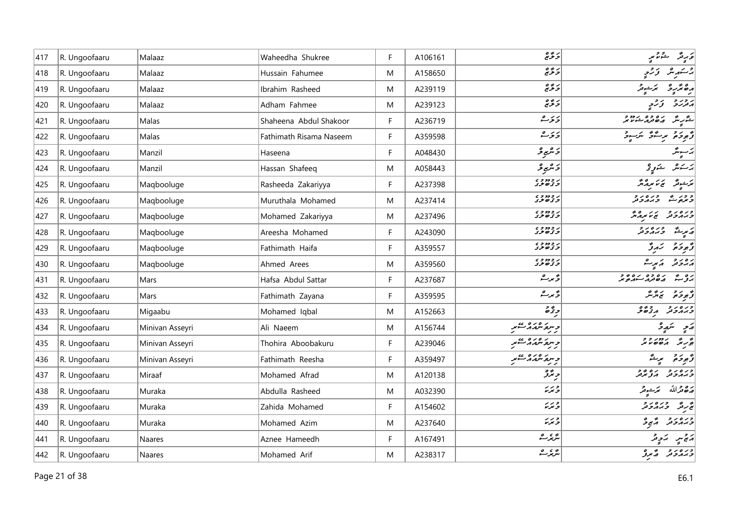| 417 | R. Ungoofaaru | Malaaz | Waheedha Shukree | F | A106161 | ގަލާޒ | ވަހީދާ ޝުކުރީ |
|---|---|---|---|---|---|---|---|
| 418 | R. Ungoofaaru | Malaaz | Hussain Fahumee | M | A158650 | ގަލާޒ | ހުސައިން ފަހުމީ |
| 419 | R. Ungoofaaru | Malaaz | Ibrahim Rasheed | M | A239119 | ގަލާޒ | އިބްރާހީމް ރަޝީދު |
| 420 | R. Ungoofaaru | Malaaz | Adham Fahmee | M | A239123 | ގަލާޒ | އަދުހަމް ފަހުމީ |
| 421 | R. Ungoofaaru | Malas | Shaheena Abdul Shakoor | F | A236719 | މަލަސް | ޝަހީނާ އަބްދުލްޝަކޫރު |
| 422 | R. Ungoofaaru | Malas | Fathimath Risama Naseem | F | A359598 | މަލަސް | ފާތިމަތު ރިސާމާ ނަސީމު |
| 423 | R. Ungoofaaru | Manzil | Haseena | F | A048430 | މަންޒިލް | ހަސީނާ |
| 424 | R. Ungoofaaru | Manzil | Hassan Shafeeq | M | A058443 | މަންޒިލް | ހަސަން ޝަފީޤު |
| 425 | R. Ungoofaaru | Maqbooluge | Rasheeda Zakariyya | F | A237398 | މަގުބޫލުގެ | ރަޝީދާ ޒަކަރިއްޔާ |
| 426 | R. Ungoofaaru | Maqbooluge | Muruthala Mohamed | M | A237414 | މަގުބޫލުގެ | މުރުތަލާ މުހައްމަދު |
| 427 | R. Ungoofaaru | Maqbooluge | Mohamed Zakariyya | M | A237496 | މަގުބޫލުގެ | މުހައްމަދު ޒަކަރިއްޔާ |
| 428 | R. Ungoofaaru | Maqbooluge | Areesha Mohamed | F | A243090 | މަގުބޫލުގެ | އަރީޝާ މުހައްމަދު |
| 429 | R. Ungoofaaru | Maqbooluge | Fathimath Haifa | F | A359557 | މަގުބޫލުގެ | ފާތިމަތު ހައިފާ |
| 430 | R. Ungoofaaru | Maqbooluge | Ahmed Arees | M | A359560 | މަގުބޫލުގެ | އަހުމަދު އަރީސް |
| 431 | R. Ungoofaaru | Mars | Hafsa Abdul Sattar | F | A237687 | މާރސް | ހަފްސާ އަބްދުލްސައްތާރު |
| 432 | R. Ungoofaaru | Mars | Fathimath Zayana | F | A359595 | މާރސް | ފާތިމަތު ޒަޔާނާ |
| 433 | R. Ungoofaaru | Migaabu | Mohamed Iqbal | M | A152663 | މިގާބު | މުހައްމަދު އިގުބާލް |
| 434 | R. Ungoofaaru | Minivan Asseyri | Ali Naeem | M | A156744 | މިނިވަންއައްސޭރި | އަލި ނައީމް |
| 435 | R. Ungoofaaru | Minivan Asseyri | Thohira Aboobakuru | F | A239046 | މިނިވަންއައްސޭރި | ތޯހިރާ އަބޫބަކުރު |
| 436 | R. Ungoofaaru | Minivan Asseyri | Fathimath Reesha | F | A359497 | މިނިވަންއައްސޭރި | ފާތިމަތު ރީޝާ |
| 437 | R. Ungoofaaru | Miraaf | Mohamed Afrad | M | A120138 | މިރާފް | މުހައްމަދު އަފްރާދު |
| 438 | R. Ungoofaaru | Muraka | Abdulla Rasheed | M | A032390 | މުރަކަ | އަބްދުﷲ ރަޝީދު |
| 439 | R. Ungoofaaru | Muraka | Zahida Mohamed | F | A154602 | މުރަކަ | ޒާހިދާ މުހައްމަދު |
| 440 | R. Ungoofaaru | Muraka | Mohamed Azim | M | A237640 | މުރަކަ | މުހައްމަދު އާޒިމް |
| 441 | R. Ungoofaaru | Naares | Aznee Hameedh | F | A167491 | ނާރެސް | އަޒްނީ ހަމީދު |
| 442 | R. Ungoofaaru | Naares | Mohamed Arif | M | A238317 | ނާރެސް | މުހައްމަދު އާރިފް |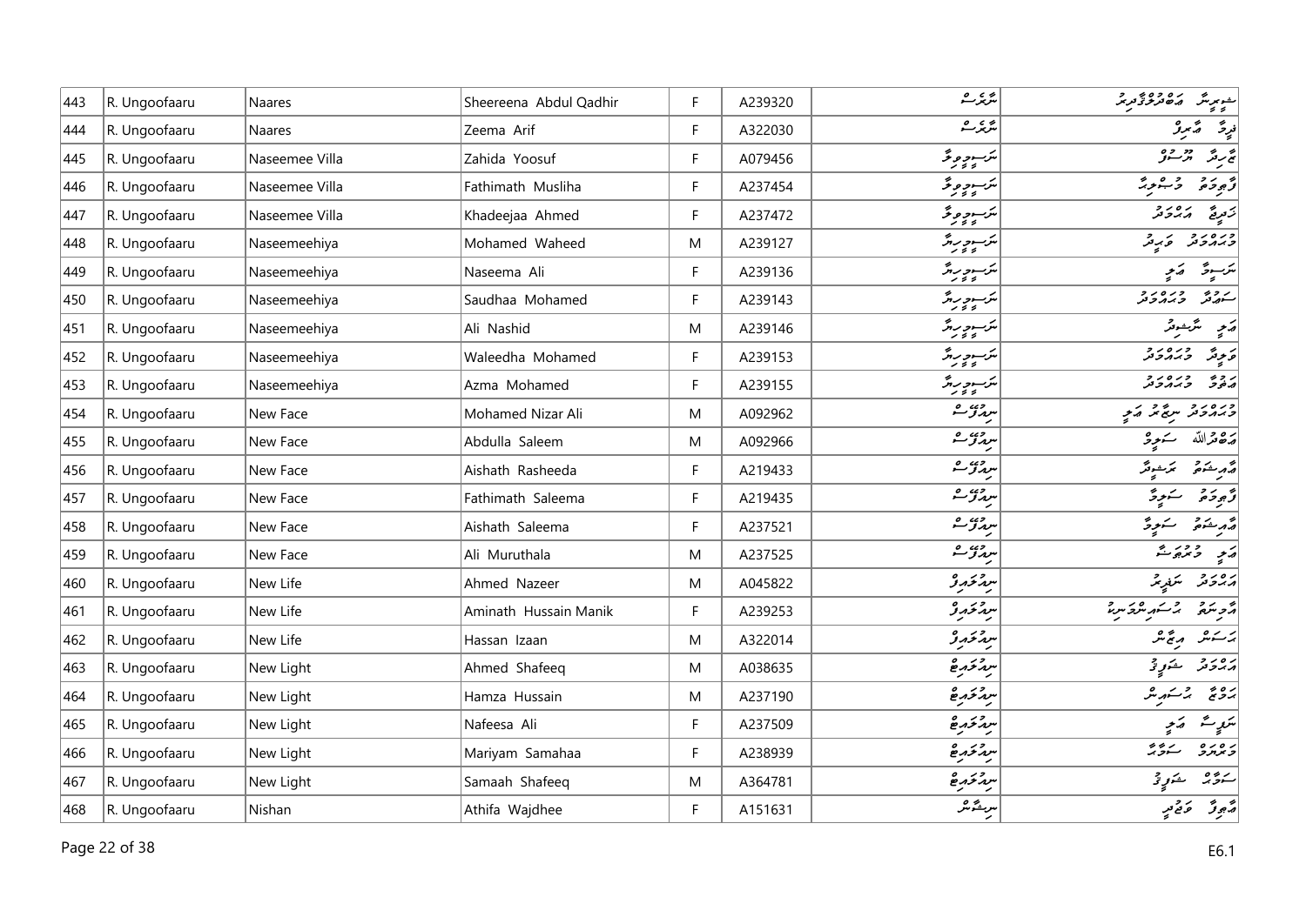| 443 | R. Ungoofaaru | Naares | Sheereena Abdul Qadhir | F | A239320 | ނާރެސް | ޝީރީނާ އަބްދުލްޤާދިރު |
|---|---|---|---|---|---|---|---|
| 444 | R. Ungoofaaru | Naares | Zeema Arif | F | A322030 | ނާރެސް | ޒީމާ އާރިފު |
| 445 | R. Ungoofaaru | Naseemee Villa | Zahida Yoosuf | F | A079456 | ނަސީމީވިލާ | ޒާހިދާ ޔޫސުފު |
| 446 | R. Ungoofaaru | Naseemee Villa | Fathimath Musliha | F | A237454 | ނަސީމީވިލާ | ފާތިމަތު މުސްލިހާ |
| 447 | R. Ungoofaaru | Naseemee Villa | Khadeejaa Ahmed | F | A237472 | ނަސީމީވިލާ | ޚަދީޖާ އަހުމަދު |
| 448 | R. Ungoofaaru | Naseemeehiya | Mohamed Waheed | M | A239127 | ނަސީމީހިޔާ | މުހައްމަދު ވަހީދު |
| 449 | R. Ungoofaaru | Naseemeehiya | Naseema Ali | F | A239136 | ނަސީމީހިޔާ | ނަސީމާ އަލި |
| 450 | R. Ungoofaaru | Naseemeehiya | Saudhaa Mohamed | F | A239143 | ނަސީމީހިޔާ | ސައުދާ މުހައްމަދު |
| 451 | R. Ungoofaaru | Naseemeehiya | Ali Nashid | M | A239146 | ނަސީމީހިޔާ | އަލި ނާޝިދު |
| 452 | R. Ungoofaaru | Naseemeehiya | Waleedha Mohamed | F | A239153 | ނަސީމީހިޔާ | ވަލީދާ މުހައްމަދު |
| 453 | R. Ungoofaaru | Naseemeehiya | Azma Mohamed | F | A239155 | ނަސީމީހިޔާ | އަޒްމާ މުހައްމަދު |
| 454 | R. Ungoofaaru | New Face | Mohamed Nizar Ali | M | A092962 | ނިއުފޭސް | މުހައްމަދު ނިޒާރު އަލި |
| 455 | R. Ungoofaaru | New Face | Abdulla Saleem | M | A092966 | ނިއުފޭސް | އަބްދުﷲ ސަލީމު |
| 456 | R. Ungoofaaru | New Face | Aishath Rasheeda | F | A219433 | ނިއުފޭސް | އާއިޝަތު ރަޝީދާ |
| 457 | R. Ungoofaaru | New Face | Fathimath Saleema | F | A219435 | ނިއުފޭސް | ފާތިމަތު ސަލީމާ |
| 458 | R. Ungoofaaru | New Face | Aishath Saleema | F | A237521 | ނިއުފޭސް | އާއިޝަތު ސަލީމާ |
| 459 | R. Ungoofaaru | New Face | Ali Muruthala | M | A237525 | ނިއުފޭސް | އަލި މުރުތަލާ |
| 460 | R. Ungoofaaru | New Life | Ahmed Nazeer | M | A045822 | ނިއުލައިފް | އަހުމަދު ނަޒީރު |
| 461 | R. Ungoofaaru | New Life | Aminath Hussain Manik | F | A239253 | ނިއުލައިފް | އާމިނަތު ހުސައިންމަނިކު |
| 462 | R. Ungoofaaru | New Life | Hassan Izaan | M | A322014 | ނިއުލައިފް | ހަސަން އިޒާން |
| 463 | R. Ungoofaaru | New Light | Ahmed Shafeeq | M | A038635 | ނިއުލައިޓް | އަހުމަދު ޝަފީޤު |
| 464 | R. Ungoofaaru | New Light | Hamza Hussain | M | A237190 | ނިއުލައިޓް | ހަމްޒާ ހުސައިން |
| 465 | R. Ungoofaaru | New Light | Nafeesa Ali | F | A237509 | ނިއުލައިޓް | ނަފީސާ އަލި |
| 466 | R. Ungoofaaru | New Light | Mariyam Samahaa | F | A238939 | ނިއުލައިޓް | މަރިޔަމް ސަމާހާ |
| 467 | R. Ungoofaaru | New Light | Samaah Shafeeq | M | A364781 | ނިއުލައިޓް | ސަމާހް ޝަފީޤު |
| 468 | R. Ungoofaaru | Nishan | Athifa Wajdhee | F | A151631 | ނިޝާން | އާތިފާ ވަޖްދީ |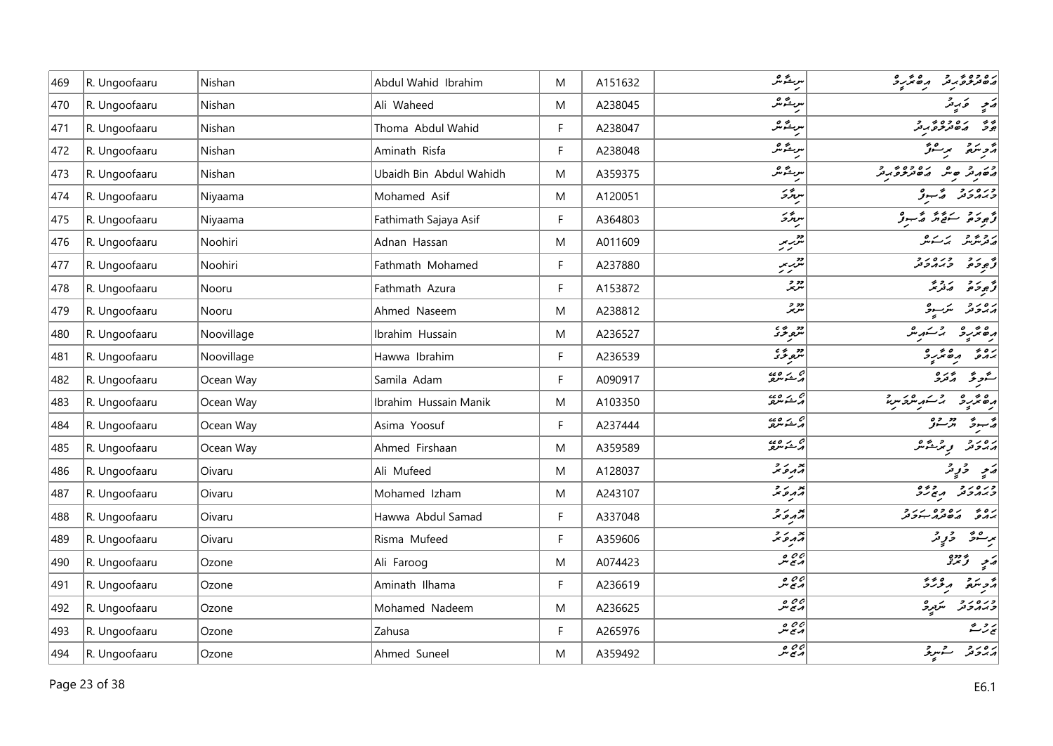| 469 | R. Ungoofaaru | Nishan | Abdul Wahid Ibrahim | M | A151632 | سِرِشَانْ | އަބްދުލްވާހިދު އިބްރާހީމް |
|---|---|---|---|---|---|---|---|
| 470 | R. Ungoofaaru | Nishan | Ali Waheed | M | A238045 | ނިޝާން | އަލީ ވަހީދު |
| 471 | R. Ungoofaaru | Nishan | Thoma Abdul Wahid | F | A238047 | ނިޝާން | ތޯމާ އަބްދުލްވާހިދު |
| 472 | R. Ungoofaaru | Nishan | Aminath Risfa | F | A238048 | ނިޝާން | އާމިނަތު ރިސްފާ |
| 473 | R. Ungoofaaru | Nishan | Ubaidh Bin Abdul Wahidh | M | A359375 | ނިޝާން | އުބައިދު ބިން އަބްދުލްވާހިދު |
| 474 | R. Ungoofaaru | Niyaama | Mohamed Asif | M | A120051 | ނިޔާމާ | މުޙައްމަދު އާސިފް |
| 475 | R. Ungoofaaru | Niyaama | Fathimath Sajaya Asif | F | A364803 | ނިޔާމާ | ފާތިމަތު ސަޖާޔާ އާސިފް |
| 476 | R. Ungoofaaru | Noohiri | Adnan Hassan | M | A011609 | ނޫހިރި | އަދްނާން ހަސަން |
| 477 | R. Ungoofaaru | Noohiri | Fathmath Mohamed | F | A237880 | ނޫހިރި | ފާތުމަތު މުޙައްމަދު |
| 478 | R. Ungoofaaru | Nooru | Fathmath Azura | F | A153872 | ނޫރު | ފާތުމަތު އަޒުރާ |
| 479 | R. Ungoofaaru | Nooru | Ahmed Naseem | M | A238812 | ނޫރު | އަޙްމަދު ނަސީމް |
| 480 | R. Ungoofaaru | Noovillage | Ibrahim Hussain | M | A236527 | ނޫވިލެޖް | އިބްރާހީމް ޙުސައިން |
| 481 | R. Ungoofaaru | Noovillage | Hawwa Ibrahim | F | A236539 | ނޫވިލެޖް | ހައްވާ އިބްރާހީމް |
| 482 | R. Ungoofaaru | Ocean Way | Samila Adam | F | A090917 | އޯޝަންވޭ | ސާމިލާ އާދަމް |
| 483 | R. Ungoofaaru | Ocean Way | Ibrahim Hussain Manik | M | A103350 | އޯޝަންވޭ | އިބްރާހީމް ޙުސައިންމަނިކު |
| 484 | R. Ungoofaaru | Ocean Way | Asima Yoosuf | F | A237444 | އޯޝަންވޭ | އާސިމާ ޔޫސުފް |
| 485 | R. Ungoofaaru | Ocean Way | Ahmed Firshaan | M | A359589 | އޯޝަންވޭ | އަޙްމަދު ފިރުޝާން |
| 486 | R. Ungoofaaru | Oivaru | Ali Mufeed | M | A128037 | އޮއިވަރު | އަލީ މުފީދު |
| 487 | R. Ungoofaaru | Oivaru | Mohamed Izham | M | A243107 | އޮއިވަރު | މުޙައްމަދު އިޒްހާމް |
| 488 | R. Ungoofaaru | Oivaru | Hawwa Abdul Samad | F | A337048 | އޮއިވަރު | ހައްވާ އަބްދުއްސަމަދު |
| 489 | R. Ungoofaaru | Oivaru | Risma Mufeed | F | A359606 | އޮއިވަރު | ރިސްމާ މުފީދު |
| 490 | R. Ungoofaaru | Ozone | Ali Faroog | M | A074423 | އޯޒޯން | އަލީ ފާރޫގު |
| 491 | R. Ungoofaaru | Ozone | Aminath Ilhama | F | A236619 | އޯޒޯން | އާމިނަތު އިލްހާމާ |
| 492 | R. Ungoofaaru | Ozone | Mohamed Nadeem | M | A236625 | އޯޒޯން | މުޙައްމަދު ނަދީމް |
| 493 | R. Ungoofaaru | Ozone | Zahusa | F | A265976 | އޯޒޯން | ޒަހުސާ |
| 494 | R. Ungoofaaru | Ozone | Ahmed Suneel | M | A359492 | އޯޒޯން | އަޙްމަދު ސުނީލް |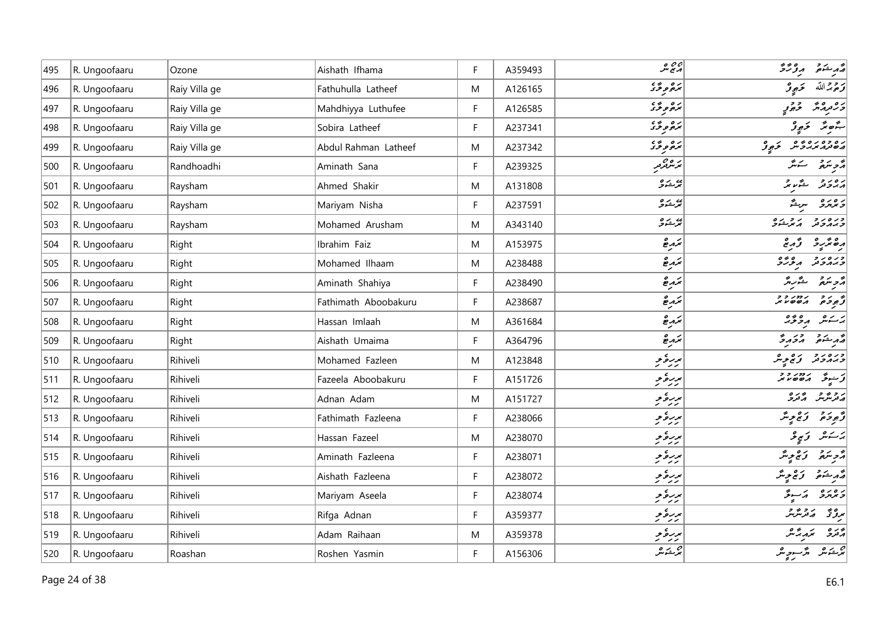| 495 | R. Ungoofaaru | Ozone | Aishath Ifhama | F | A359493 | ޢޮޒޯން | ޢާއިޝަތު އިފްހާމާ |
|---|---|---|---|---|---|---|---|
| 496 | R. Ungoofaaru | Raiy Villa ge | Fathuhulla Latheef | M | A126165 | ރައިވިލާގެ | ފަތުހުﷲ ލަތީފު |
| 497 | R. Ungoofaaru | Raiy Villa ge | Mahdhiyya Luthufee | F | A126585 | ރައިވިލާގެ | މަހްދިއްޔާ ލުތުފީ |
| 498 | R. Ungoofaaru | Raiy Villa ge | Sobira Latheef | F | A237341 | ރައިވިލާގެ | ސާބިރާ ލަތީފު |
| 499 | R. Ungoofaaru | Raiy Villa ge | Abdul Rahman Latheef | M | A237342 | ރައިވިލާގެ | އަބްދުއްރަޙްމާން ލަތީފު |
| 500 | R. Ungoofaaru | Randhoadhi | Aminath Sana | F | A239325 | ރަންދޯދި | އާމިނަތު ސަނާ |
| 501 | R. Ungoofaaru | Raysham | Ahmed Shakir | M | A131808 | ރޭޝަމް | އަހްމަދު ޝާކިރު |
| 502 | R. Ungoofaaru | Raysham | Mariyam Nisha | F | A237591 | ރޭޝަމް | މަރިޔަމް ނިޝާ |
| 503 | R. Ungoofaaru | Raysham | Mohamed Arusham | M | A343140 | ރޭޝަމް | މުޙައްމަދު އަރުޝަމް |
| 504 | R. Ungoofaaru | Right | Ibrahim Faiz | M | A153975 | ރައިޓް | އިބްރާހީމް ފާއިޒް |
| 505 | R. Ungoofaaru | Right | Mohamed Ilhaam | M | A238488 | ރައިޓް | މުޙައްމަދު އިލްހާމް |
| 506 | R. Ungoofaaru | Right | Aminath Shahiya | F | A238490 | ރައިޓް | އާމިނަތު ޝާހިޔާ |
| 507 | R. Ungoofaaru | Right | Fathimath Aboobakuru | F | A238687 | ރައިޓް | ފާތިމަތު އަބޫބަކުރު |
| 508 | R. Ungoofaaru | Right | Hassan Imlaah | M | A361684 | ރައިޓް | ހަސަން އިމްލާހް |
| 509 | R. Ungoofaaru | Right | Aishath Umaima | F | A364796 | ރައިޓް | ޢާއިޝަތު އުމައިމާ |
| 510 | R. Ungoofaaru | Rihiveli | Mohamed Fazleen | M | A123848 | ރިހިވެލި | މުޙައްމަދު ފަޟްލީން |
| 511 | R. Ungoofaaru | Rihiveli | Fazeela Aboobakuru | F | A151726 | ރިހިވެލި | ފަޒީލާ އަބޫބަކުރު |
| 512 | R. Ungoofaaru | Rihiveli | Adnan Adam | M | A151727 | ރިހިވެލި | އަދުނާން އާދަމް |
| 513 | R. Ungoofaaru | Rihiveli | Fathimath Fazleena | F | A238066 | ރިހިވެލި | ފާތިމަތު ފަޟްލީނާ |
| 514 | R. Ungoofaaru | Rihiveli | Hassan Fazeel | M | A238070 | ރިހިވެލި | ހަސަން ފަޒީލް |
| 515 | R. Ungoofaaru | Rihiveli | Aminath Fazleena | F | A238071 | ރިހިވެލި | އާމިނަތު ފަޟްލީނާ |
| 516 | R. Ungoofaaru | Rihiveli | Aishath Fazleena | F | A238072 | ރިހިވެލި | ޢާއިޝަތު ފަޟްލީނާ |
| 517 | R. Ungoofaaru | Rihiveli | Mariyam Aseela | F | A238074 | ރިހިވެލި | މަރިޔަމް އަސީލާ |
| 518 | R. Ungoofaaru | Rihiveli | Rifga Adnan | F | A359377 | ރިހިވެލި | ރިފްޤާ އަދުނާން |
| 519 | R. Ungoofaaru | Rihiveli | Adam Raihaan | M | A359378 | ރިހިވެލި | އާދަމް ރައިހާން |
| 520 | R. Ungoofaaru | Roashan | Roshen Yasmin | F | A156306 | ރޯޝަން | ރޮޝެން ޔާސްމިން |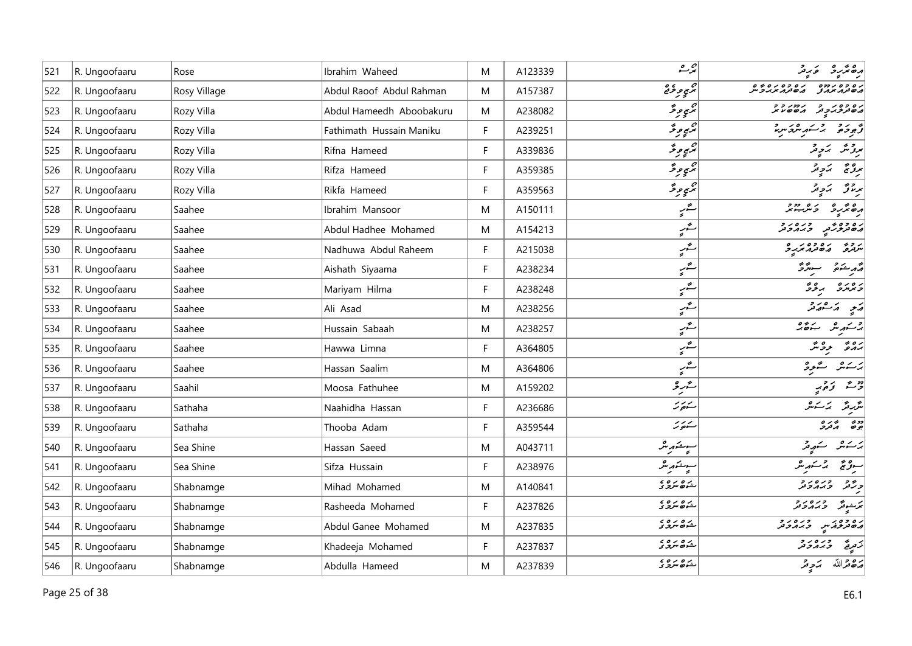| 521 | R. Ungoofaaru | Rose | Ibrahim Waheed | M | A123339 | ރޯސް | އިބްރާހީމް ވަޙީދު |
|---|---|---|---|---|---|---|---|
| 522 | R. Ungoofaaru | Rosy Village | Abdul Raoof Abdul Rahman | M | A157387 | ރޯޒީވިލެޖް | އަބްދުލްރަޢޫފް އަބްދުލްރަޙްމާން |
| 523 | R. Ungoofaaru | Rozy Villa | Abdul Hameedh Aboobakuru | M | A238082 | ރޯޒީވިލާ | އަބްދުލްޙަމީދު އަބޫބަކުރު |
| 524 | R. Ungoofaaru | Rozy Villa | Fathimath Hussain Maniku | F | A239251 | ރޯޒީވިލާ | ފާތިމަތު ހުސައިންމަނިކު |
| 525 | R. Ungoofaaru | Rozy Villa | Rifna Hameed | F | A339836 | ރޯޒީވިލާ | ރިފްނާ ހަމީދު |
| 526 | R. Ungoofaaru | Rozy Villa | Rifza Hameed | F | A359385 | ރޯޒީވިލާ | ރިފްޒާ ހަމީދު |
| 527 | R. Ungoofaaru | Rozy Villa | Rikfa Hameed | F | A359563 | ރޯޒީވިލާ | ރިކްފާ ހަމީދު |
| 528 | R. Ungoofaaru | Saahee | Ibrahim Mansoor | M | A150111 | ސާހީ | އިބްރާހީމް މަންސޫރު |
| 529 | R. Ungoofaaru | Saahee | Abdul Hadhee Mohamed | M | A154213 | ސާހީ | އަބްދުލްހާދީ މުޙައްމަދު |
| 530 | R. Ungoofaaru | Saahee | Nadhuwa Abdul Raheem | F | A215038 | ސާހީ | ނަދުވާ އަބްދުއްރަޙީމް |
| 531 | R. Ungoofaaru | Saahee | Aishath Siyaama | F | A238234 | ސާހީ | އައިޝަތު ސިޔާމާ |
| 532 | R. Ungoofaaru | Saahee | Mariyam Hilma | F | A238248 | ސާހީ | މަރިޔަމް ހިލްމާ |
| 533 | R. Ungoofaaru | Saahee | Ali Asad | M | A238256 | ސާހީ | އަލީ އަސްޢަދު |
| 534 | R. Ungoofaaru | Saahee | Hussain Sabaah | M | A238257 | ސާހީ | ހުސައިން ސަބާޙް |
| 535 | R. Ungoofaaru | Saahee | Hawwa Limna | F | A364805 | ސާހީ | ހައްވާ ލިމްނާ |
| 536 | R. Ungoofaaru | Saahee | Hassan Saalim | M | A364806 | ސާހީ | ހަސަން ސާލިމް |
| 537 | R. Ungoofaaru | Saahil | Moosa Fathuhee | M | A159202 | ސާހިލް | މޫސާ ފަތުހީ |
| 538 | R. Ungoofaaru | Sathaha | Naahidha Hassan | F | A236686 | ސަތަހަ | ނާހިދާ ހަސަން |
| 539 | R. Ungoofaaru | Sathaha | Thooba Adam | F | A359544 | ސަތަހަ | ތޫބާ އާދަމް |
| 540 | R. Ungoofaaru | Sea Shine | Hassan Saeed | M | A043711 | ސީޝައިން | ހަސަން ސަޢީދު |
| 541 | R. Ungoofaaru | Sea Shine | Sifza Hussain | F | A238976 | ސީޝައިން | ސިފްޒާ ހުސައިން |
| 542 | R. Ungoofaaru | Shabnamge | Mihad Mohamed | M | A140841 | ޝަބްނަމްގެ | މިހާދު މުޙައްމަދު |
| 543 | R. Ungoofaaru | Shabnamge | Rasheeda Mohamed | F | A237826 | ޝަބްނަމްގެ | ރަޝީދާ މުޙައްމަދު |
| 544 | R. Ungoofaaru | Shabnamge | Abdul Ganee Mohamed | M | A237835 | ޝަބްނަމްގެ | އަބްދުލްޣަނީ މުޙައްމަދު |
| 545 | R. Ungoofaaru | Shabnamge | Khadeeja Mohamed | F | A237837 | ޝަބްނަމްގެ | ޚަދީޖާ މުޙައްމަދު |
| 546 | R. Ungoofaaru | Shabnamge | Abdulla Hameed | M | A237839 | ޝަބްނަމްގެ | އަބްދުﷲ ހަމީދު |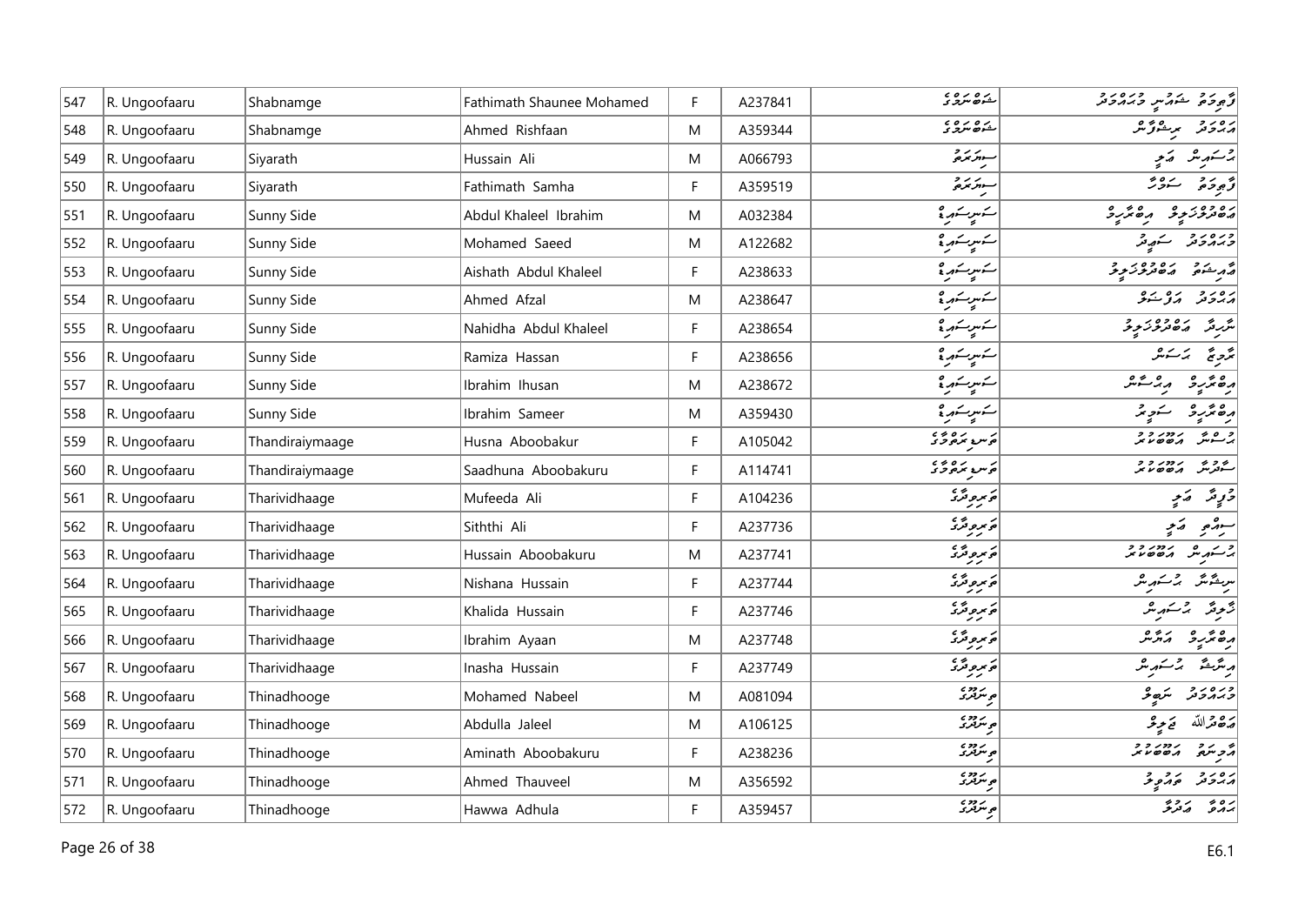| 547 | R. Ungoofaaru | Shabnamge | Fathimath Shaunee Mohamed | F | A237841 | ޝަބްނަމްގެ | ފާތިމަތު ޝައުނީ މުޙައްމަދު |
|---|---|---|---|---|---|---|---|
| 548 | R. Ungoofaaru | Shabnamge | Ahmed Rishfaan | M | A359344 | ޝަބްނަމްގެ | އަޙްމަދު ރިޝްފާން |
| 549 | R. Ungoofaaru | Siyarath | Hussain Ali | M | A066793 | ސިޔަރަތު | ޙުސައިން ޢަލީ |
| 550 | R. Ungoofaaru | Siyarath | Fathimath Samha | F | A359519 | ސިޔަރަތު | ފާތިމަތު ސަމްހާ |
| 551 | R. Ungoofaaru | Sunny Side | Abdul Khaleel Ibrahim | M | A032384 | ސަނީސައިޑް | ޢަބްދުލްޚަލީލް އިބްރާހީމް |
| 552 | R. Ungoofaaru | Sunny Side | Mohamed Saeed | M | A122682 | ސަނީސައިޑް | މުޙައްމަދު ސަޢީދު |
| 553 | R. Ungoofaaru | Sunny Side | Aishath Abdul Khaleel | F | A238633 | ސަނީސައިޑް | ޢާއިޝަތު ޢަބްދުލްޚަލީލް |
| 554 | R. Ungoofaaru | Sunny Side | Ahmed Afzal | M | A238647 | ސަނީސައިޑް | އަޙްމަދު އަފްޒަލް |
| 555 | R. Ungoofaaru | Sunny Side | Nahidha Abdul Khaleel | F | A238654 | ސަނީސައިޑް | ނާހިދާ ޢަބްދުލްޚަލީލް |
| 556 | R. Ungoofaaru | Sunny Side | Ramiza Hassan | F | A238656 | ސަނީސައިޑް | ރާމިޒާ ޙަސަން |
| 557 | R. Ungoofaaru | Sunny Side | Ibrahim Ihusan | M | A238672 | ސަނީސައިޑް | އިބްރާހީމް އިޙްސާން |
| 558 | R. Ungoofaaru | Sunny Side | Ibrahim Sameer | M | A359430 | ސަނީސައިޑް | އިބްރާހީމް ސަމީރު |
| 559 | R. Ungoofaaru | Thandiraiymaage | Husna Aboobakur | F | A105042 | ތަންދިރައިމާގެ | ޙުސްނާ އަބޫބަކުރު |
| 560 | R. Ungoofaaru | Thandiraiymaage | Saadhuna Aboobakuru | F | A114741 | ތަންދިރައިމާގެ | ސަޢުދުނާ އަބޫބަކުރު |
| 561 | R. Ungoofaaru | Tharividhaage | Mufeeda Ali | F | A104236 | ތަރިވިދާގެ | މުފީދާ ޢަލީ |
| 562 | R. Ungoofaaru | Tharividhaage | Siththi Ali | F | A237736 | ތަރިވިދާގެ | ސިއްތި ޢަލީ |
| 563 | R. Ungoofaaru | Tharividhaage | Hussain Aboobakuru | M | A237741 | ތަރިވިދާގެ | ޙުސައިން އަބޫބަކުރު |
| 564 | R. Ungoofaaru | Tharividhaage | Nishana Hussain | F | A237744 | ތަރިވިދާގެ | ނިޝާނާ ޙުސައިން |
| 565 | R. Ungoofaaru | Tharividhaage | Khalida Hussain | F | A237746 | ތަރިވިދާގެ | ޚާލިދާ ޙުސައިން |
| 566 | R. Ungoofaaru | Tharividhaage | Ibrahim Ayaan | M | A237748 | ތަރިވިދާގެ | އިބްރާހީމް އަޔާން |
| 567 | R. Ungoofaaru | Tharividhaage | Inasha Hussain | F | A237749 | ތަރިވިދާގެ | އިނާޝާ ޙުސައިން |
| 568 | R. Ungoofaaru | Thinadhooge | Mohamed Nabeel | M | A081094 | ތިނަދޫގެ | މުޙައްމަދު ނަބީލް |
| 569 | R. Ungoofaaru | Thinadhooge | Abdulla Jaleel | M | A106125 | ތިނަދޫގެ | ޢަބްދުﷲ ޖަލީލް |
| 570 | R. Ungoofaaru | Thinadhooge | Aminath Aboobakuru | F | A238236 | ތިނަދޫގެ | އާމިނަތު އަބޫބަކުރު |
| 571 | R. Ungoofaaru | Thinadhooge | Ahmed Thauveel | M | A356592 | ތިނަދޫގެ | އަޙްމަދު ތައުވީލް |
| 572 | R. Ungoofaaru | Thinadhooge | Hawwa Adhula | F | A359457 | ތިނަދޫގެ | ޙައްވާ އަދުލާ |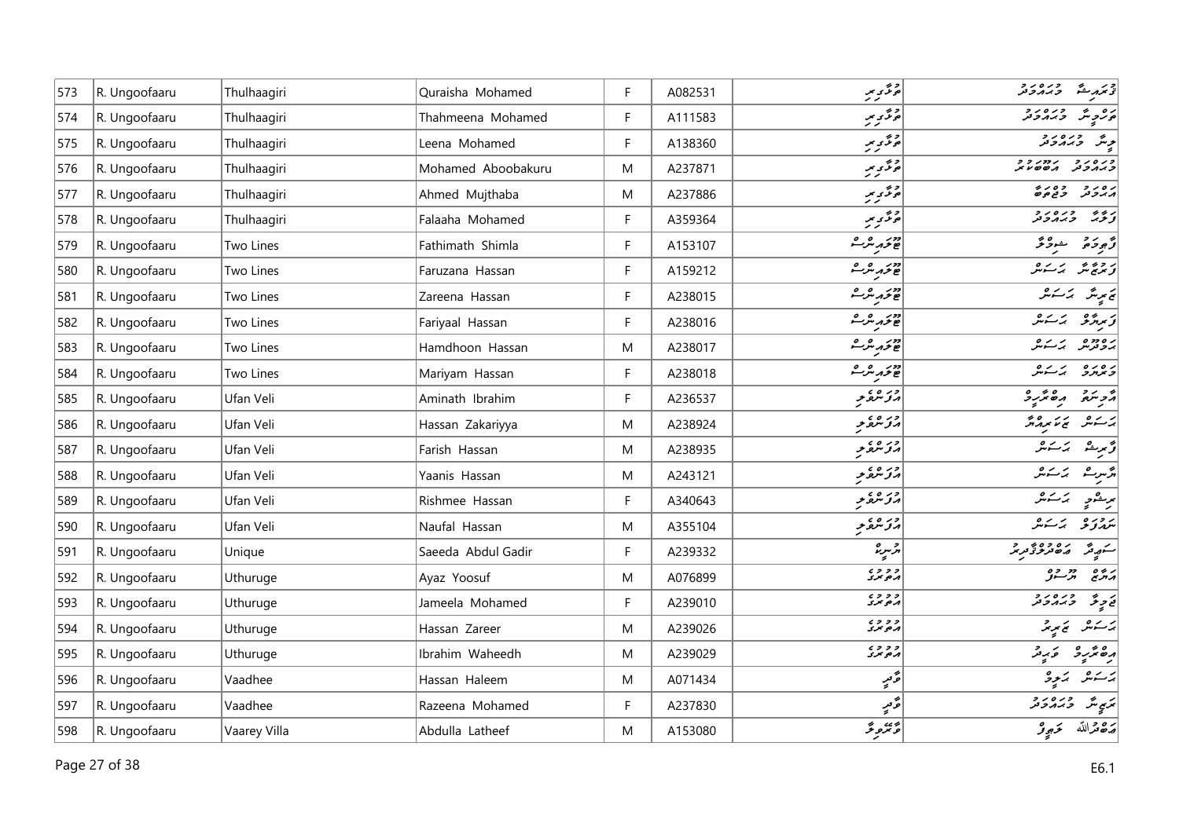| 573 | R. Ungoofaaru | Thulhaagiri | Quraisha Mohamed | F | A082531 | ތުޅާގިރި | ޤުރައިޝާ މުޙައްމަދު |
|---|---|---|---|---|---|---|---|
| 574 | R. Ungoofaaru | Thulhaagiri | Thahmeena Mohamed | F | A111583 | ތުޅާގިރި | ތަހުމީނާ މުޙައްމަދު |
| 575 | R. Ungoofaaru | Thulhaagiri | Leena Mohamed | F | A138360 | ތުޅާގިރި | ލީނާ މުޙައްމަދު |
| 576 | R. Ungoofaaru | Thulhaagiri | Mohamed Aboobakuru | M | A237871 | ތުޅާގިރި | މުޙައްމަދު އަބޫބަކުރު |
| 577 | R. Ungoofaaru | Thulhaagiri | Ahmed Mujthaba | M | A237886 | ތުޅާގިރި | އަޙްމަދު މުޖުތަބާ |
| 578 | R. Ungoofaaru | Thulhaagiri | Falaaha Mohamed | F | A359364 | ތުޅާގިރި | ފަލާޙާ މުޙައްމަދު |
| 579 | R. Ungoofaaru | Two Lines | Fathimath Shimla | F | A153107 | ޓޫލައިންސް | ފާތިމަތު ޝިމްލާ |
| 580 | R. Ungoofaaru | Two Lines | Faruzana Hassan | F | A159212 | ޓޫލައިންސް | ފަރުޒާނާ ޙަސަން |
| 581 | R. Ungoofaaru | Two Lines | Zareena Hassan | F | A238015 | ޓޫލައިންސް | ޒަރީނާ ޙަސަން |
| 582 | R. Ungoofaaru | Two Lines | Fariyaal Hassan | F | A238016 | ޓޫލައިންސް | ފަރިޔާލް ޙަސަން |
| 583 | R. Ungoofaaru | Two Lines | Hamdhoon Hassan | M | A238017 | ޓޫލައިންސް | ޙަމްދޫން ޙަސަން |
| 584 | R. Ungoofaaru | Two Lines | Mariyam Hassan | F | A238018 | ޓޫލައިންސް | މަރިޔަމް ޙަސަން |
| 585 | R. Ungoofaaru | Ufan Veli | Aminath Ibrahim | F | A236537 | އުފަންވެލި | އާމިނަތު އިބްރާހީމް |
| 586 | R. Ungoofaaru | Ufan Veli | Hassan Zakariyya | M | A238924 | އުފަންވެލި | ޙަސަން ޒަކަރިއްޔާ |
| 587 | R. Ungoofaaru | Ufan Veli | Farish Hassan | M | A238935 | އުފަންވެލި | ފާރިޝް ޙަސަން |
| 588 | R. Ungoofaaru | Ufan Veli | Yaanis Hassan | M | A243121 | އުފަންވެލި | ޔާނިސް ޙަސަން |
| 589 | R. Ungoofaaru | Ufan Veli | Rishmee Hassan | F | A340643 | އުފަންވެލި | ރިޝްމީ ޙަސަން |
| 590 | R. Ungoofaaru | Ufan Veli | Naufal Hassan | M | A355104 | އުފަންވެލި | ނައުފަލް ޙަސަން |
| 591 | R. Ungoofaaru | Unique | Saeeda Abdul Gadir | F | A239332 | ޔުނީކް | ސައީދާ އަބްދުލްޤާދިރު |
| 592 | R. Ungoofaaru | Uthuruge | Ayaz Yoosuf | M | A076899 | އުތުރުގެ | އަޔާޒް ޔޫސުފް |
| 593 | R. Ungoofaaru | Uthuruge | Jameela Mohamed | F | A239010 | އުތުރުގެ | ޖަމީލާ މުޙައްމަދު |
| 594 | R. Ungoofaaru | Uthuruge | Hassan Zareer | M | A239026 | އުތުރުގެ | ޙަސަން ޒަރީރު |
| 595 | R. Ungoofaaru | Uthuruge | Ibrahim Waheedh | M | A239029 | އުތުރުގެ | އިބްރާހީމް ވަޙީދު |
| 596 | R. Ungoofaaru | Vaadhee | Hassan Haleem | M | A071434 | ވާދީ | ޙަސަން ޙަލީމް |
| 597 | R. Ungoofaaru | Vaadhee | Razeena Mohamed | F | A237830 | ވާދީ | ރަޒީނާ މުޙައްމަދު |
| 598 | R. Ungoofaaru | Vaarey Villa | Abdulla Latheef | M | A153080 | ވާރޭވިލާ | އަބްދުﷲ ލަޠީފް |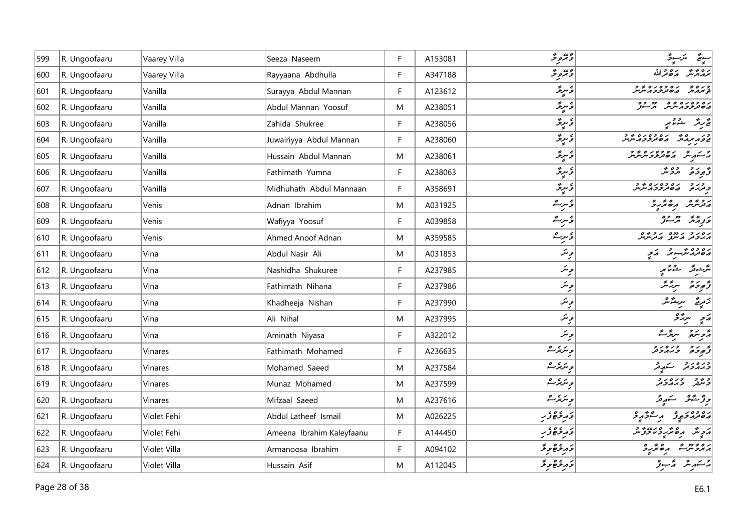| 599 | R. Ungoofaaru | Vaarey Villa | Seeza Naseem | F | A153081 | ވާރޭވިލާ | ސީޒާ ނަސީމް |
|---|---|---|---|---|---|---|---|
| 600 | R. Ungoofaaru | Vaarey Villa | Rayyaana Abdhulla | F | A347188 | ވާރޭވިލާ | ރައްޔާނާ އަބްދުﷲ |
| 601 | R. Ungoofaaru | Vanilla | Surayya Abdul Mannan | F | A123612 | ވެނިލާ | ސުރައްޔާ އަބްދުލްމައްނާން |
| 602 | R. Ungoofaaru | Vanilla | Abdul Mannan Yoosuf | M | A238051 | ވެނިލާ | އަބްދުލްމައްނާން ޔޫސުފް |
| 603 | R. Ungoofaaru | Vanilla | Zahida Shukree | F | A238056 | ވެނިލާ | ޒާހިދާ ޝުކްރީ |
| 604 | R. Ungoofaaru | Vanilla | Juwairiyya Abdul Mannan | F | A238060 | ވެނިލާ | ޖުވައިރިއްޔާ އަބްދުލްމައްނާން |
| 605 | R. Ungoofaaru | Vanilla | Hussain Abdul Mannan | M | A238061 | ވެނިލާ | ހުސައިން އަބްދުލްމައްނާން |
| 606 | R. Ungoofaaru | Vanilla | Fathimath Yumna | F | A238063 | ވެނިލާ | ފާތިމަތު ޔުމްނާ |
| 607 | R. Ungoofaaru | Vanilla | Midhuhath Abdul Mannaan | F | A358691 | ވެނިލާ | މިދުހަތު އަބްދުލްމައްނާން |
| 608 | R. Ungoofaaru | Venis | Adnan Ibrahim | M | A031925 | ވެނިސް | އަދުނާން އިބްރާހިމް |
| 609 | R. Ungoofaaru | Venis | Wafiyya Yoosuf | F | A039858 | ވެނިސް | ވަފިއްޔާ ޔޫސުފް |
| 610 | R. Ungoofaaru | Venis | Ahmed Anoof Adnan | M | A359585 | ވެނިސް | އަހްމަދު އަނޫފް އަދުނާން |
| 611 | R. Ungoofaaru | Vina | Abdul Nasir Ali | M | A031853 | ވިނަ | އަބްދުލްނާސިރު އަލި |
| 612 | R. Ungoofaaru | Vina | Nashidha Shukuree | F | A237985 | ވިނަ | ނާޝިދާ ޝުކުރީ |
| 613 | R. Ungoofaaru | Vina | Fathimath Nihana | F | A237986 | ވިނަ | ފާތިމަތު ނިހާނާ |
| 614 | R. Ungoofaaru | Vina | Khadheeja Nishan | F | A237990 | ވިނަ | ޚަދީޖާ ނިޝާން |
| 615 | R. Ungoofaaru | Vina | Ali Nihal | M | A237995 | ވިނަ | އަލި ނިހާލް |
| 616 | R. Ungoofaaru | Vina | Aminath Niyasa | F | A322012 | ވިނަ | އާމިނަތު ނިޔާސާ |
| 617 | R. Ungoofaaru | Vinares | Fathimath Mohamed | F | A236635 | ވިނަރެސް | ފާތިމަތު މުހައްމަދު |
| 618 | R. Ungoofaaru | Vinares | Mohamed Saeed | M | A237584 | ވިނަރެސް | މުހައްމަދު ސައީދު |
| 619 | R. Ungoofaaru | Vinares | Munaz Mohamed | M | A237599 | ވިނަރެސް | މުނާޒް މުހައްމަދު |
| 620 | R. Ungoofaaru | Vinares | Mifzaal Saeed | M | A237616 | ވިނަރެސް | މިފްޒާލް ސައީދު |
| 621 | R. Ungoofaaru | Violet Fehi | Abdul Latheef Ismail | M | A026225 | ވައިލެޓްފެހި | އަބްދުލްލަތީފް އިސްމާޢީލް |
| 622 | R. Ungoofaaru | Violet Fehi | Ameena Ibrahim Kaleyfaanu | F | A144450 | ވައިލެޓްފެހި | އަމީނާ އިބްރާހިމްކަލޭފާނު |
| 623 | R. Ungoofaaru | Violet Villa | Armanoosa Ibrahim | F | A094102 | ވައިލެޓްވިލާ | އަރުމަނޫސާ އިބްރާހިމް |
| 624 | R. Ungoofaaru | Violet Villa | Hussain Asif | M | A112045 | ވައިލެޓްވިލާ | ހުސައިން އާސިފް |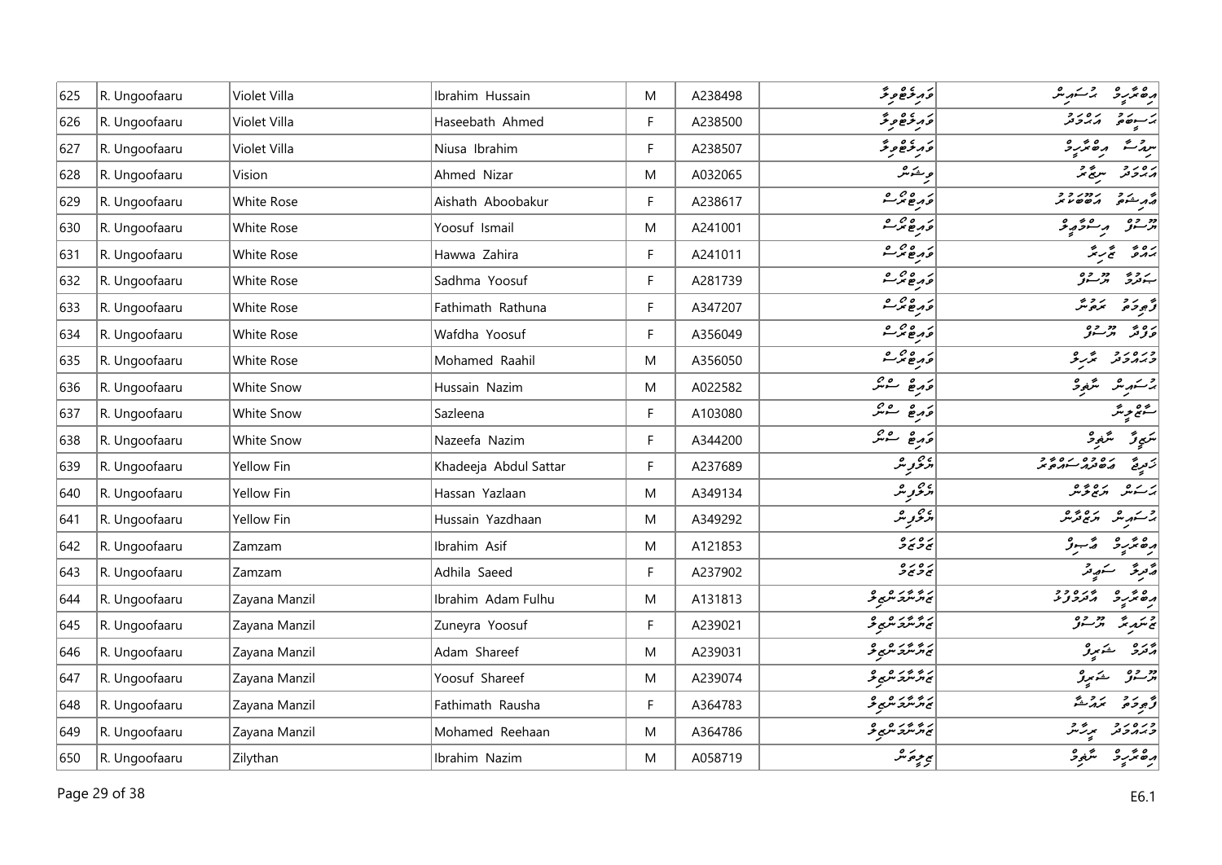| 625 | R. Ungoofaaru | Violet Villa | Ibrahim Hussain | M | A238498 | ވައިލެޓްވިލާ | އިބްރާހީމް ހުސައިން |
|---|---|---|---|---|---|---|---|
| 626 | R. Ungoofaaru | Violet Villa | Haseebath Ahmed | F | A238500 | ވައިލެޓްވިލާ | ހަސީބަތް އަޙްމަދު |
| 627 | R. Ungoofaaru | Violet Villa | Niusa Ibrahim | F | A238507 | ވައިލެޓްވިލާ | ނިއުސާ އިބްރާހީމް |
| 628 | R. Ungoofaaru | Vision | Ahmed Nizar | M | A032065 | ވިޝަން | އަޙްމަދު ނިޒާރު |
| 629 | R. Ungoofaaru | White Rose | Aishath Aboobakur | F | A238617 | ވައިޓްރޯސް | އާއިޝަތު އަބޫބަކުރު |
| 630 | R. Ungoofaaru | White Rose | Yoosuf Ismail | M | A241001 | ވައިޓްރޯސް | ޔޫސުފް އިސްމާޢީލް |
| 631 | R. Ungoofaaru | White Rose | Hawwa Zahira | F | A241011 | ވައިޓްރޯސް | ހައްވާ ޒާހިރާ |
| 632 | R. Ungoofaaru | White Rose | Sadhma Yoosuf | F | A281739 | ވައިޓްރޯސް | ސަދުމާ ޔޫސުފް |
| 633 | R. Ungoofaaru | White Rose | Fathimath Rathuna | F | A347207 | ވައިޓްރޯސް | ފާތިމަތު ރަތުނާ |
| 634 | R. Ungoofaaru | White Rose | Wafdha Yoosuf | F | A356049 | ވައިޓްރޯސް | ވަފްދާ ޔޫސުފް |
| 635 | R. Ungoofaaru | White Rose | Mohamed Raahil | M | A356050 | ވައިޓްރޯސް | މުޙައްމަދު ރާހިލް |
| 636 | R. Ungoofaaru | White Snow | Hussain Nazim | M | A022582 | ވައިޓް ސްނޯ | ހުސައިން ނާޒިމް |
| 637 | R. Ungoofaaru | White Snow | Sazleena | F | A103080 | ވައިޓް ސްނޯ | ސަޒްލީނާ |
| 638 | R. Ungoofaaru | White Snow | Nazeefa Nazim | F | A344200 | ވައިޓް ސްނޯ | ނަޒީފާ ނާޒިމް |
| 639 | R. Ungoofaaru | Yellow Fin | Khadeeja Abdul Sattar | F | A237689 | ޔެލޯފިން | ޚަދީޖާ އަބްދުލްސައްތާރު |
| 640 | R. Ungoofaaru | Yellow Fin | Hassan Yazlaan | M | A349134 | ޔެލޯފިން | ހަސަން ޔަޒްލާން |
| 641 | R. Ungoofaaru | Yellow Fin | Hussain Yazdhaan | M | A349292 | ޔެލޯފިން | ހުސައިން ޔަޒްދާން |
| 642 | R. Ungoofaaru | Zamzam | Ibrahim Asif | M | A121853 | ޒަމްޒަމް | އިބްރާހީމް އާސިފް |
| 643 | R. Ungoofaaru | Zamzam | Adhila Saeed | F | A237902 | ޒަމްޒަމް | އާދިލާ ސަޢީދު |
| 644 | R. Ungoofaaru | Zayana Manzil | Ibrahim Adam Fulhu | M | A131813 | ޒަޔާނާމަންޒިލް | އިބްރާހީމް އާދަމްފުޅު |
| 645 | R. Ungoofaaru | Zayana Manzil | Zuneyra Yoosuf | F | A239021 | ޒަޔާނާމަންޒިލް | ޒުނެއިރާ ޔޫސުފް |
| 646 | R. Ungoofaaru | Zayana Manzil | Adam Shareef | M | A239031 | ޒަޔާނާމަންޒިލް | އާދަމް ޝަރީފް |
| 647 | R. Ungoofaaru | Zayana Manzil | Yoosuf Shareef | M | A239074 | ޒަޔާނާމަންޒިލް | ޔޫސުފް ޝަރީފް |
| 648 | R. Ungoofaaru | Zayana Manzil | Fathimath Rausha | F | A364783 | ޒަޔާނާމަންޒިލް | ފާތިމަތު ރައުޝާ |
| 649 | R. Ungoofaaru | Zayana Manzil | Mohamed Reehaan | M | A364786 | ޒަޔާނާމަންޒިލް | މުޙައްމަދު ރީހާން |
| 650 | R. Ungoofaaru | Zilythan | Ibrahim Nazim | M | A058719 | ޒިލިތަން | އިބްރާހީމް ނާޒިމް |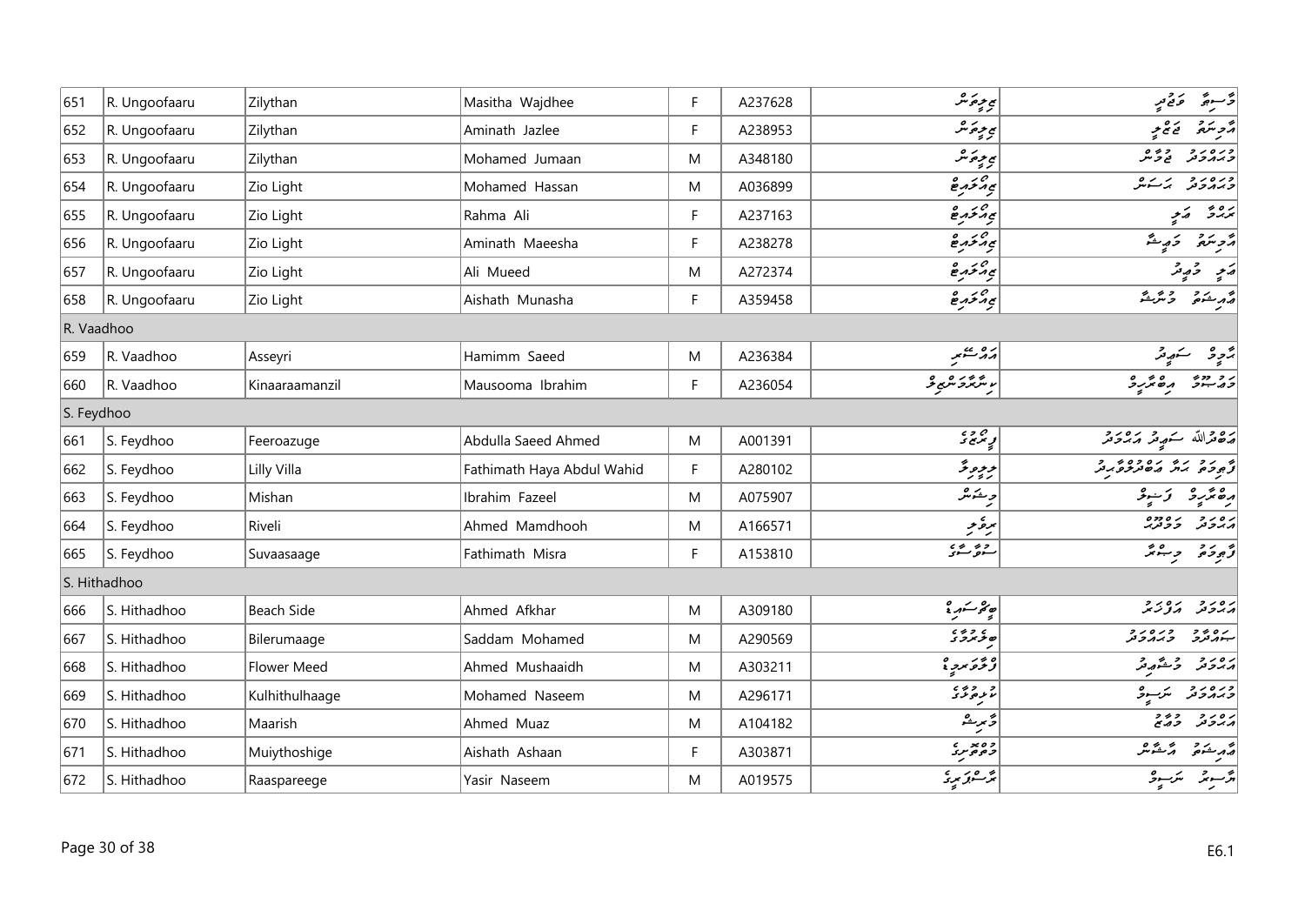| | | | | | | | |
|---|---|---|---|---|---|---|---|
| 651 | R. Ungoofaaru | Zilythan | Masitha Wajdhee | F | A237628 | ޒިލިތަން | މާސިތާ ވަޖްދީ |
| 652 | R. Ungoofaaru | Zilythan | Aminath Jazlee | F | A238953 | ޒިލިތަން | އާމިނަތު ޖަޒްލީ |
| 653 | R. Ungoofaaru | Zilythan | Mohamed Jumaan | M | A348180 | ޒިލިތަން | މުހައްމަދު ޖުމާން |
| 654 | R. Ungoofaaru | Zio Light | Mohamed Hassan | M | A036899 | ޒިއޯލައިޓް | މުހައްމަދު ހަސަން |
| 655 | R. Ungoofaaru | Zio Light | Rahma Ali | F | A237163 | ޒިއޯލައިޓް | ރަޙްމާ ޢަލީ |
| 656 | R. Ungoofaaru | Zio Light | Aminath Maeesha | F | A238278 | ޒިއޯލައިޓް | އާމިނަތު މައީޝާ |
| 657 | R. Ungoofaaru | Zio Light | Ali Mueed | M | A272374 | ޒިއޯލައިޓް | ޢަލީ މުޢީދު |
| 658 | R. Ungoofaaru | Zio Light | Aishath Munasha | F | A359458 | ޒިއޯލައިޓް | ޢާއިޝަތު މުނާޝާ |
| R. Vaadhoo | | | | | | | |
| 659 | R. Vaadhoo | Asseyri | Hamimm Saeed | M | A236384 | އައްސޭރި | ހާމިމް ސަޢީދު |
| 660 | R. Vaadhoo | Kinaaraamanzil | Mausooma Ibrahim | F | A236054 | ކިނާރާމަންޒިލް | މައުޞޫމާ އިބްރާހީމް |
| S. Feydhoo | | | | | | | |
| 661 | S. Feydhoo | Feeroazuge | Abdulla Saeed Ahmed | M | A001391 | ފީރޯޒުގެ | އަބްދުﷲ ސަޢީދު އަޙްމަދު |
| 662 | S. Feydhoo | Lilly Villa | Fathimath Haya Abdul Wahid | F | A280102 | ލިލީވިލާ | ފާތިމަތު ހަޔާ އަބްދުލްވާހިދު |
| 663 | S. Feydhoo | Mishan | Ibrahim Fazeel | M | A075907 | މިޝަން | އިބްރާހީމް ފަޒީލް |
| 664 | S. Feydhoo | Riveli | Ahmed Mamdhooh | M | A166571 | ރިވެލި | އަޙްމަދު މަމްދޫޙް |
| 665 | S. Feydhoo | Suvaasaage | Fathimath Misra | F | A153810 | ސުވާސާގެ | ފާތިމަތު މިޞްރާ |
| S. Hithadhoo | | | | | | | |
| 666 | S. Hithadhoo | Beach Side | Ahmed Afkhar | M | A309180 | ބީޗްސައިޑް | އަޙްމަދު އަފްޚަރު |
| 667 | S. Hithadhoo | Bilerumaage | Saddam Mohamed | M | A290569 | ބިލެރުމާގެ | ޞައްދާމް މުހައްމަދު |
| 668 | S. Hithadhoo | Flower Meed | Ahmed Mushaaidh | M | A303211 | ފްލާވަރމީޑް | އަޙްމަދު މުޝާހިދު |
| 669 | S. Hithadhoo | Kulhithulhaage | Mohamed Naseem | M | A296171 | ކުޅިތުޅާގެ | މުހައްމަދު ނަސީމް |
| 670 | S. Hithadhoo | Maarish | Ahmed Muaz | M | A104182 | މާރިޝް | އަޙްމަދު މުޢާޒު |
| 671 | S. Hithadhoo | Muiythoshige | Aishath Ashaan | F | A303871 | މުއިތޮށިގެ | ޢާއިޝަތު އާޝާން |
| 672 | S. Hithadhoo | Raaspareege | Yasir Naseem | M | A019575 | ރާސްޕަރީގެ | ޔާސިރު ނަސީމް |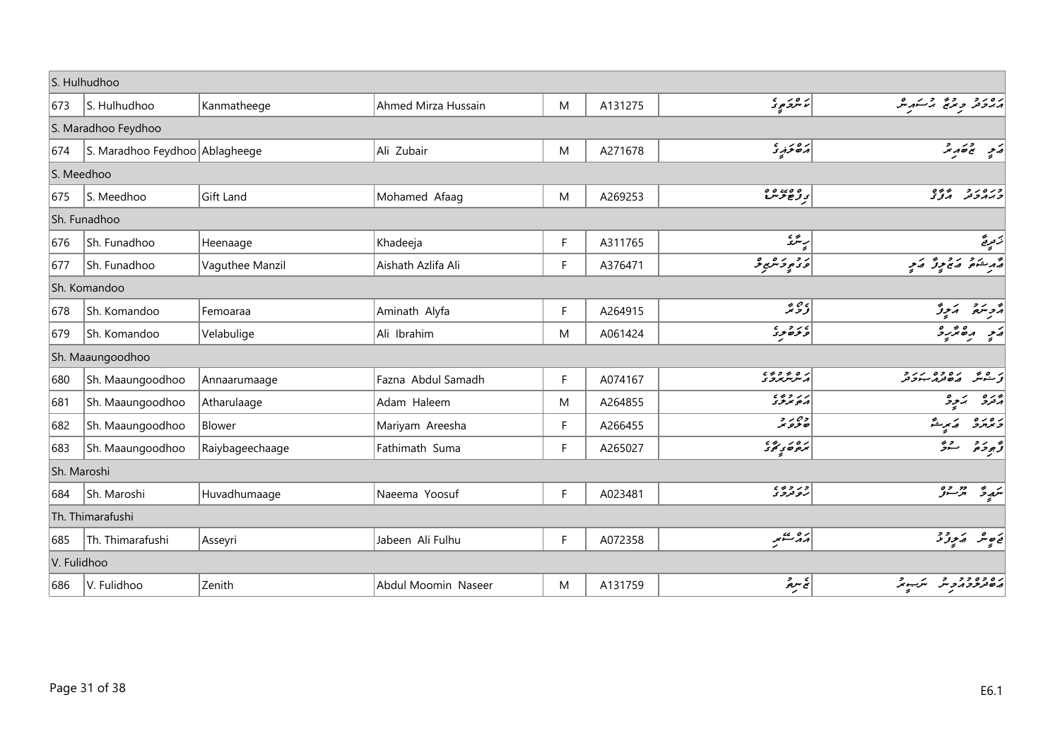| | | | | | | | |
|---|---|---|---|---|---|---|---|
| S. Hulhudhoo | | | | | | | |
| 673 | S. Hulhudhoo | Kanmatheege | Ahmed Mirza Hussain | M | A131275 | ކަންމަތީގެ | އަޙްމަދު މިރްޒާ ޙުސައިން |
| S. Maradhoo Feydhoo | | | | | | | |
| 674 | S. Maradhoo Feydhoo | Ablagheege | Ali Zubair | M | A271678 | އަބްލަޣީގެ | އަލި ޒުބައިރު |
| S. Meedhoo | | | | | | | |
| 675 | S. Meedhoo | Gift Land | Mohamed Afaag | M | A269253 | ގިފްޓްލޭންޑް | މުޙައްމަދު އާފާގު |
| Sh. Funadhoo | | | | | | | |
| 676 | Sh. Funadhoo | Heenaage | Khadeeja | F | A311765 | ހީނާގެ | ހަދީޖާ |
| 677 | Sh. Funadhoo | Vaguthee Manzil | Aishath Azlifa Ali | F | A376471 | ވަގުތީމަންޒިލް | އާއިޝަތު އަޒްލިފާ އަލި |
| Sh. Komandoo | | | | | | | |
| 678 | Sh. Komandoo | Femoaraa | Aminath Alyfa | F | A264915 | ފެމޯރާ | އާމިނަތު އަލީފާ |
| 679 | Sh. Komandoo | Velabulige | Ali Ibrahim | M | A061424 | ވެލަބުލިގެ | އަލި އިބްރާހީމް |
| Sh. Maaungoodhoo | | | | | | | |
| 680 | Sh. Maaungoodhoo | Annaarumaage | Fazna Abdul Samadh | F | A074167 | އަންނާރުމާގެ | ފަޒްނާ އަބްދުލްސަމަދު |
| 681 | Sh. Maaungoodhoo | Atharulaage | Adam Haleem | M | A264855 | އަތަރުލާގެ | އާދަމް ހަލީމް |
| 682 | Sh. Maaungoodhoo | Blower | Mariyam Areesha | F | A266455 | ބްލޯވަރ | މަރިޔަމް އަރީޝާ |
| 683 | Sh. Maaungoodhoo | Raiybageechaage | Fathimath Suma | F | A265027 | ރައިބަގީޗާގެ | ފާތިމަތު ސުމާ |
| Sh. Maroshi | | | | | | | |
| 684 | Sh. Maroshi | Huvadhumaage | Naeema Yoosuf | F | A023481 | ހުވަދުމާގެ | ނައީމާ ޔޫސުފް |
| Th. Thimarafushi | | | | | | | |
| 685 | Th. Thimarafushi | Asseyri | Jabeen Ali Fulhu | F | A072358 | އައްސޭރި | ޖަބީން އަލިފުޅު |
| V. Fulidhoo | | | | | | | |
| 686 | V. Fulidhoo | Zenith | Abdul Moomin Naseer | M | A131759 | ޒެނިތް | އަބްދުލްމޫމިން ނަސީރު |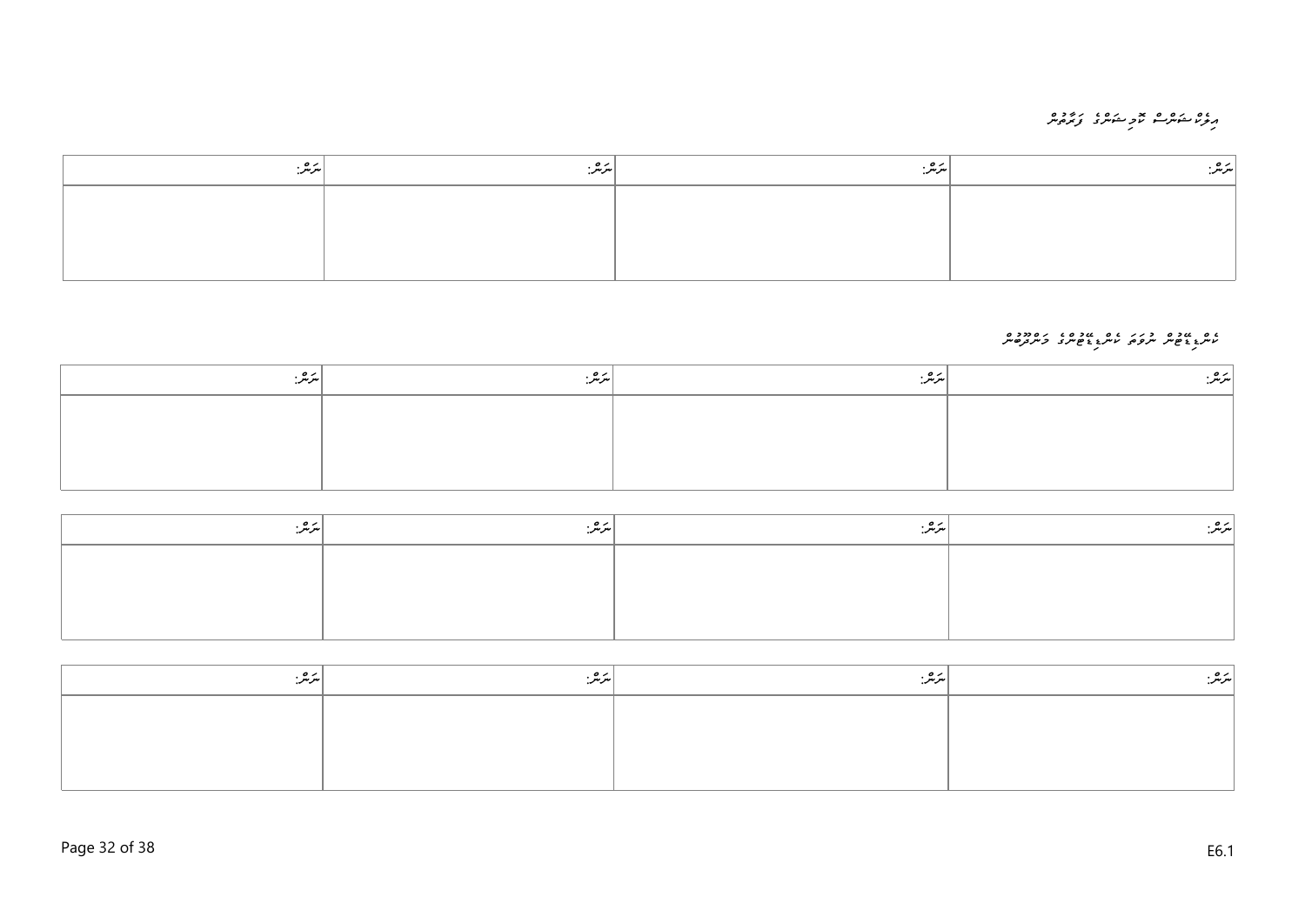# ދިވެހިބަސް ކޮލިޝަންގެ ފޯމުތައް

| ނަންބަރު: | ނަންބަރު: | ނަންބަރު: | ނަންބަރު: |
|---|---|---|---|
| | | | |

## ކުންފުނީގެ ނަމާއި ކުންފުނީގެ މަސްއޫލުވެރިން

| ނަންބަރު: | ނަންބަރު: | ނަންބަރު: | ނަންބަރު: |
|---|---|---|---|
| | | | |

| ނަންބަރު: | ނަންބަރު: | ނަންބަރު: | ނަންބަރު: |
|---|---|---|---|
| | | | |

| ނަންބަރު: | ނަންބަރު: | ނަންބަރު: | ނަންބަރު: |
|---|---|---|---|
| | | | |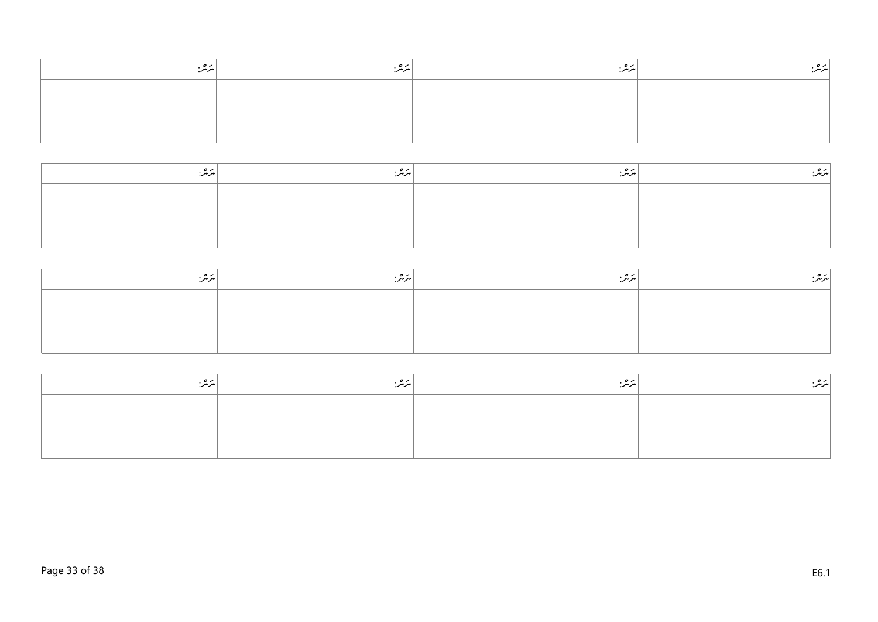| ނަރުދ: | ނަރުދ: | ނަރުދ: | ނަރުދ: |
|---|---|---|---|
| | | | |

| ނަރުދ: | ނަރުދ: | ނަރުދ: | ނަރުދ: |
|---|---|---|---|
| | | | |

| ނަރުދ: | ނަރުދ: | ނަރުދ: | ނަރުދ: |
|---|---|---|---|
| | | | |

| ނަރުދ: | ނަރުދ: | ނަރުދ: | ނަރުދ: |
|---|---|---|---|
| | | | |

E6.1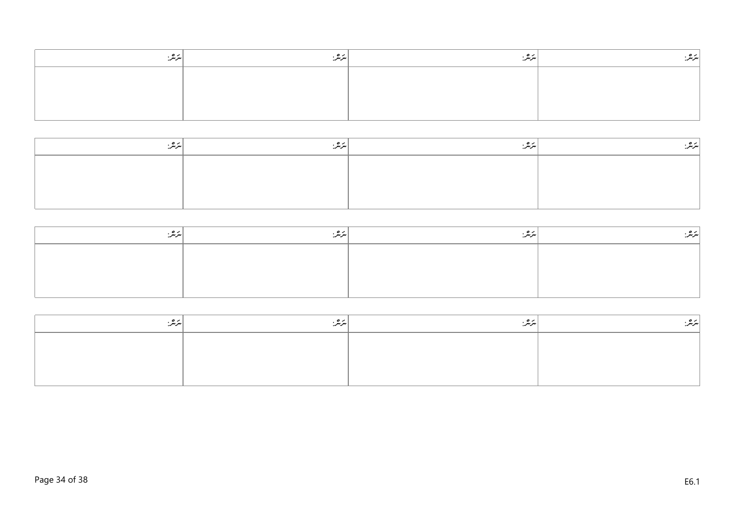| ﻿ىﺮﺗﻦ: | ﻿ىﺮﺗﻦ: | ﻿ىﺮﺗﻦ: | ﻿ىﺮﺗﻦ: |
| --- | --- | --- | --- |
| | | | |

| ﻿ىﺮﺗﻦ: | ﻿ىﺮﺗﻦ: | ﻿ىﺮﺗﻦ: | ﻿ىﺮﺗﻦ: |
| --- | --- | --- | --- |
| | | | |

| ﻿ىﺮﺗﻦ: | ﻿ىﺮﺗﻦ: | ﻿ىﺮﺗﻦ: | ﻿ىﺮﺗﻦ: |
| --- | --- | --- | --- |
| | | | |

| ﻿ىﺮﺗﻦ: | ﻿ىﺮﺗﻦ: | ﻿ىﺮﺗﻦ: | ﻿ىﺮﺗﻦ: |
| --- | --- | --- | --- |
| | | | |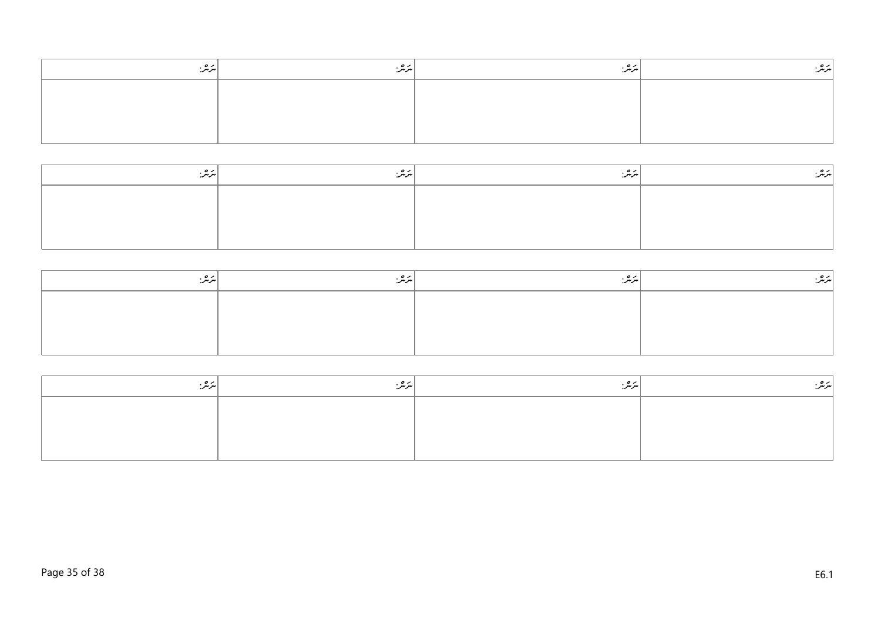| ىَرَسْ: | ىَرَسْ: | ىَرَسْ: | ىَرَسْ: |
| --- | --- | --- | --- |
| | | | |

| ىَرَسْ: | ىَرَسْ: | ىَرَسْ: | ىَرَسْ: |
| --- | --- | --- | --- |
| | | | |

| ىَرَسْ: | ىَرَسْ: | ىَرَسْ: | ىَرَسْ: |
| --- | --- | --- | --- |
| | | | |

| ىَرَسْ: | ىَرَسْ: | ىَرَسْ: | ىَرَسْ: |
| --- | --- | --- | --- |
| | | | |

E6.1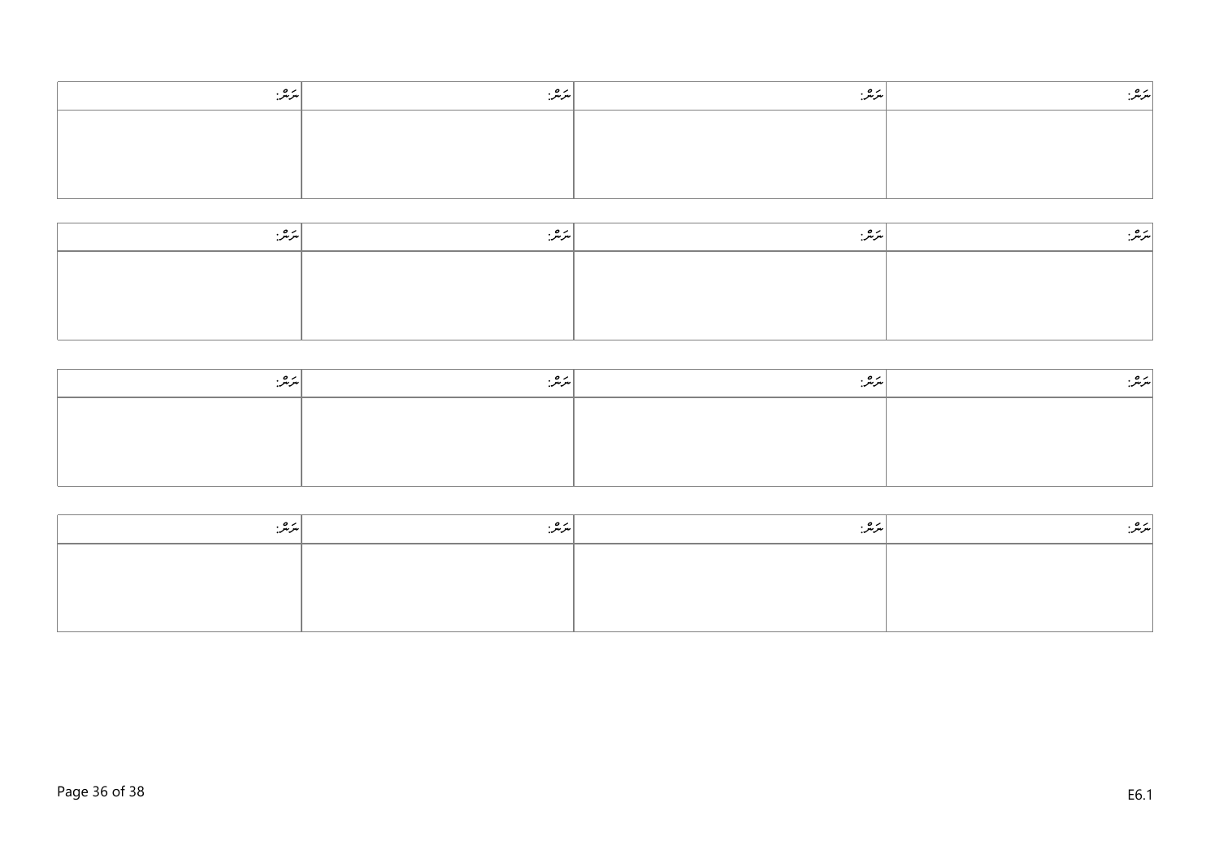| ނަންބަރު: | ނަންބަރު: | ނަންބަރު: | ނަންބަރު: |
|---|---|---|---|
| | | | |

| ނަންބަރު: | ނަންބަރު: | ނަންބަރު: | ނަންބަރު: |
|---|---|---|---|
| | | | |

| ނަންބަރު: | ނަންބަރު: | ނަންބަރު: | ނަންބަރު: |
|---|---|---|---|
| | | | |

| ނަންބަރު: | ނަންބަރު: | ނަންބަރު: | ނަންބަރު: |
|---|---|---|---|
| | | | |

E6.1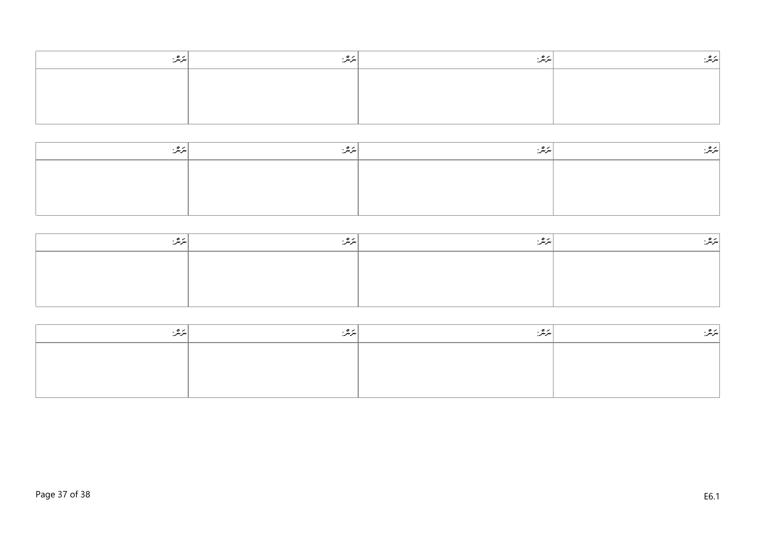| ނަރުސް: | ނަރުސް: | ނަރުސް: | ނަރުސް: |
|---|---|---|---|
| | | | |

| ނަރުސް: | ނަރުސް: | ނަރުސް: | ނަރުސް: |
|---|---|---|---|
| | | | |

| ނަރުސް: | ނަރުސް: | ނަރުސް: | ނަރުސް: |
|---|---|---|---|
| | | | |

| ނަރުސް: | ނަރުސް: | ނަރުސް: | ނަރުސް: |
|---|---|---|---|
| | | | |

E6.1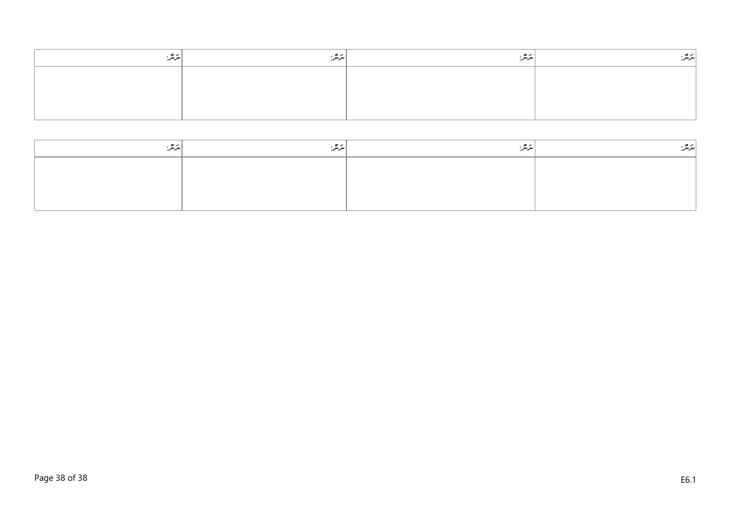| ނަރަ: | ނަރަ: | ނަރަ: | ނަރަ: |
| --- | --- | --- | --- |
| | | | |

| ނަރަ: | ނަރަ: | ނަރަ: | ނަރަ: |
| --- | --- | --- | --- |
| | | | |

E6.1